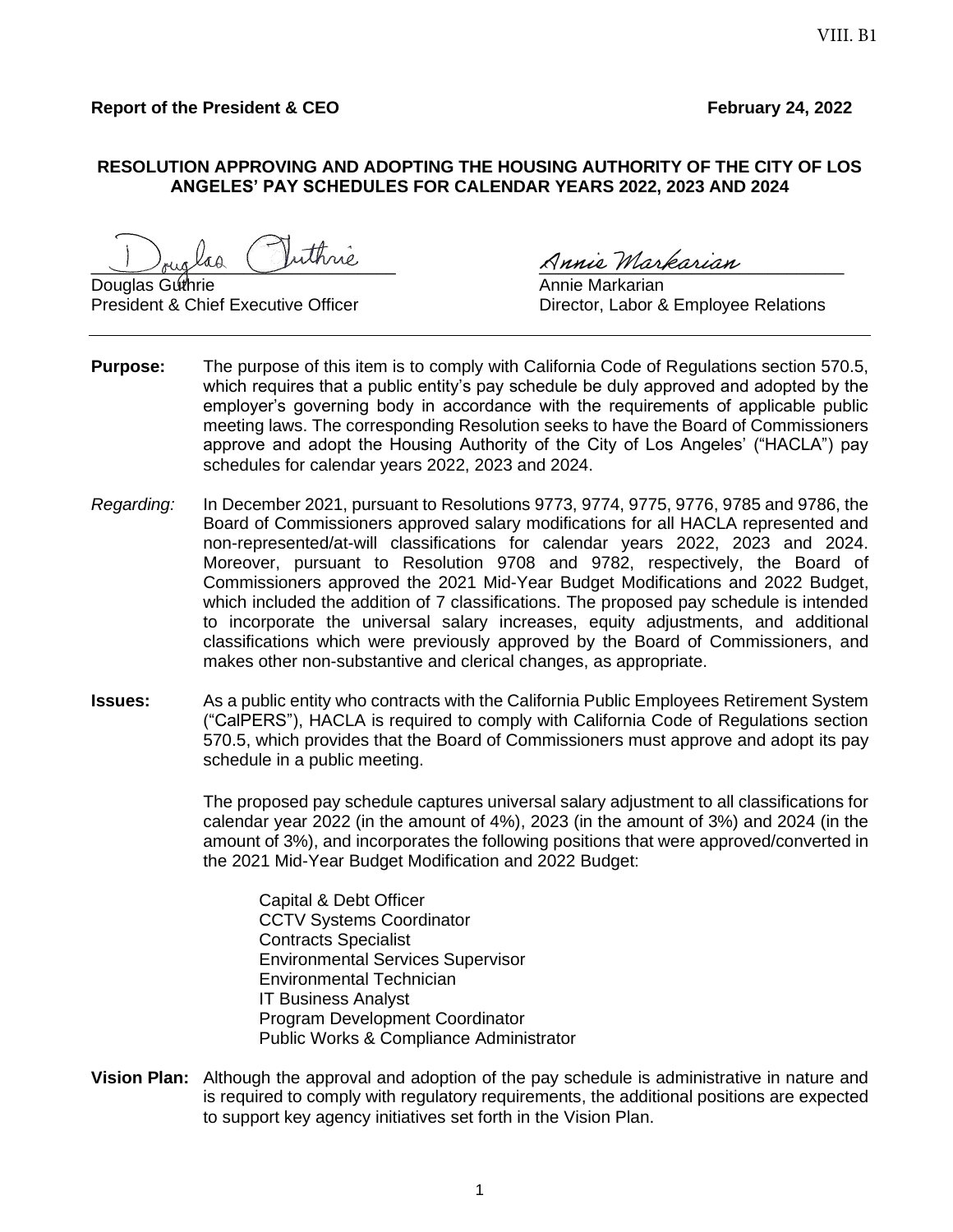VIII. B1

**Report of the President & CEO** **February 24, 2022**

**RESOLUTION APPROVING AND ADOPTING THE HOUSING AUTHORITY OF THE CITY OF LOS ANGELES' PAY SCHEDULES FOR CALENDAR YEARS 2022, 2023 AND 2024**

Douglas Guthrie
President & Chief Executive Officer

Annie Markarian
Director, Labor & Employee Relations

---

**Purpose:** The purpose of this item is to comply with California Code of Regulations section 570.5, which requires that a public entity's pay schedule be duly approved and adopted by the employer's governing body in accordance with the requirements of applicable public meeting laws. The corresponding Resolution seeks to have the Board of Commissioners approve and adopt the Housing Authority of the City of Los Angeles' ("HACLA") pay schedules for calendar years 2022, 2023 and 2024.

*Regarding:* In December 2021, pursuant to Resolutions 9773, 9774, 9775, 9776, 9785 and 9786, the Board of Commissioners approved salary modifications for all HACLA represented and non-represented/at-will classifications for calendar years 2022, 2023 and 2024. Moreover, pursuant to Resolution 9708 and 9782, respectively, the Board of Commissioners approved the 2021 Mid-Year Budget Modifications and 2022 Budget, which included the addition of 7 classifications. The proposed pay schedule is intended to incorporate the universal salary increases, equity adjustments, and additional classifications which were previously approved by the Board of Commissioners, and makes other non-substantive and clerical changes, as appropriate.

**Issues:** As a public entity who contracts with the California Public Employees Retirement System ("CalPERS"), HACLA is required to comply with California Code of Regulations section 570.5, which provides that the Board of Commissioners must approve and adopt its pay schedule in a public meeting.

The proposed pay schedule captures universal salary adjustment to all classifications for calendar year 2022 (in the amount of 4%), 2023 (in the amount of 3%) and 2024 (in the amount of 3%), and incorporates the following positions that were approved/converted in the 2021 Mid-Year Budget Modification and 2022 Budget:

- Capital & Debt Officer
- CCTV Systems Coordinator
- Contracts Specialist
- Environmental Services Supervisor
- Environmental Technician
- IT Business Analyst
- Program Development Coordinator
- Public Works & Compliance Administrator

**Vision Plan:** Although the approval and adoption of the pay schedule is administrative in nature and is required to comply with regulatory requirements, the additional positions are expected to support key agency initiatives set forth in the Vision Plan.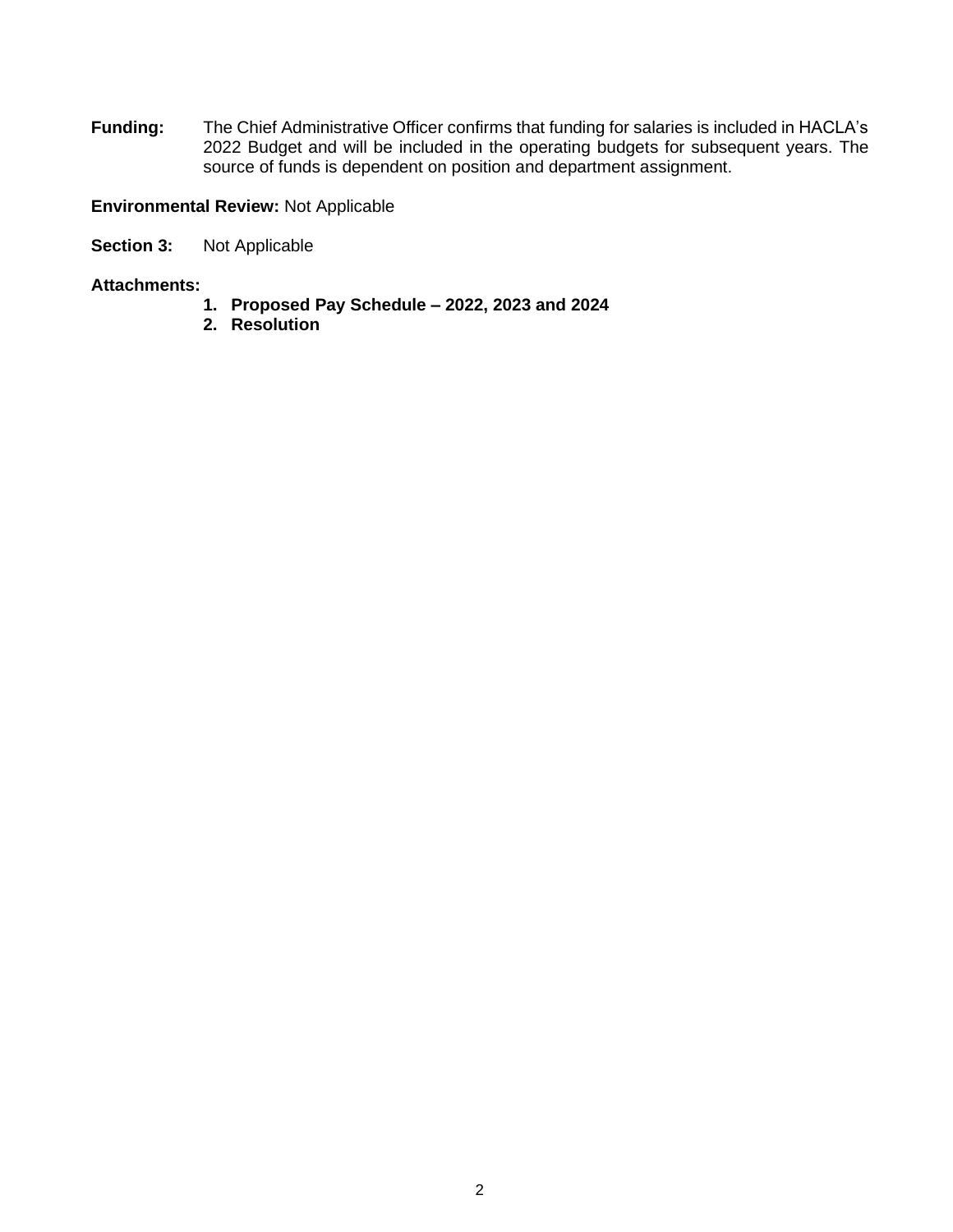**Funding:** The Chief Administrative Officer confirms that funding for salaries is included in HACLA's 2022 Budget and will be included in the operating budgets for subsequent years. The source of funds is dependent on position and department assignment.

**Environmental Review:** Not Applicable

**Section 3:** Not Applicable

**Attachments:**

1. **Proposed Pay Schedule – 2022, 2023 and 2024**
2. **Resolution**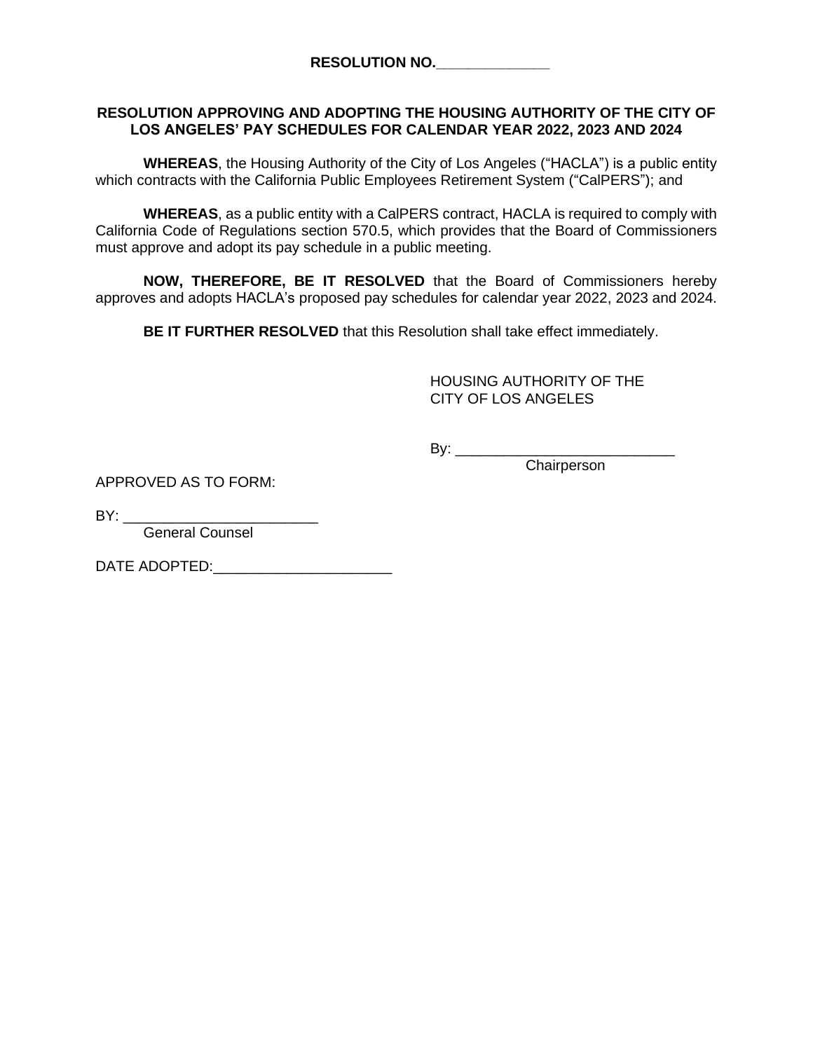**RESOLUTION NO.______________**

**RESOLUTION APPROVING AND ADOPTING THE HOUSING AUTHORITY OF THE CITY OF LOS ANGELES' PAY SCHEDULES FOR CALENDAR YEAR 2022, 2023 AND 2024**

**WHEREAS**, the Housing Authority of the City of Los Angeles ("HACLA") is a public entity which contracts with the California Public Employees Retirement System ("CalPERS"); and

**WHEREAS**, as a public entity with a CalPERS contract, HACLA is required to comply with California Code of Regulations section 570.5, which provides that the Board of Commissioners must approve and adopt its pay schedule in a public meeting.

**NOW, THEREFORE, BE IT RESOLVED** that the Board of Commissioners hereby approves and adopts HACLA's proposed pay schedules for calendar year 2022, 2023 and 2024.

**BE IT FURTHER RESOLVED** that this Resolution shall take effect immediately.

HOUSING AUTHORITY OF THE
CITY OF LOS ANGELES

By: ___________________________
Chairperson

APPROVED AS TO FORM:

BY: ________________________
General Counsel

DATE ADOPTED:______________________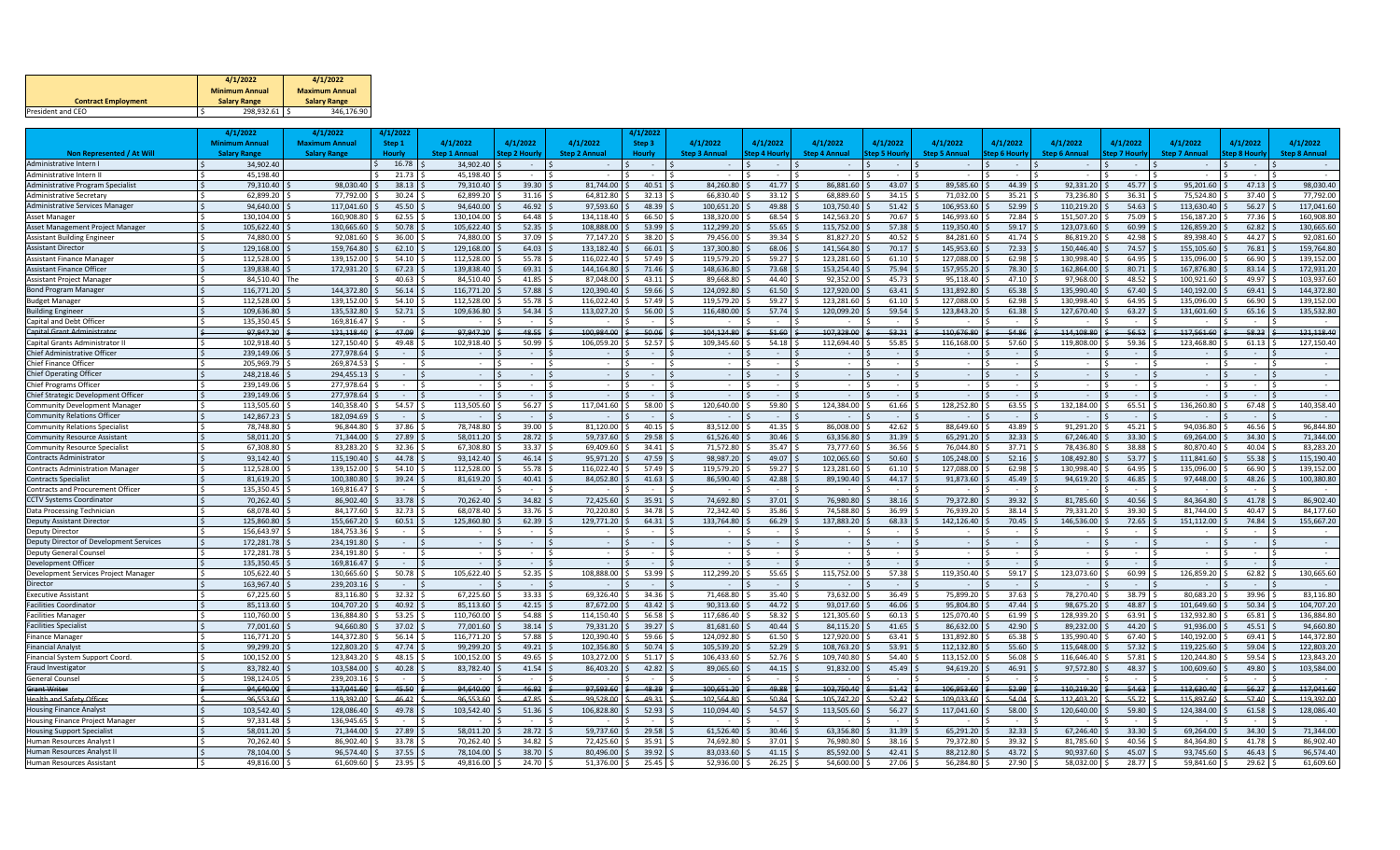| Contract Employment | 4/1/2022 Minimum Annual Salary Range | 4/1/2022 Maximum Annual Salary Range |
|---|---|---|
| President and CEO | $ 298,932.61 | $ 346,176.90 |

| Non Represented / At Will | 4/1/2022 Minimum Annual Salary Range | 4/1/2022 Maximum Annual Salary Range | 4/1/2022 Step 1 Hourly | 4/1/2022 Step 1 Annual | 4/1/2022 Step 2 Hourly | 4/1/2022 Step 2 Annual | 4/1/2022 Step 3 Hourly | 4/1/2022 Step 3 Annual | 4/1/2022 Step 4 Hourly | 4/1/2022 Step 4 Annual | 4/1/2022 Step 5 Hourly | 4/1/2022 Step 5 Annual | 4/1/2022 Step 6 Hourly | 4/1/2022 Step 6 Annual | 4/1/2022 Step 7 Hourly | 4/1/2022 Step 7 Annual | 4/1/2022 Step 8 Hourly | 4/1/2022 Step 8 Annual |
|---|---|---|---|---|---|---|---|---|---|---|---|---|---|---|---|---|---|---|
| Administrative Intern I | $ 34,902.40 | | $ 16.78 | $ 34,902.40 | $ - | $ - | $ - | $ - | $ - | $ - | $ - | $ - | $ - | $ - | $ - | $ - | $ - | $ - |
| Administrative Intern II | $ 45,198.40 | | $ 21.73 | $ 45,198.40 | $ - | $ - | $ - | $ - | $ - | $ - | $ - | $ - | $ - | $ - | $ - | $ - | $ - | $ - |
| Administrative Program Specialist | $ 79,310.40 | $ 98,030.40 | $ 38.13 | $ 79,310.40 | $ 39.30 | $ 81,744.00 | $ 40.51 | $ 84,260.80 | $ 41.77 | $ 86,881.60 | $ 43.07 | $ 89,585.60 | $ 44.39 | $ 92,331.20 | $ 45.77 | $ 95,201.60 | $ 47.13 | $ 98,030.40 |
| Administrative Secretary | $ 62,899.20 | $ 77,792.00 | $ 30.24 | $ 62,899.20 | $ 31.16 | $ 64,812.80 | $ 32.13 | $ 66,830.40 | $ 33.12 | $ 68,889.60 | $ 34.15 | $ 71,032.00 | $ 35.21 | $ 73,236.80 | $ 36.31 | $ 75,524.80 | $ 37.40 | $ 77,792.00 |
| Administrative Services Manager | $ 94,640.00 | $ 117,041.60 | $ 45.50 | $ 94,640.00 | $ 46.92 | $ 97,593.60 | $ 48.39 | $ 100,651.20 | $ 49.88 | $ 103,750.40 | $ 51.42 | $ 106,953.60 | $ 52.99 | $ 110,219.20 | $ 54.63 | $ 113,630.40 | $ 56.27 | $ 117,041.60 |
| Asset Manager | $ 130,104.00 | $ 160,908.80 | $ 62.55 | $ 130,104.00 | $ 64.48 | $ 134,118.40 | $ 66.50 | $ 138,320.00 | $ 68.54 | $ 142,563.20 | $ 70.67 | $ 146,993.60 | $ 72.84 | $ 151,507.20 | $ 75.09 | $ 156,187.20 | $ 77.36 | $ 160,908.80 |
| Asset Management Project Manager | $ 105,622.40 | $ 130,665.60 | $ 50.78 | $ 105,622.40 | $ 52.35 | $ 108,888.00 | $ 53.99 | $ 112,299.20 | $ 55.65 | $ 115,752.00 | $ 57.38 | $ 119,350.40 | $ 59.17 | $ 123,073.60 | $ 60.99 | $ 126,859.20 | $ 62.82 | $ 130,665.60 |
| Assistant Building Engineer | $ 74,880.00 | $ 92,081.60 | $ 36.00 | $ 74,880.00 | $ 37.09 | $ 77,147.20 | $ 38.20 | $ 79,456.00 | $ 39.34 | $ 81,827.20 | $ 40.52 | $ 84,281.60 | $ 41.74 | $ 86,819.20 | $ 42.98 | $ 89,398.40 | $ 44.27 | $ 92,081.60 |
| Assistant Director | $ 129,168.00 | $ 159,764.80 | $ 62.10 | $ 129,168.00 | $ 64.03 | $ 133,182.40 | $ 66.01 | $ 137,300.80 | $ 68.06 | $ 141,564.80 | $ 70.17 | $ 145,953.60 | $ 72.33 | $ 150,446.40 | $ 74.57 | $ 155,105.60 | $ 76.81 | $ 159,764.80 |
| Assistant Finance Manager | $ 112,528.00 | $ 139,152.00 | $ 54.10 | $ 112,528.00 | $ 55.78 | $ 116,022.40 | $ 57.49 | $ 119,579.20 | $ 59.27 | $ 123,281.60 | $ 61.10 | $ 127,088.00 | $ 62.98 | $ 130,998.40 | $ 64.95 | $ 135,096.00 | $ 66.90 | $ 139,152.00 |
| Assistant Finance Officer | $ 139,838.40 | $ 172,931.20 | $ 67.23 | $ 139,838.40 | $ 69.31 | $ 144,164.80 | $ 71.46 | $ 148,636.80 | $ 73.68 | $ 153,254.40 | $ 75.94 | $ 157,955.20 | $ 78.30 | $ 162,864.00 | $ 80.71 | $ 167,876.80 | $ 83.14 | $ 172,931.20 |
| Assistant Project Manager | $ 84,510.40 | The | $ 40.63 | $ 84,510.40 | $ 41.85 | $ 87,048.00 | $ 43.11 | $ 89,668.80 | $ 44.40 | $ 92,352.00 | $ 45.73 | $ 95,118.40 | $ 47.10 | $ 97,968.00 | $ 48.52 | $ 100,921.60 | $ 49.97 | $ 103,937.60 |
| Bond Program Manager | $ 116,771.20 | $ 144,372.80 | $ 56.14 | $ 116,771.20 | $ 57.88 | $ 120,390.40 | $ 59.66 | $ 124,092.80 | $ 61.50 | $ 127,920.00 | $ 63.41 | $ 131,892.80 | $ 65.38 | $ 135,990.40 | $ 67.40 | $ 140,192.00 | $ 69.41 | $ 144,372.80 |
| Budget Manager | $ 112,528.00 | $ 139,152.00 | $ 54.10 | $ 112,528.00 | $ 55.78 | $ 116,022.40 | $ 57.49 | $ 119,579.20 | $ 59.27 | $ 123,281.60 | $ 61.10 | $ 127,088.00 | $ 62.98 | $ 130,998.40 | $ 64.95 | $ 135,096.00 | $ 66.90 | $ 139,152.00 |
| Building Engineer | $ 109,636.80 | $ 135,532.80 | $ 52.71 | $ 109,636.80 | $ 54.34 | $ 113,027.20 | $ 56.00 | $ 116,480.00 | $ 57.74 | $ 120,099.20 | $ 59.54 | $ 123,843.20 | $ 61.38 | $ 127,670.40 | $ 63.27 | $ 131,601.60 | $ 65.16 | $ 135,532.80 |
| Capital and Debt Officer | $ 135,350.45 | $ 169,816.47 | $ - | $ - | $ - | $ - | $ - | $ - | $ - | $ - | $ - | $ - | $ - | $ - | $ - | $ - | $ - | $ - |
| ~~Capital Grant Administrator~~ | ~~$ 97,947.20~~ | ~~$ 121,118.40~~ | ~~$ 47.09~~ | ~~$ 97,947.20~~ | ~~$ 48.55~~ | ~~$ 100,984.00~~ | ~~$ 50.06~~ | ~~$ 104,124.80~~ | ~~$ 51.60~~ | ~~$ 107,328.00~~ | ~~$ 53.21~~ | ~~$ 110,676.80~~ | ~~$ 54.86~~ | ~~$ 114,108.80~~ | ~~$ 56.52~~ | ~~$ 117,561.60~~ | ~~$ 58.23~~ | ~~$ 121,118.40~~ |
| Capital Grants Administrator II | $ 102,918.40 | $ 127,150.40 | $ 49.48 | $ 102,918.40 | $ 50.99 | $ 106,059.20 | $ 52.57 | $ 109,345.60 | $ 54.18 | $ 112,694.40 | $ 55.85 | $ 116,168.00 | $ 57.60 | $ 119,808.00 | $ 59.36 | $ 123,468.80 | $ 61.13 | $ 127,150.40 |
| Chief Administrative Officer | $ 239,149.06 | $ 277,978.64 | $ - | $ - | $ - | $ - | $ - | $ - | $ - | $ - | $ - | $ - | $ - | $ - | $ - | $ - | $ - | $ - |
| Chief Finance Officer | $ 205,969.79 | $ 269,874.53 | $ - | $ - | $ - | $ - | $ - | $ - | $ - | $ - | $ - | $ - | $ - | $ - | $ - | $ - | $ - | $ - |
| Chief Operating Officer | $ 248,218.46 | $ 294,455.13 | $ - | $ - | $ - | $ - | $ - | $ - | $ - | $ - | $ - | $ - | $ - | $ - | $ - | $ - | $ - | $ - |
| Chief Programs Officer | $ 239,149.06 | $ 277,978.64 | $ - | $ - | $ - | $ - | $ - | $ - | $ - | $ - | $ - | $ - | $ - | $ - | $ - | $ - | $ - | $ - |
| Chief Strategic Development Officer | $ 239,149.06 | $ 277,978.64 | $ - | $ - | $ - | $ - | $ - | $ - | $ - | $ - | $ - | $ - | $ - | $ - | $ - | $ - | $ - | $ - |
| Community Development Manager | $ 113,505.60 | $ 140,358.40 | $ 54.57 | $ 113,505.60 | $ 56.27 | $ 117,041.60 | $ 58.00 | $ 120,640.00 | $ 59.80 | $ 124,384.00 | $ 61.66 | $ 128,252.80 | $ 63.55 | $ 132,184.00 | $ 65.51 | $ 136,260.80 | $ 67.48 | $ 140,358.40 |
| Community Relations Officer | $ 142,867.23 | $ 182,094.69 | $ - | $ - | $ - | $ - | $ - | $ - | $ - | $ - | $ - | $ - | $ - | $ - | $ - | $ - | $ - | $ - |
| Community Relations Specialist | $ 78,748.80 | $ 96,844.80 | $ 37.86 | $ 78,748.80 | $ 39.00 | $ 81,120.00 | $ 40.15 | $ 83,512.00 | $ 41.35 | $ 86,008.00 | $ 42.62 | $ 88,649.60 | $ 43.89 | $ 91,291.20 | $ 45.21 | $ 94,036.80 | $ 46.56 | $ 96,844.80 |
| Community Resource Assistant | $ 58,011.20 | $ 71,344.00 | $ 27.89 | $ 58,011.20 | $ 28.72 | $ 59,737.60 | $ 29.58 | $ 61,526.40 | $ 30.46 | $ 63,356.80 | $ 31.39 | $ 65,291.20 | $ 32.33 | $ 67,246.40 | $ 33.30 | $ 69,264.00 | $ 34.30 | $ 71,344.00 |
| Community Resource Specialist | $ 67,308.80 | $ 83,283.20 | $ 32.36 | $ 67,308.80 | $ 33.37 | $ 69,409.60 | $ 34.41 | $ 71,572.80 | $ 35.47 | $ 73,777.60 | $ 36.56 | $ 76,044.80 | $ 37.71 | $ 78,436.80 | $ 38.88 | $ 80,870.40 | $ 40.04 | $ 83,283.20 |
| Contracts Administrator | $ 93,142.40 | $ 115,190.40 | $ 44.78 | $ 93,142.40 | $ 46.14 | $ 95,971.20 | $ 47.59 | $ 98,987.20 | $ 49.07 | $ 102,065.60 | $ 50.60 | $ 105,248.00 | $ 52.16 | $ 108,492.80 | $ 53.77 | $ 111,841.60 | $ 55.38 | $ 115,190.40 |
| Contracts Administration Manager | $ 112,528.00 | $ 139,152.00 | $ 54.10 | $ 112,528.00 | $ 55.78 | $ 116,022.40 | $ 57.49 | $ 119,579.20 | $ 59.27 | $ 123,281.60 | $ 61.10 | $ 127,088.00 | $ 62.98 | $ 130,998.40 | $ 64.95 | $ 135,096.00 | $ 66.90 | $ 139,152.00 |
| Contracts Specialist | $ 81,619.20 | $ 100,380.80 | $ 39.24 | $ 81,619.20 | $ 40.41 | $ 84,052.80 | $ 41.63 | $ 86,590.40 | $ 42.88 | $ 89,190.40 | $ 44.17 | $ 91,873.60 | $ 45.49 | $ 94,619.20 | $ 46.85 | $ 97,448.00 | $ 48.26 | $ 100,380.80 |
| Contracts and Procurement Officer | $ 135,350.45 | $ 169,816.47 | $ - | $ - | $ - | $ - | $ - | $ - | $ - | $ - | $ - | $ - | $ - | $ - | $ - | $ - | $ - | $ - |
| CCTV Systems Coordinator | $ 70,262.40 | $ 86,902.40 | $ 33.78 | $ 70,262.40 | $ 34.82 | $ 72,425.60 | $ 35.91 | $ 74,692.80 | $ 37.01 | $ 76,980.80 | $ 38.16 | $ 79,372.80 | $ 39.32 | $ 81,785.60 | $ 40.56 | $ 84,364.80 | $ 41.78 | $ 86,902.40 |
| Data Processing Technician | $ 68,078.40 | $ 84,177.60 | $ 32.73 | $ 68,078.40 | $ 33.76 | $ 70,220.80 | $ 34.78 | $ 72,342.40 | $ 35.86 | $ 74,588.80 | $ 36.99 | $ 76,939.20 | $ 38.14 | $ 79,331.20 | $ 39.30 | $ 81,744.00 | $ 40.47 | $ 84,177.60 |
| Deputy Assistant Director | $ 125,860.80 | $ 155,667.20 | $ 60.51 | $ 125,860.80 | $ 62.39 | $ 129,771.20 | $ 64.31 | $ 133,764.80 | $ 66.29 | $ 137,883.20 | $ 68.33 | $ 142,126.40 | $ 70.45 | $ 146,536.00 | $ 72.65 | $ 151,112.00 | $ 74.84 | $ 155,667.20 |
| Deputy Director | $ 156,643.97 | $ 184,753.36 | $ - | $ - | $ - | $ - | $ - | $ - | $ - | $ - | $ - | $ - | $ - | $ - | $ - | $ - | $ - | $ - |
| Deputy Director of Development Services | $ 172,281.78 | $ 234,191.80 | $ - | $ - | $ - | $ - | $ - | $ - | $ - | $ - | $ - | $ - | $ - | $ - | $ - | $ - | $ - | $ - |
| Deputy General Counsel | $ 172,281.78 | $ 234,191.80 | $ - | $ - | $ - | $ - | $ - | $ - | $ - | $ - | $ - | $ - | $ - | $ - | $ - | $ - | $ - | $ - |
| Development Officer | $ 135,350.45 | $ 169,816.47 | $ - | $ - | $ - | $ - | $ - | $ - | $ - | $ - | $ - | $ - | $ - | $ - | $ - | $ - | $ - | $ - |
| Development Services Project Manager | $ 105,622.40 | $ 130,665.60 | $ 50.78 | $ 105,622.40 | $ 52.35 | $ 108,888.00 | $ 53.99 | $ 112,299.20 | $ 55.65 | $ 115,752.00 | $ 57.38 | $ 119,350.40 | $ 59.17 | $ 123,073.60 | $ 60.99 | $ 126,859.20 | $ 62.82 | $ 130,665.60 |
| Director | $ 163,967.40 | $ 239,203.16 | $ - | $ - | $ - | $ - | $ - | $ - | $ - | $ - | $ - | $ - | $ - | $ - | $ - | $ - | $ - | $ - |
| Executive Assistant | $ 67,225.60 | $ 83,116.80 | $ 32.32 | $ 67,225.60 | $ 33.33 | $ 69,326.40 | $ 34.36 | $ 71,468.80 | $ 35.40 | $ 73,632.00 | $ 36.49 | $ 75,899.20 | $ 37.63 | $ 78,270.40 | $ 38.79 | $ 80,683.20 | $ 39.96 | $ 83,116.80 |
| Facilities Coordinator | $ 85,113.60 | $ 104,707.20 | $ 40.92 | $ 85,113.60 | $ 42.15 | $ 87,672.00 | $ 43.42 | $ 90,313.60 | $ 44.72 | $ 93,017.60 | $ 46.06 | $ 95,804.80 | $ 47.44 | $ 98,675.20 | $ 48.87 | $ 101,649.60 | $ 50.34 | $ 104,707.20 |
| Facilities Manager | $ 110,760.00 | $ 136,884.80 | $ 53.25 | $ 110,760.00 | $ 54.88 | $ 114,150.40 | $ 56.58 | $ 117,686.40 | $ 58.32 | $ 121,305.60 | $ 60.13 | $ 125,070.40 | $ 61.99 | $ 128,939.20 | $ 63.91 | $ 132,932.80 | $ 65.81 | $ 136,884.80 |
| Facilities Specialist | $ 77,001.60 | $ 94,660.80 | $ 37.02 | $ 77,001.60 | $ 38.14 | $ 79,331.20 | $ 39.27 | $ 81,681.60 | $ 40.44 | $ 84,115.20 | $ 41.65 | $ 86,632.00 | $ 42.90 | $ 89,232.00 | $ 44.20 | $ 91,936.00 | $ 45.51 | $ 94,660.80 |
| Finance Manager | $ 116,771.20 | $ 144,372.80 | $ 56.14 | $ 116,771.20 | $ 57.88 | $ 120,390.40 | $ 59.66 | $ 124,092.80 | $ 61.50 | $ 127,920.00 | $ 63.41 | $ 131,892.80 | $ 65.38 | $ 135,990.40 | $ 67.40 | $ 140,192.00 | $ 69.41 | $ 144,372.80 |
| Financial Analyst | $ 99,299.20 | $ 122,803.20 | $ 47.74 | $ 99,299.20 | $ 49.21 | $ 102,356.80 | $ 50.74 | $ 105,539.20 | $ 52.29 | $ 108,763.20 | $ 53.91 | $ 112,132.80 | $ 55.60 | $ 115,648.00 | $ 57.32 | $ 119,225.60 | $ 59.04 | $ 122,803.20 |
| Financial System Support Coord. | $ 100,152.00 | $ 123,843.20 | $ 48.15 | $ 100,152.00 | $ 49.65 | $ 103,272.00 | $ 51.17 | $ 106,433.60 | $ 52.76 | $ 109,740.80 | $ 54.40 | $ 113,152.00 | $ 56.08 | $ 116,646.40 | $ 57.81 | $ 120,244.80 | $ 59.54 | $ 123,843.20 |
| Fraud Investigator | $ 83,782.40 | $ 103,584.00 | $ 40.28 | $ 83,782.40 | $ 41.54 | $ 86,403.20 | $ 42.82 | $ 89,065.60 | $ 44.15 | $ 91,832.00 | $ 45.49 | $ 94,619.20 | $ 46.91 | $ 97,572.80 | $ 48.37 | $ 100,609.60 | $ 49.80 | $ 103,584.00 |
| General Counsel | $ 198,124.05 | $ 239,203.16 | $ - | $ - | $ - | $ - | $ - | $ - | $ - | $ - | $ - | $ - | $ - | $ - | $ - | $ - | $ - | $ - |
| ~~Grant Writer~~ | ~~$ 94,640.00~~ | ~~$ 117,041.60~~ | ~~$ 45.50~~ | ~~$ 94,640.00~~ | ~~$ 46.92~~ | ~~$ 97,593.60~~ | ~~$ 48.39~~ | ~~$ 100,651.20~~ | ~~$ 49.88~~ | ~~$ 103,750.40~~ | ~~$ 51.42~~ | ~~$ 106,953.60~~ | ~~$ 52.99~~ | ~~$ 110,219.20~~ | ~~$ 54.63~~ | ~~$ 113,630.40~~ | ~~$ 56.27~~ | ~~$ 117,041.60~~ |
| ~~Health and Safety Officer~~ | ~~$ 96,553.60~~ | ~~$ 119,392.00~~ | ~~$ 46.42~~ | ~~$ 96,553.60~~ | ~~$ 47.85~~ | ~~$ 99,528.00~~ | ~~$ 49.31~~ | ~~$ 102,564.80~~ | ~~$ 50.84~~ | ~~$ 105,747.20~~ | ~~$ 52.42~~ | ~~$ 109,033.60~~ | ~~$ 54.04~~ | ~~$ 112,403.20~~ | ~~$ 55.72~~ | ~~$ 115,897.60~~ | ~~$ 57.40~~ | ~~$ 119,392.00~~ |
| Housing Finance Analyst | $ 103,542.40 | $ 128,086.40 | $ 49.78 | $ 103,542.40 | $ 51.36 | $ 106,828.80 | $ 52.93 | $ 110,094.40 | $ 54.57 | $ 113,505.60 | $ 56.27 | $ 117,041.60 | $ 58.00 | $ 120,640.00 | $ 59.80 | $ 124,384.00 | $ 61.58 | $ 128,086.40 |
| Housing Finance Project Manager | $ 97,331.48 | $ 136,945.65 | $ - | $ - | $ - | $ - | $ - | $ - | $ - | $ - | $ - | $ - | $ - | $ - | $ - | $ - | $ - | $ - |
| Housing Support Specialist | $ 58,011.20 | $ 71,344.00 | $ 27.89 | $ 58,011.20 | $ 28.72 | $ 59,737.60 | $ 29.58 | $ 61,526.40 | $ 30.46 | $ 63,356.80 | $ 31.39 | $ 65,291.20 | $ 32.33 | $ 67,246.40 | $ 33.30 | $ 69,264.00 | $ 34.30 | $ 71,344.00 |
| Human Resources Analyst I | $ 70,262.40 | $ 86,902.40 | $ 33.78 | $ 70,262.40 | $ 34.82 | $ 72,425.60 | $ 35.91 | $ 74,692.80 | $ 37.01 | $ 76,980.80 | $ 38.16 | $ 79,372.80 | $ 39.32 | $ 81,785.60 | $ 40.56 | $ 84,364.80 | $ 41.78 | $ 86,902.40 |
| Human Resources Analyst II | $ 78,104.00 | $ 96,574.40 | $ 37.55 | $ 78,104.00 | $ 38.70 | $ 80,496.00 | $ 39.92 | $ 83,033.60 | $ 41.15 | $ 85,592.00 | $ 42.41 | $ 88,212.80 | $ 43.72 | $ 90,937.60 | $ 45.07 | $ 93,745.60 | $ 46.43 | $ 96,574.40 |
| Human Resources Assistant | $ 49,816.00 | $ 61,609.60 | $ 23.95 | $ 49,816.00 | $ 24.70 | $ 51,376.00 | $ 25.45 | $ 52,936.00 | $ 26.25 | $ 54,600.00 | $ 27.06 | $ 56,284.80 | $ 27.90 | $ 58,032.00 | $ 28.77 | $ 59,841.60 | $ 29.62 | $ 61,609.60 |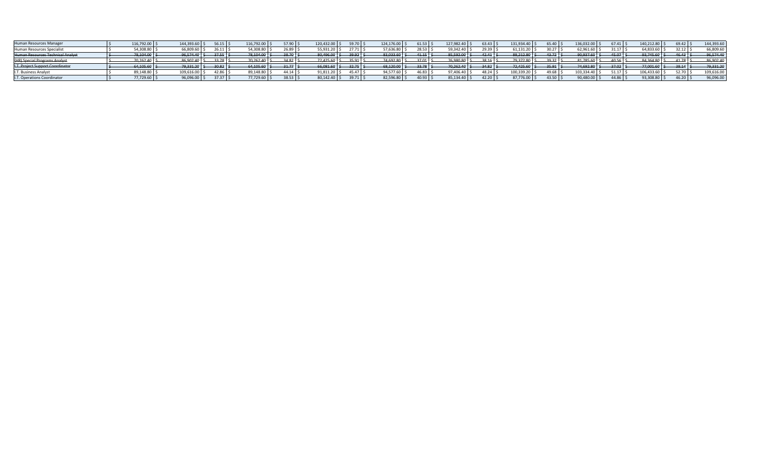| | | | | | | | | | | | | | | | | | | | | | | | | | | | | | | | | | | |
|---|---|---|---|---|---|---|---|---|---|---|---|---|---|---|---|---|---|---|---|---|---|---|---|---|---|---|---|---|---|---|---|---|---|---|
| Human Resources Manager | $ | 116,792.00 | $ | 144,393.60 | $ | 56.15 | $ | 116,792.00 | $ | 57.90 | $ | 120,432.00 | $ | 59.70 | $ | 124,176.00 | $ | 61.53 | $ | 127,982.40 | $ | 63.43 | $ | 131,934.40 | $ | 65.40 | $ | 136,032.00 | $ | 67.41 | $ | 140,212.80 | $ | 69.42 | $ | 144,393.60 |
| Human Resources Specialist | $ | 54,308.80 | $ | 66,809.60 | $ | 26.11 | $ | 54,308.80 | $ | 26.89 | $ | 55,931.20 | $ | 27.71 | $ | 57,636.80 | $ | 28.53 | $ | 59,342.40 | $ | 29.39 | $ | 61,131.20 | $ | 30.27 | $ | 62,961.60 | $ | 31.17 | $ | 64,833.60 | $ | 32.12 | $ | 66,809.60 |
| ~~Human Resources Technical Analyst~~ | ~~$~~ | ~~78,104.00~~ | ~~$~~ | ~~96,574.40~~ | ~~$~~ | ~~37.55~~ | ~~$~~ | ~~78,104.00~~ | ~~$~~ | ~~38.70~~ | ~~$~~ | ~~80,496.00~~ | ~~$~~ | ~~39.92~~ | ~~$~~ | ~~83,033.60~~ | ~~$~~ | ~~41.15~~ | ~~$~~ | ~~85,592.00~~ | ~~$~~ | ~~42.41~~ | ~~$~~ | ~~88,212.80~~ | ~~$~~ | ~~43.72~~ | ~~$~~ | ~~90,937.60~~ | ~~$~~ | ~~45.07~~ | ~~$~~ | ~~93,745.60~~ | ~~$~~ | ~~46.43~~ | ~~$~~ | ~~96,574.40~~ |
| ~~(HR) Special Programs Analyst~~ | ~~$~~ | ~~70,262.40~~ | ~~$~~ | ~~86,902.40~~ | ~~$~~ | ~~33.78~~ | ~~$~~ | ~~70,262.40~~ | ~~$~~ | ~~34.82~~ | ~~$~~ | ~~72,425.60~~ | ~~$~~ | ~~35.91~~ | ~~$~~ | ~~74,692.80~~ | ~~$~~ | ~~37.01~~ | ~~$~~ | ~~76,980.80~~ | ~~$~~ | ~~38.16~~ | ~~$~~ | ~~79,372.80~~ | ~~$~~ | ~~39.32~~ | ~~$~~ | ~~81,785.60~~ | ~~$~~ | ~~40.56~~ | ~~$~~ | ~~84,364.80~~ | ~~$~~ | ~~41.78~~ | ~~$~~ | ~~86,902.40~~ |
| ~~I.T. Project Support Coordinator~~ | ~~$~~ | ~~64,105.60~~ | ~~$~~ | ~~79,331.20~~ | ~~$~~ | ~~30.82~~ | ~~$~~ | ~~64,105.60~~ | ~~$~~ | ~~31.77~~ | ~~$~~ | ~~66,081.60~~ | ~~$~~ | ~~32.75~~ | ~~$~~ | ~~68,120.00~~ | ~~$~~ | ~~33.78~~ | ~~$~~ | ~~70,262.40~~ | ~~$~~ | ~~34.82~~ | ~~$~~ | ~~72,425.60~~ | ~~$~~ | ~~35.91~~ | ~~$~~ | ~~74,692.80~~ | ~~$~~ | ~~37.02~~ | ~~$~~ | ~~77,001.60~~ | ~~$~~ | ~~38.14~~ | ~~$~~ | ~~79,331.20~~ |
| I.T. Business Analyst | $ | 89,148.80 | $ | 109,616.00 | $ | 42.86 | $ | 89,148.80 | $ | 44.14 | $ | 91,811.20 | $ | 45.47 | $ | 94,577.60 | $ | 46.83 | $ | 97,406.40 | $ | 48.24 | $ | 100,339.20 | $ | 49.68 | $ | 103,334.40 | $ | 51.17 | $ | 106,433.60 | $ | 52.70 | $ | 109,616.00 |
| I.T. Operations Coordinator | $ | 77,729.60 | $ | 96,096.00 | $ | 37.37 | $ | 77,729.60 | $ | 38.53 | $ | 80,142.40 | $ | 39.71 | $ | 82,596.80 | $ | 40.93 | $ | 85,134.40 | $ | 42.20 | $ | 87,776.00 | $ | 43.50 | $ | 90,480.00 | $ | 44.86 | $ | 93,308.80 | $ | 46.20 | $ | 96,096.00 |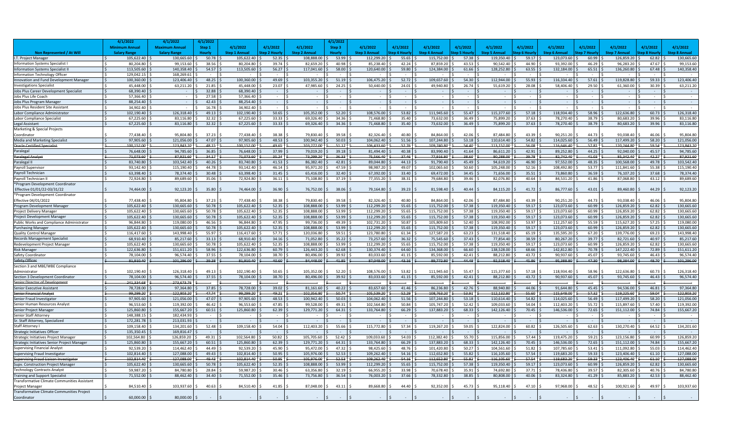| Non Represented / At Will | 4/1/2022 Minimum Annual Salary Range | 4/1/2022 Maximum Annual Salary Range | 4/1/2022 Step 1 Hourly | 4/1/2022 Step 1 Annual | 4/1/2022 Step 2 Hourly | 4/1/2022 Step 2 Annual | 4/1/2022 Step 3 Hourly | 4/1/2022 Step 3 Annual | 4/1/2022 Step 4 Hourly | 4/1/2022 Step 4 Annual | 4/1/2022 Step 5 Hourly | 4/1/2022 Step 5 Annual | 4/1/2022 Step 6 Hourly | 4/1/2022 Step 6 Annual | 4/1/2022 Step 7 Hourly | 4/1/2022 Step 7 Annual | 4/1/2022 Step 8 Hourly | 4/1/2022 Step 8 Annual |
|---|---|---|---|---|---|---|---|---|---|---|---|---|---|---|---|---|---|---|
| I.T. Project Manager | $ 105,622.40 | $ 130,665.60 | $ 50.78 | $ 105,622.40 | $ 52.35 | $ 108,888.00 | $ 53.99 | $ 112,299.20 | $ 55.65 | $ 115,752.00 | $ 57.38 | $ 119,350.40 | $ 59.17 | $ 123,073.60 | $ 60.99 | $ 126,859.20 | $ 62.82 | $ 130,665.60 |
| Information Systems Specialist I | $ 80,204.80 | $ 99,153.60 | $ 38.56 | $ 80,204.80 | $ 39.74 | $ 82,659.20 | $ 40.98 | $ 85,238.40 | $ 42.24 | $ 87,859.20 | $ 43.53 | $ 90,542.40 | $ 44.90 | $ 93,392.00 | $ 46.29 | $ 96,283.20 | $ 47.67 | $ 99,153.60 |
| Information Systems Specialist II | $ 113,505.60 | $ 140,358.40 | $ 54.57 | $ 113,505.60 | $ 56.27 | $ 117,041.60 | $ 58.00 | $ 120,640.00 | $ 59.80 | $ 124,384.00 | $ 61.66 | $ 128,252.80 | $ 63.55 | $ 132,184.00 | $ 65.51 | $ 136,260.80 | $ 67.48 | $ 140,358.40 |
| Information Technology Officer | $ 129,042.15 | $ 168,269.61 | $ - | $ - | $ - | $ - | $ - | $ - | $ - | $ - | $ - | $ - | $ - | $ - | $ - | $ - | $ - | $ - |
| Innovation and Fund Development Manager | $ 100,360.00 | $ 123,406.40 | $ 48.25 | $ 100,360.00 | $ 49.69 | $ 103,355.20 | $ 51.19 | $ 106,475.20 | $ 52.72 | $ 109,657.60 | $ 54.30 | $ 112,944.00 | $ 55.93 | $ 116,334.40 | $ 57.61 | $ 119,828.80 | $ 59.33 | $ 123,406.40 |
| Investigations Specialist | $ 45,448.00 | $ 63,211.20 | $ 21.85 | $ 45,448.00 | $ 23.07 | $ 47,985.60 | $ 24.25 | $ 50,440.00 | $ 24.01 | $ 49,940.80 | $ 26.74 | $ 55,619.20 | $ 28.08 | $ 58,406.40 | $ 29.50 | $ 61,360.00 | $ 30.39 | $ 63,211.20 |
| Jobs Plus Career Development Specialist | $ 68,390.40 | $ - | $ 32.88 | $ 68,390.40 | $ - | $ - | $ - | $ - | $ - | $ - | $ - | $ - | $ - | $ - | $ - | $ - | $ - | $ - |
| Jobs Plus Life Coach | $ 57,366.40 | $ - | $ 27.58 | $ 57,366.40 | $ - | $ - | $ - | $ - | $ - | $ - | $ - | $ - | $ - | $ - | $ - | $ - | $ - | $ - |
| Jobs Plus Program Manager | $ 88,254.40 | $ - | $ 42.43 | $ 88,254.40 | $ - | $ - | $ - | $ - | $ - | $ - | $ - | $ - | $ - | $ - | $ - | $ - | $ - | $ - |
| Jobs Plus Resident Site Assistant | $ 34,902.40 | $ - | $ 16.78 | $ 34,902.40 | $ - | $ - | $ - | $ - | $ - | $ - | $ - | $ - | $ - | $ - | $ - | $ - | $ - | $ - |
| Labor Compliance Administrator | $ 102,190.40 | $ 126,318.40 | $ 49.13 | $ 102,190.40 | $ 50.65 | $ 105,352.00 | $ 52.20 | $ 108,576.00 | $ 53.82 | $ 111,945.60 | $ 55.47 | $ 115,377.60 | $ 57.18 | $ 118,934.40 | $ 58.96 | $ 122,636.80 | $ 60.73 | $ 126,318.40 |
| Labor Compliance Specialist | $ 67,225.60 | $ 83,116.80 | $ 32.32 | $ 67,225.60 | $ 33.33 | $ 69,326.40 | $ 34.36 | $ 71,468.80 | $ 35.40 | $ 73,632.00 | $ 36.49 | $ 75,899.20 | $ 37.63 | $ 78,270.40 | $ 38.79 | $ 80,683.20 | $ 39.96 | $ 83,116.80 |
| Legal Assistant | $ 67,225.60 | $ 83,116.80 | $ 32.32 | $ 67,225.60 | $ 33.33 | $ 69,326.40 | $ 34.36 | $ 71,468.80 | $ 35.40 | $ 73,632.00 | $ 36.49 | $ 75,899.20 | $ 37.63 | $ 78,270.40 | $ 38.79 | $ 80,683.20 | $ 39.96 | $ 83,116.80 |
| Marketing & Special Projects Coordinator | $ 77,438.40 | $ 95,804.80 | $ 37.23 | $ 77,438.40 | $ 38.38 | $ 79,830.40 | $ 39.58 | $ 82,326.40 | $ 40.80 | $ 84,864.00 | $ 42.06 | $ 87,484.80 | $ 43.39 | $ 90,251.20 | $ 44.73 | $ 93,038.40 | $ 46.06 | $ 95,804.80 |
| Media and Marketing Specialist | $ 97,905.60 | $ 121,056.00 | $ 47.07 | $ 97,905.60 | $ 48.53 | $ 100,942.40 | $ 50.03 | $ 104,062.40 | $ 51.56 | $ 107,244.80 | $ 53.18 | $ 110,614.40 | $ 54.82 | $ 114,025.60 | $ 56.49 | $ 117,499.20 | $ 58.20 | $ 121,056.00 |
| ~~Oracle Certified Specialist~~ | ~~$ 100,152.00~~ | ~~$ 123,843.20~~ | ~~$ 48.15~~ | ~~$ 100,152.00~~ | ~~$ 49.65~~ | ~~$ 103,272.00~~ | ~~$ 51.17~~ | ~~$ 106,433.60~~ | ~~$ 52.76~~ | ~~$ 109,740.80~~ | ~~$ 54.40~~ | ~~$ 113,152.00~~ | ~~$ 56.08~~ | ~~$ 116,646.40~~ | ~~$ 57.81~~ | ~~$ 120,244.80~~ | ~~$ 59.54~~ | ~~$ 123,843.20~~ |
| Paralegal | $ 76,648.00 | $ 94,785.60 | $ 36.85 | $ 76,648.00 | $ 37.99 | $ 79,019.20 | $ 39.18 | $ 81,494.40 | $ 40.38 | $ 83,990.40 | $ 41.64 | $ 86,611.20 | $ 42.91 | $ 89,252.80 | $ 44.25 | $ 92,040.00 | $ 45.57 | $ 94,785.60 |
| ~~Paralegal Analyst~~ | ~~$ 71,073.60~~ | ~~$ 87,921.60~~ | ~~$ 34.17~~ | ~~$ 71,073.60~~ | ~~$ 35.24~~ | ~~$ 73,299.20~~ | ~~$ 36.33~~ | ~~$ 75,566.40~~ | ~~$ 37.46~~ | ~~$ 77,916.80~~ | ~~$ 38.60~~ | ~~$ 80,288.00~~ | ~~$ 39.78~~ | ~~$ 82,742.40~~ | ~~$ 41.03~~ | ~~$ 85,342.40~~ | ~~$ 42.27~~ | ~~$ 87,921.60~~ |
| Paralegal II | $ 83,740.80 | $ 103,542.40 | $ 40.26 | $ 83,740.80 | $ 41.53 | $ 86,382.40 | $ 42.81 | $ 89,044.80 | $ 44.13 | $ 91,790.40 | $ 45.49 | $ 94,619.20 | $ 46.90 | $ 97,552.00 | $ 48.35 | $ 100,568.00 | $ 49.78 | $ 103,542.40 |
| Payroll Supervisor | $ 93,142.40 | $ 115,190.40 | $ 44.78 | $ 93,142.40 | $ 46.14 | $ 95,971.20 | $ 47.59 | $ 98,987.20 | $ 49.07 | $ 102,065.60 | $ 50.60 | $ 105,248.00 | $ 52.16 | $ 108,492.80 | $ 53.77 | $ 111,841.60 | $ 55.38 | $ 115,190.40 |
| Payroll Technician | $ 63,398.40 | $ 78,374.40 | $ 30.48 | $ 63,398.40 | $ 31.45 | $ 65,416.00 | $ 32.40 | $ 67,392.00 | $ 33.40 | $ 69,472.00 | $ 34.45 | $ 71,656.00 | $ 35.51 | $ 73,860.80 | $ 36.59 | $ 76,107.20 | $ 37.68 | $ 78,374.40 |
| Payroll Technician II | $ 72,924.80 | $ 89,689.60 | $ 35.06 | $ 72,924.80 | $ 36.11 | $ 75,108.80 | $ 37.19 | $ 77,355.20 | $ 38.31 | $ 79,684.80 | $ 39.46 | $ 82,076.80 | $ 40.64 | $ 84,531.20 | $ 41.86 | $ 87,068.80 | $ 43.12 | $ 89,689.60 |
| *Program Development Coordinator Effective 01/01/22-03/31/22 | $ 74,464.00 | $ 92,123.20 | $ 35.80 | $ 74,464.00 | $ 36.90 | $ 76,752.00 | $ 38.06 | $ 79,164.80 | $ 39.23 | $ 81,598.40 | $ 40.44 | $ 84,115.20 | $ 41.72 | $ 86,777.60 | $ 43.01 | $ 89,460.80 | $ 44.29 | $ 92,123.20 |
| *Program Development Coordinator Effective 04/01/2022 | $ 77,438.40 | $ 95,804.80 | $ 37.23 | $ 77,438.40 | $ 38.38 | $ 79,830.40 | $ 39.58 | $ 82,326.40 | $ 40.80 | $ 84,864.00 | $ 42.06 | $ 87,484.80 | $ 43.39 | $ 90,251.20 | $ 44.73 | $ 93,038.40 | $ 46.06 | $ 95,804.80 |
| Program Development Manager | $ 105,622.40 | $ 130,665.60 | $ 50.78 | $ 105,622.40 | $ 52.35 | $ 108,888.00 | $ 53.99 | $ 112,299.20 | $ 55.65 | $ 115,752.00 | $ 57.38 | $ 119,350.40 | $ 59.17 | $ 123,073.60 | $ 60.99 | $ 126,859.20 | $ 62.82 | $ 130,665.60 |
| Project Delivery Manager | $ 105,622.40 | $ 130,665.60 | $ 50.78 | $ 105,622.40 | $ 52.35 | $ 108,888.00 | $ 53.99 | $ 112,299.20 | $ 55.65 | $ 115,752.00 | $ 57.38 | $ 119,350.40 | $ 59.17 | $ 123,073.60 | $ 60.99 | $ 126,859.20 | $ 62.82 | $ 130,665.60 |
| Project Development Manager | $ 105,622.40 | $ 130,665.60 | $ 50.78 | $ 105,622.40 | $ 52.35 | $ 108,888.00 | $ 53.99 | $ 112,299.20 | $ 55.65 | $ 115,752.00 | $ 57.38 | $ 119,350.40 | $ 59.17 | $ 123,073.60 | $ 60.99 | $ 126,859.20 | $ 62.82 | $ 130,665.60 |
| Public Works and Compliance Administrator | $ 96,844.80 | $ 119,080.00 | $ 46.56 | $ 96,844.80 | $ 47.95 | $ 99,736.00 | $ 49.39 | $ 102,731.20 | $ 50.87 | $ 105,809.60 | $ 52.40 | $ 108,992.00 | $ 53.97 | $ 112,257.60 | $ 55.59 | $ 115,627.20 | $ 57.25 | $ 119,080.00 |
| Purchasing Manager | $ 105,622.40 | $ 130,665.60 | $ 50.78 | $ 105,622.40 | $ 52.35 | $ 108,888.00 | $ 53.99 | $ 112,299.20 | $ 55.65 | $ 115,752.00 | $ 57.38 | $ 119,350.40 | $ 59.17 | $ 123,073.60 | $ 60.99 | $ 126,859.20 | $ 62.82 | $ 130,665.60 |
| Quality Control Manager | $ 116,417.60 | $ 143,998.40 | $ 55.97 | $ 116,417.60 | $ 57.71 | $ 120,036.80 | $ 59.51 | $ 123,780.80 | $ 61.34 | $ 127,587.20 | $ 63.23 | $ 131,518.40 | $ 65.19 | $ 135,595.20 | $ 67.20 | $ 139,776.00 | $ 69.23 | $ 143,998.40 |
| Records Management Specialist | $ 68,910.40 | $ 85,217.60 | $ 33.13 | $ 68,910.40 | $ 34.16 | $ 71,052.80 | $ 35.22 | $ 73,257.60 | $ 36.32 | $ 75,545.60 | $ 37.43 | $ 77,854.40 | $ 38.59 | $ 80,267.20 | $ 39.77 | $ 82,721.60 | $ 40.97 | $ 85,217.60 |
| Redevelopment Project Manager | $ 105,622.40 | $ 130,665.60 | $ 50.78 | $ 105,622.40 | $ 52.35 | $ 108,888.00 | $ 53.99 | $ 112,299.20 | $ 55.65 | $ 115,752.00 | $ 57.38 | $ 119,350.40 | $ 59.17 | $ 123,073.60 | $ 60.99 | $ 126,859.20 | $ 62.82 | $ 130,665.60 |
| Risk Manager | $ 122,636.80 | $ 151,611.20 | $ 58.96 | $ 122,636.80 | $ 60.79 | $ 126,443.20 | $ 62.68 | $ 130,374.40 | $ 64.60 | $ 134,368.00 | $ 66.60 | $ 138,528.00 | $ 68.66 | $ 142,812.80 | $ 70.78 | $ 147,222.40 | $ 72.89 | $ 151,611.20 |
| Safety Coordinator | $ 78,104.00 | $ 96,574.40 | $ 37.55 | $ 78,104.00 | $ 38.70 | $ 80,496.00 | $ 39.92 | $ 83,033.60 | $ 41.15 | $ 85,592.00 | $ 42.41 | $ 88,212.80 | $ 43.72 | $ 90,937.60 | $ 45.07 | $ 93,745.60 | $ 46.43 | $ 96,574.40 |
| ~~Safety Officer~~ | ~~$ 81,910.40~~ | ~~$ 101,296.00~~ | ~~$ 39.38~~ | ~~$ 81,910.40~~ | ~~$ 40.60~~ | ~~$ 84,448.00~~ | ~~$ 41.85~~ | ~~$ 87,048.00~~ | ~~$ 43.16~~ | ~~$ 89,772.80~~ | ~~$ 44.48~~ | ~~$ 92,518.40~~ | ~~$ 45.86~~ | ~~$ 95,388.80~~ | ~~$ 47.30~~ | ~~$ 98,384.00~~ | ~~$ 48.70~~ | ~~$ 101,296.00~~ |
| Section 3 and MBE/WBE Compliance Administrator | $ 102,190.40 | $ 126,318.40 | $ 49.13 | $ 102,190.40 | $ 50.65 | $ 105,352.00 | $ 52.20 | $ 108,576.00 | $ 53.82 | $ 111,945.60 | $ 55.47 | $ 115,377.60 | $ 57.18 | $ 118,934.40 | $ 58.96 | $ 122,636.80 | $ 60.73 | $ 126,318.40 |
| Section 3 Development Coordinator | $ 78,104.00 | $ 96,574.40 | $ 37.55 | $ 78,104.00 | $ 38.70 | $ 80,496.00 | $ 39.92 | $ 83,033.60 | $ 41.15 | $ 85,592.00 | $ 42.41 | $ 88,212.80 | $ 43.72 | $ 90,937.60 | $ 45.07 | $ 93,745.60 | $ 46.43 | $ 96,574.40 |
| ~~Senior Director of Development~~ | ~~$ 241,334.68~~ | ~~$ 273,673.76~~ | | | | | | | | | | | | | | | | |
| Senior Executive Assistant | $ 78,728.00 | $ 97,364.80 | $ 37.85 | $ 78,728.00 | $ 39.02 | $ 81,161.60 | $ 40.22 | $ 83,657.60 | $ 41.46 | $ 86,236.80 | $ 42.76 | $ 88,940.80 | $ 44.06 | $ 91,644.80 | $ 45.45 | $ 94,536.00 | $ 46.81 | $ 97,364.80 |
| ~~Senior Financial Analyst~~ | ~~$ 99,299.20~~ | ~~$ 122,803.20~~ | ~~$ 47.74~~ | ~~$ 99,299.20~~ | ~~$ 49.21~~ | ~~$ 102,356.80~~ | ~~$ 50.74~~ | ~~$ 105,539.20~~ | ~~$ 52.29~~ | ~~$ 108,763.20~~ | ~~$ 53.91~~ | ~~$ 112,132.80~~ | ~~$ 55.60~~ | ~~$ 115,648.00~~ | ~~$ 57.32~~ | ~~$ 119,225.60~~ | ~~$ 59.04~~ | ~~$ 122,803.20~~ |
| Senior Fraud Investigator | $ 97,905.60 | $ 121,056.00 | $ 47.07 | $ 97,905.60 | $ 48.53 | $ 100,942.40 | $ 50.03 | $ 104,062.40 | $ 51.56 | $ 107,244.80 | $ 53.18 | $ 110,614.40 | $ 54.82 | $ 114,025.60 | $ 56.49 | $ 117,499.20 | $ 58.20 | $ 121,056.00 |
| Senior Human Resources Analyst | $ 96,553.60 | $ 119,392.00 | $ 46.42 | $ 96,553.60 | $ 47.85 | $ 99,528.00 | $ 49.31 | $ 102,564.80 | $ 50.84 | $ 105,747.20 | $ 52.42 | $ 109,033.60 | $ 54.04 | $ 112,403.20 | $ 55.72 | $ 115,897.60 | $ 57.40 | $ 119,392.00 |
| Senior Project Manager | $ 125,860.80 | $ 155,667.20 | $ 60.51 | $ 125,860.80 | $ 62.39 | $ 129,771.20 | $ 64.31 | $ 133,764.80 | $ 66.29 | $ 137,883.20 | $ 68.33 | $ 142,126.40 | $ 70.45 | $ 146,536.00 | $ 72.65 | $ 151,112.00 | $ 74.84 | $ 155,667.20 |
| Senior Staff Attorney | $ 148,388.15 | $ 182,434.93 | $ - | $ - | $ - | $ - | $ - | $ - | $ - | $ - | $ - | $ - | $ - | $ - | $ - | $ - | $ - | $ - |
| Sr. Staff Attorney, Specialized | $ 172,281.78 | $ 213,031.93 | $ - | $ - | $ - | $ - | $ - | $ - | $ - | $ - | $ - | $ - | $ - | $ - | $ - | $ - | $ - | $ - |
| Staff Attorney I | $ 109,158.40 | $ 134,201.60 | $ 52.48 | $ 109,158.40 | $ 54.04 | $ 112,403.20 | $ 55.66 | $ 115,772.80 | $ 57.34 | $ 119,267.20 | $ 59.05 | $ 122,824.00 | $ 60.82 | $ 126,505.60 | $ 62.63 | $ 130,270.40 | $ 64.52 | $ 134,201.60 |
| Strategic Initiatives Officer | $ 135,350.45 | $ 169,816.47 | $ - | $ - | $ - | $ - | $ - | $ - | $ - | $ - | $ - | $ - | $ - | $ - | $ - | $ - | $ - | $ - |
| Strategic Initiatives Project Manager | $ 102,564.80 | $ 126,859.20 | $ 49.31 | $ 102,564.80 | $ 50.82 | $ 105,705.60 | $ 52.42 | $ 109,033.60 | $ 54.03 | $ 112,382.40 | $ 55.70 | $ 115,856.00 | $ 57.44 | $ 119,475.20 | $ 59.21 | $ 123,156.80 | $ 60.99 | $ 126,859.20 |
| Strategic Initiatives Senior Project Manager | $ 125,860.80 | $ 155,667.20 | $ 60.51 | $ 125,860.80 | $ 62.39 | $ 129,771.20 | $ 64.31 | $ 133,764.80 | $ 66.29 | $ 137,883.20 | $ 68.33 | $ 142,126.40 | $ 70.45 | $ 146,536.00 | $ 72.65 | $ 151,112.00 | $ 74.84 | $ 155,667.20 |
| Supervising Financial Analyst | $ 92,539.20 | $ 114,462.40 | $ 44.49 | $ 92,539.20 | $ 45.90 | $ 95,472.00 | $ 47.32 | $ 98,425.60 | $ 48.76 | $ 101,420.80 | $ 50.27 | $ 104,561.60 | $ 51.82 | $ 107,785.60 | $ 53.41 | $ 111,092.80 | $ 55.03 | $ 114,462.40 |
| Supervising Fraud Investigator | $ 102,814.40 | $ 127,088.00 | $ 49.43 | $ 102,814.40 | $ 50.95 | $ 105,976.00 | $ 52.53 | $ 109,262.40 | $ 54.16 | $ 112,652.80 | $ 55.82 | $ 116,105.60 | $ 57.54 | $ 119,683.20 | $ 59.33 | $ 123,406.40 | $ 61.10 | $ 127,088.00 |
| ~~Supervising Fraud Liaison Investigator~~ | ~~$ 102,814.40~~ | ~~$ 127,088.00~~ | ~~$ 49.43~~ | ~~$ 102,814.40~~ | ~~$ 50.95~~ | ~~$ 105,976.00~~ | ~~$ 52.53~~ | ~~$ 109,262.40~~ | ~~$ 54.16~~ | ~~$ 112,652.80~~ | ~~$ 55.82~~ | ~~$ 116,105.60~~ | ~~$ 57.54~~ | ~~$ 119,683.20~~ | ~~$ 59.33~~ | ~~$ 123,406.40~~ | ~~$ 61.10~~ | ~~$ 127,088.00~~ |
| Supv. Construction Project Manager | $ 105,622.40 | $ 130,665.60 | $ 50.78 | $ 105,622.40 | $ 52.35 | $ 108,888.00 | $ 53.99 | $ 112,299.20 | $ 55.65 | $ 115,752.00 | $ 57.38 | $ 119,350.40 | $ 59.17 | $ 123,073.60 | $ 60.99 | $ 126,859.20 | $ 62.82 | $ 130,665.60 |
| Technology Contracts Analyst | $ 59,987.20 | $ 84,780.80 | $ 28.84 | $ 59,987.20 | $ 30.46 | $ 63,356.80 | $ 32.19 | $ 66,955.20 | $ 33.98 | $ 70,678.40 | $ 35.91 | $ 74,692.80 | $ 37.71 | $ 78,436.80 | $ 39.57 | $ 82,305.60 | $ 40.76 | $ 84,780.80 |
| Training and Support Specialist | $ 71,552.00 | $ 88,462.40 | $ 34.40 | $ 71,552.00 | $ 35.46 | $ 73,756.80 | $ 36.54 | $ 76,003.20 | $ 37.66 | $ 78,332.80 | $ 38.85 | $ 80,808.00 | $ 40.06 | $ 83,324.80 | $ 41.29 | $ 85,883.20 | $ 42.53 | $ 88,462.40 |
| Transformative Climate Communities Assistant Project Manager | $ 84,510.40 | $ 103,937.60 | $ 40.63 | $ 84,510.40 | $ 41.85 | $ 87,048.00 | $ 43.11 | $ 89,668.80 | $ 44.40 | $ 92,352.00 | $ 45.73 | $ 95,118.40 | $ 47.10 | $ 97,968.00 | $ 48.52 | $ 100,921.60 | $ 49.97 | $ 103,937.60 |
| Transformative Climate Communities Project Coordinator | $ 60,000.00 | $ 80,000.00 | $ - | $ - | $ - | $ - | $ - | $ - | $ - | $ - | $ - | $ - | $ - | $ - | $ - | $ - | $ - | $ - |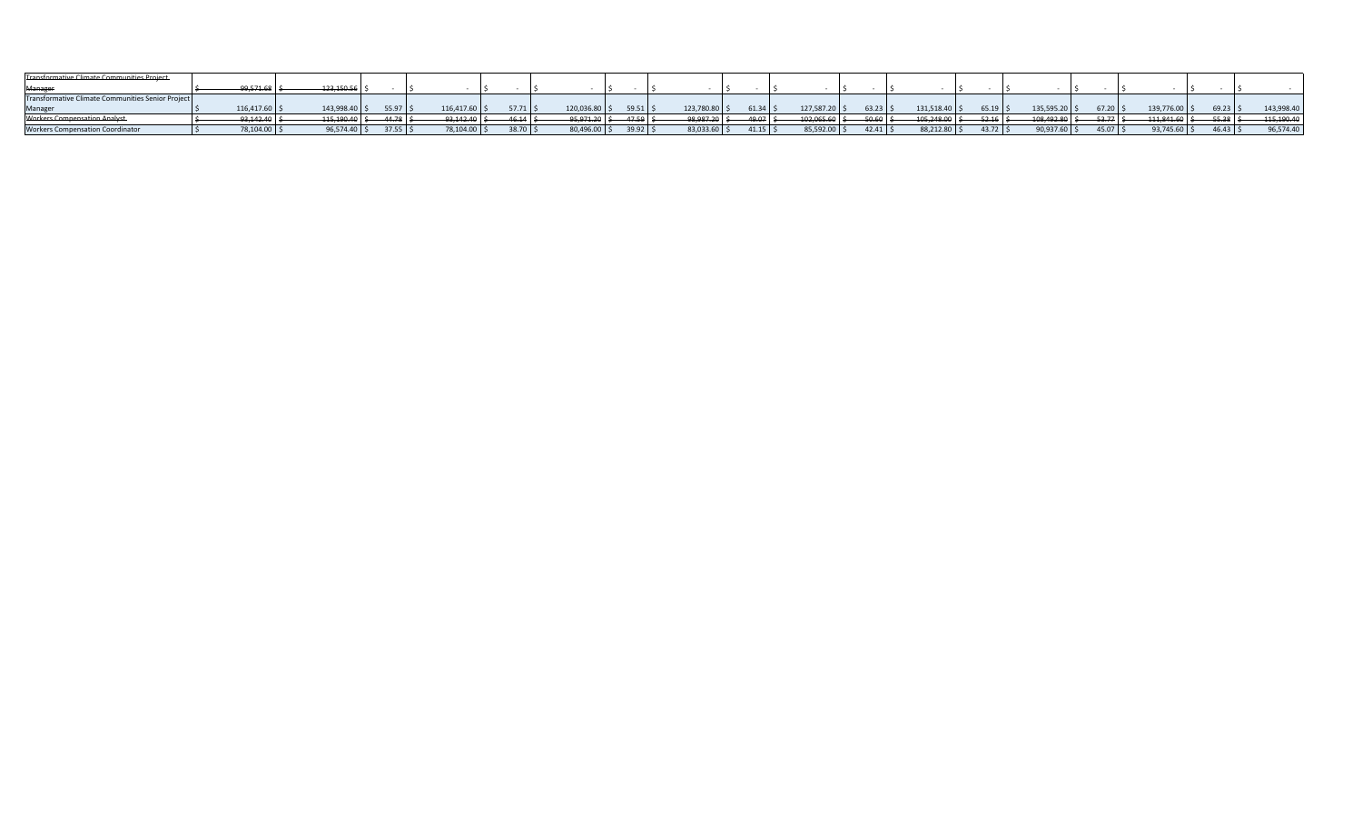| | | | | | | | | | | | | | | | | | | | | |
|---|---|---|---|---|---|---|---|---|---|---|---|---|---|---|---|---|---|---|---|---|
| ~~Transformative Climate Communities Project Manager~~ | ~~$ 99,571.68~~ | ~~$ 123,150.56~~ | $ - | $ - | $ - | $ - | $ - | $ - | $ - | $ - | $ - | $ - | $ - | $ - | $ - | $ - | $ - | $ - | $ - | $ - |
| Transformative Climate Communities Senior Project Manager | $ 116,417.60 | $ 143,998.40 | $ 55.97 | $ 116,417.60 | $ 57.71 | $ 120,036.80 | $ 59.51 | $ 123,780.80 | $ 61.34 | $ 127,587.20 | $ 63.23 | $ 131,518.40 | $ 65.19 | $ 135,595.20 | $ 67.20 | $ 139,776.00 | $ 69.23 | $ 143,998.40 | | |
| ~~Workers Compensation Analyst~~ | ~~$ 93,142.40~~ | ~~$ 115,190.40~~ | ~~$ 44.78~~ | ~~$ 93,142.40~~ | ~~$ 46.14~~ | ~~$ 95,971.20~~ | ~~$ 47.59~~ | ~~$ 98,987.20~~ | ~~$ 49.07~~ | ~~$ 102,065.60~~ | ~~$ 50.60~~ | ~~$ 105,248.00~~ | ~~$ 52.16~~ | ~~$ 108,492.80~~ | ~~$ 53.77~~ | ~~$ 111,841.60~~ | ~~$ 55.38~~ | ~~$ 115,190.40~~ | | |
| Workers Compensation Coordinator | $ 78,104.00 | $ 96,574.40 | $ 37.55 | $ 78,104.00 | $ 38.70 | $ 80,496.00 | $ 39.92 | $ 83,033.60 | $ 41.15 | $ 85,592.00 | $ 42.41 | $ 88,212.80 | $ 43.72 | $ 90,937.60 | $ 45.07 | $ 93,745.60 | $ 46.43 | $ 96,574.40 | | |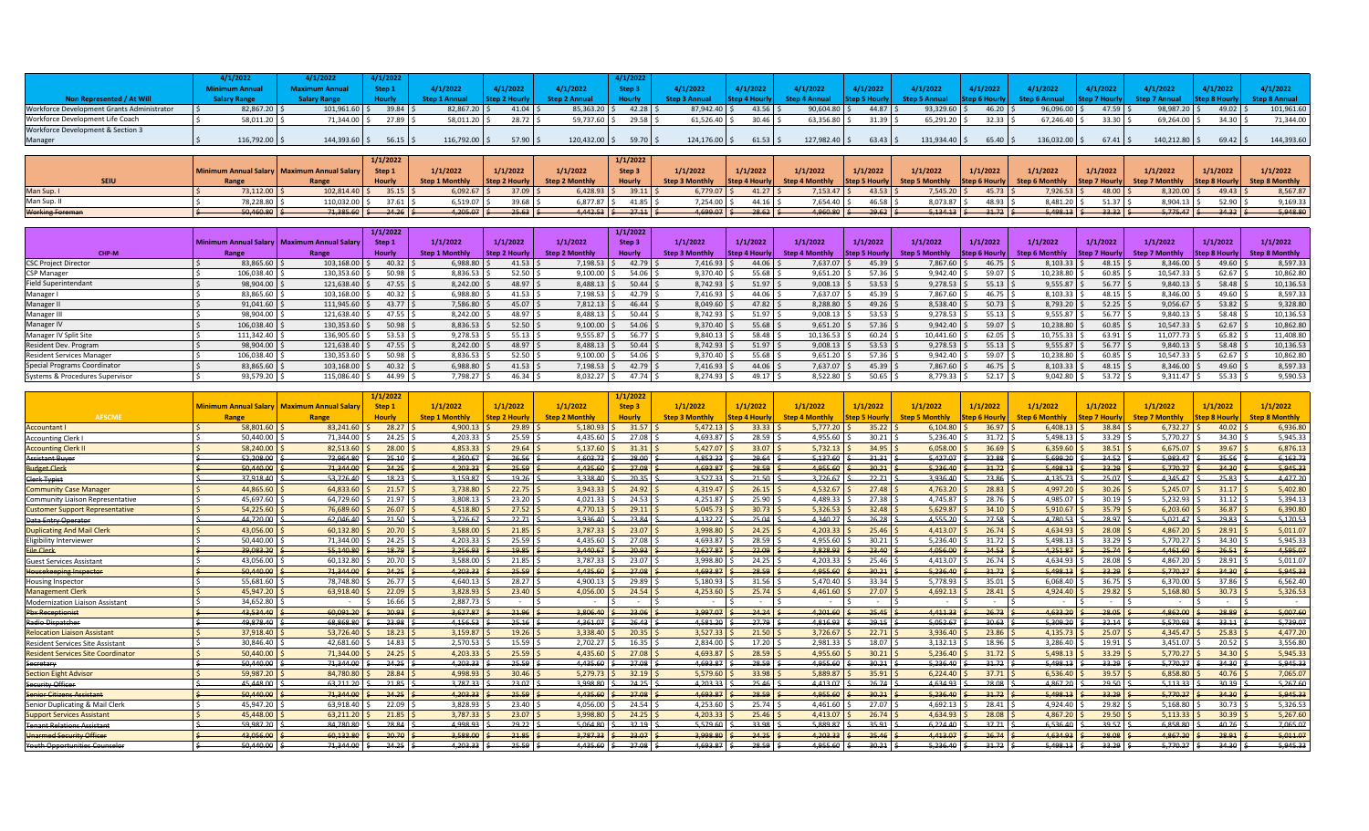| Non Represented / At Will | 4/1/2022 Minimum Annual Salary Range | 4/1/2022 Maximum Annual Salary Range | 4/1/2022 Step 1 Hourly | 4/1/2022 Step 1 Annual | 4/1/2022 Step 2 Hourly | 4/1/2022 Step 2 Annual | 4/1/2022 Step 3 Hourly | 4/1/2022 Step 3 Annual | 4/1/2022 Step 4 Hourly | 4/1/2022 Step 4 Annual | 4/1/2022 Step 5 Hourly | 4/1/2022 Step 5 Annual | 4/1/2022 Step 6 Hourly | 4/1/2022 Step 6 Annual | 4/1/2022 Step 7 Hourly | 4/1/2022 Step 7 Annual | 4/1/2022 Step 8 Hourly | 4/1/2022 Step 8 Annual |
|---|---|---|---|---|---|---|---|---|---|---|---|---|---|---|---|---|---|---|
| Workforce Development Grants Administrator | $ 82,867.20 | $ 101,961.60 | $ 39.84 | $ 82,867.20 | $ 41.04 | $ 85,363.20 | $ 42.28 | $ 87,942.40 | $ 43.56 | $ 90,604.80 | $ 44.87 | $ 93,329.60 | $ 46.20 | $ 96,096.00 | $ 47.59 | $ 98,987.20 | $ 49.02 | $ 101,961.60 |
| Workforce Development Life Coach | $ 58,011.20 | $ 71,344.00 | $ 27.89 | $ 58,011.20 | $ 28.72 | $ 59,737.60 | $ 29.58 | $ 61,526.40 | $ 30.46 | $ 63,356.80 | $ 31.39 | $ 65,291.20 | $ 32.33 | $ 67,246.40 | $ 33.30 | $ 69,264.00 | $ 34.30 | $ 71,344.00 |
| Workforce Development & Section 3 Manager | $ 116,792.00 | $ 144,393.60 | $ 56.15 | $ 116,792.00 | $ 57.90 | $ 120,432.00 | $ 59.70 | $ 124,176.00 | $ 61.53 | $ 127,982.40 | $ 63.43 | $ 131,934.40 | $ 65.40 | $ 136,032.00 | $ 67.41 | $ 140,212.80 | $ 69.42 | $ 144,393.60 |

| SEIU | Minimum Annual Salary Range | Maximum Annual Salary Range | 1/1/2022 Step 1 Hourly | 1/1/2022 Step 1 Monthly | 1/1/2022 Step 2 Hourly | 1/1/2022 Step 2 Monthly | 1/1/2022 Step 3 Hourly | 1/1/2022 Step 3 Monthly | 1/1/2022 Step 4 Hourly | 1/1/2022 Step 4 Monthly | 1/1/2022 Step 5 Hourly | 1/1/2022 Step 5 Monthly | 1/1/2022 Step 6 Hourly | 1/1/2022 Step 6 Monthly | 1/1/2022 Step 7 Hourly | 1/1/2022 Step 7 Monthly | 1/1/2022 Step 8 Hourly | 1/1/2022 Step 8 Monthly |
|---|---|---|---|---|---|---|---|---|---|---|---|---|---|---|---|---|---|---|
| Man Sup. I | $ 73,112.00 | $ 102,814.40 | $ 35.15 | $ 6,092.67 | $ 37.09 | $ 6,428.93 | $ 39.11 | $ 6,779.07 | $ 41.27 | $ 7,153.47 | $ 43.53 | $ 7,545.20 | $ 45.73 | $ 7,926.53 | $ 48.00 | $ 8,320.00 | $ 49.43 | $ 8,567.87 |
| Man Sup. II | $ 78,228.80 | $ 110,032.00 | $ 37.61 | $ 6,519.07 | $ 39.68 | $ 6,877.87 | $ 41.85 | $ 7,254.00 | $ 44.16 | $ 7,654.40 | $ 46.58 | $ 8,073.87 | $ 48.93 | $ 8,481.20 | $ 51.37 | $ 8,904.13 | $ 52.90 | $ 9,169.33 |
| ~~Working Foreman~~ | ~~$ 50,460.80~~ | ~~$ 71,385.60~~ | ~~$ 24.26~~ | ~~$ 4,205.07~~ | ~~$ 25.63~~ | ~~$ 4,442.53~~ | ~~$ 27.11~~ | ~~$ 4,699.07~~ | ~~$ 28.62~~ | ~~$ 4,960.80~~ | ~~$ 29.62~~ | ~~$ 5,134.13~~ | ~~$ 31.72~~ | ~~$ 5,498.13~~ | ~~$ 33.32~~ | ~~$ 5,775.47~~ | ~~$ 34.32~~ | ~~$ 5,948.80~~ |

| CHP-M | Minimum Annual Salary Range | Maximum Annual Salary Range | 1/1/2022 Step 1 Hourly | 1/1/2022 Step 1 Monthly | 1/1/2022 Step 2 Hourly | 1/1/2022 Step 2 Monthly | 1/1/2022 Step 3 Hourly | 1/1/2022 Step 3 Monthly | 1/1/2022 Step 4 Hourly | 1/1/2022 Step 4 Monthly | 1/1/2022 Step 5 Hourly | 1/1/2022 Step 5 Monthly | 1/1/2022 Step 6 Hourly | 1/1/2022 Step 6 Monthly | 1/1/2022 Step 7 Hourly | 1/1/2022 Step 7 Monthly | 1/1/2022 Step 8 Hourly | 1/1/2022 Step 8 Monthly |
|---|---|---|---|---|---|---|---|---|---|---|---|---|---|---|---|---|---|---|
| CSC Project Director | $ 83,865.60 | $ 103,168.00 | $ 40.32 | $ 6,988.80 | $ 41.53 | $ 7,198.53 | $ 42.79 | $ 7,416.93 | $ 44.06 | $ 7,637.07 | $ 45.39 | $ 7,867.60 | $ 46.75 | $ 8,103.33 | $ 48.15 | $ 8,346.00 | $ 49.60 | $ 8,597.33 |
| CSP Manager | $ 106,038.40 | $ 130,353.60 | $ 50.98 | $ 8,836.53 | $ 52.50 | $ 9,100.00 | $ 54.06 | $ 9,370.40 | $ 55.68 | $ 9,651.20 | $ 57.36 | $ 9,942.40 | $ 59.07 | $ 10,238.80 | $ 60.85 | $ 10,547.33 | $ 62.67 | $ 10,862.80 |
| Field Superintendant | $ 98,904.00 | $ 121,638.40 | $ 47.55 | $ 8,242.00 | $ 48.97 | $ 8,488.13 | $ 50.44 | $ 8,742.93 | $ 51.97 | $ 9,008.13 | $ 53.53 | $ 9,278.53 | $ 55.13 | $ 9,555.87 | $ 56.77 | $ 9,840.13 | $ 58.48 | $ 10,136.53 |
| Manager I | $ 83,865.60 | $ 103,168.00 | $ 40.32 | $ 6,988.80 | $ 41.53 | $ 7,198.53 | $ 42.79 | $ 7,416.93 | $ 44.06 | $ 7,637.07 | $ 45.39 | $ 7,867.60 | $ 46.75 | $ 8,103.33 | $ 48.15 | $ 8,346.00 | $ 49.60 | $ 8,597.33 |
| Manager II | $ 91,041.60 | $ 111,945.60 | $ 43.77 | $ 7,586.80 | $ 45.07 | $ 7,812.13 | $ 46.44 | $ 8,049.60 | $ 47.82 | $ 8,288.80 | $ 49.26 | $ 8,538.40 | $ 50.73 | $ 8,793.20 | $ 52.25 | $ 9,056.67 | $ 53.82 | $ 9,328.80 |
| Manager III | $ 98,904.00 | $ 121,638.40 | $ 47.55 | $ 8,242.00 | $ 48.97 | $ 8,488.13 | $ 50.44 | $ 8,742.93 | $ 51.97 | $ 9,008.13 | $ 53.53 | $ 9,278.53 | $ 55.13 | $ 9,555.87 | $ 56.77 | $ 9,840.13 | $ 58.48 | $ 10,136.53 |
| Manager IV | $ 106,038.40 | $ 130,353.60 | $ 50.98 | $ 8,836.53 | $ 52.50 | $ 9,100.00 | $ 54.06 | $ 9,370.40 | $ 55.68 | $ 9,651.20 | $ 57.36 | $ 9,942.40 | $ 59.07 | $ 10,238.80 | $ 60.85 | $ 10,547.33 | $ 62.67 | $ 10,862.80 |
| Manager IV Split Site | $ 111,342.40 | $ 136,905.60 | $ 53.53 | $ 9,278.53 | $ 55.13 | $ 9,555.87 | $ 56.77 | $ 9,840.13 | $ 58.48 | $ 10,136.53 | $ 60.24 | $ 10,441.60 | $ 62.05 | $ 10,755.33 | $ 63.91 | $ 11,077.73 | $ 65.82 | $ 11,408.80 |
| Resident Dev. Program | $ 98,904.00 | $ 121,638.40 | $ 47.55 | $ 8,242.00 | $ 48.97 | $ 8,488.13 | $ 50.44 | $ 8,742.93 | $ 51.97 | $ 9,008.13 | $ 53.53 | $ 9,278.53 | $ 55.13 | $ 9,555.87 | $ 56.77 | $ 9,840.13 | $ 58.48 | $ 10,136.53 |
| Resident Services Manager | $ 106,038.40 | $ 130,353.60 | $ 50.98 | $ 8,836.53 | $ 52.50 | $ 9,100.00 | $ 54.06 | $ 9,370.40 | $ 55.68 | $ 9,651.20 | $ 57.36 | $ 9,942.40 | $ 59.07 | $ 10,238.80 | $ 60.85 | $ 10,547.33 | $ 62.67 | $ 10,862.80 |
| Special Programs Coordinator | $ 83,865.60 | $ 103,168.00 | $ 40.32 | $ 6,988.80 | $ 41.53 | $ 7,198.53 | $ 42.79 | $ 7,416.93 | $ 44.06 | $ 7,637.07 | $ 45.39 | $ 7,867.60 | $ 46.75 | $ 8,103.33 | $ 48.15 | $ 8,346.00 | $ 49.60 | $ 8,597.33 |
| Systems & Procedures Supervisor | $ 93,579.20 | $ 115,086.40 | $ 44.99 | $ 7,798.27 | $ 46.34 | $ 8,032.27 | $ 47.74 | $ 8,274.93 | $ 49.17 | $ 8,522.80 | $ 50.65 | $ 8,779.33 | $ 52.17 | $ 9,042.80 | $ 53.72 | $ 9,311.47 | $ 55.33 | $ 9,590.53 |

| AFSCME | Minimum Annual Salary Range | Maximum Annual Salary Range | 1/1/2022 Step 1 Hourly | 1/1/2022 Step 1 Monthly | 1/1/2022 Step 2 Hourly | 1/1/2022 Step 2 Monthly | 1/1/2022 Step 3 Hourly | 1/1/2022 Step 3 Monthly | 1/1/2022 Step 4 Hourly | 1/1/2022 Step 4 Monthly | 1/1/2022 Step 5 Hourly | 1/1/2022 Step 5 Monthly | 1/1/2022 Step 6 Hourly | 1/1/2022 Step 6 Monthly | 1/1/2022 Step 7 Hourly | 1/1/2022 Step 7 Monthly | 1/1/2022 Step 8 Hourly | 1/1/2022 Step 8 Monthly |
|---|---|---|---|---|---|---|---|---|---|---|---|---|---|---|---|---|---|---|
| Accountant I | $ 58,801.60 | $ 83,241.60 | $ 28.27 | $ 4,900.13 | $ 29.89 | $ 5,180.93 | $ 31.57 | $ 5,472.13 | $ 33.33 | $ 5,777.20 | $ 35.22 | $ 6,104.80 | $ 36.97 | $ 6,408.13 | $ 38.84 | $ 6,732.27 | $ 40.02 | $ 6,936.80 |
| Accounting Clerk I | $ 50,440.00 | $ 71,344.00 | $ 24.25 | $ 4,203.33 | $ 25.59 | $ 4,435.60 | $ 27.08 | $ 4,693.87 | $ 28.59 | $ 4,955.60 | $ 30.21 | $ 5,236.40 | $ 31.72 | $ 5,498.13 | $ 33.29 | $ 5,770.27 | $ 34.30 | $ 5,945.33 |
| Accounting Clerk II | $ 58,240.00 | $ 82,513.60 | $ 28.00 | $ 4,853.33 | $ 29.64 | $ 5,137.60 | $ 31.31 | $ 5,427.07 | $ 33.07 | $ 5,732.13 | $ 34.95 | $ 6,058.00 | $ 36.69 | $ 6,359.60 | $ 38.51 | $ 6,675.07 | $ 39.67 | $ 6,876.13 |
| ~~Assistant Buyer~~ | ~~$ 52,208.00~~ | ~~$ 73,964.80~~ | ~~$ 25.10~~ | ~~$ 4,350.67~~ | ~~$ 26.56~~ | ~~$ 4,603.73~~ | ~~$ 28.06~~ | ~~$ 4,863.73~~ | ~~$ 29.64~~ | ~~$ 5,137.60~~ | ~~$ 31.33~~ | ~~$ 5,430.53~~ | ~~$ 32.88~~ | ~~$ 5,699.20~~ | ~~$ 34.52~~ | ~~$ 5,983.47~~ | ~~$ 35.56~~ | ~~$ 6,163.73~~ |
| ~~Budget Clerk~~ | ~~$ 50,440.00~~ | ~~$ 71,344.00~~ | ~~$ 24.25~~ | ~~$ 4,203.33~~ | ~~$ 25.59~~ | ~~$ 4,435.60~~ | ~~$ 27.08~~ | ~~$ 4,693.87~~ | ~~$ 28.59~~ | ~~$ 4,955.60~~ | ~~$ 30.21~~ | ~~$ 5,236.40~~ | ~~$ 31.72~~ | ~~$ 5,498.13~~ | ~~$ 33.29~~ | ~~$ 5,770.27~~ | ~~$ 34.30~~ | ~~$ 5,945.33~~ |
| ~~Clerk Typist~~ | ~~$ 37,918.40~~ | ~~$ 53,726.40~~ | ~~$ 18.23~~ | ~~$ 3,159.87~~ | ~~$ 19.26~~ | ~~$ 3,338.40~~ | ~~$ 20.35~~ | ~~$ 3,527.33~~ | ~~$ 21.50~~ | ~~$ 3,726.67~~ | ~~$ 22.71~~ | ~~$ 3,936.40~~ | ~~$ 23.86~~ | ~~$ 4,135.73~~ | ~~$ 25.07~~ | ~~$ 4,345.47~~ | ~~$ 25.83~~ | ~~$ 4,477.20~~ |
| Community Case Manager | $ 44,865.60 | $ 64,833.60 | $ 21.57 | $ 3,738.80 | $ 22.75 | $ 3,943.33 | $ 24.92 | $ 4,319.47 | $ 26.15 | $ 4,532.67 | $ 27.48 | $ 4,763.20 | $ 28.83 | $ 4,997.20 | $ 30.26 | $ 5,245.07 | $ 31.17 | $ 5,402.80 |
| Community Liaison Representative | $ 45,697.60 | $ 64,729.60 | $ 21.97 | $ 3,808.13 | $ 23.20 | $ 4,021.33 | $ 24.53 | $ 4,251.87 | $ 25.90 | $ 4,489.33 | $ 27.38 | $ 4,745.87 | $ 28.76 | $ 4,985.07 | $ 30.19 | $ 5,232.93 | $ 31.12 | $ 5,394.13 |
| Customer Support Representative | $ 54,225.60 | $ 76,689.60 | $ 26.07 | $ 4,518.80 | $ 27.52 | $ 4,770.13 | $ 29.11 | $ 5,045.73 | $ 30.73 | $ 5,326.53 | $ 32.48 | $ 5,629.87 | $ 34.10 | $ 5,910.67 | $ 35.79 | $ 6,203.60 | $ 36.87 | $ 6,390.80 |
| ~~Data Entry Operator~~ | ~~$ 44,720.00~~ | ~~$ 62,046.40~~ | ~~$ 21.50~~ | ~~$ 3,726.67~~ | ~~$ 22.71~~ | ~~$ 3,936.40~~ | ~~$ 23.84~~ | ~~$ 4,132.27~~ | ~~$ 25.04~~ | ~~$ 4,340.27~~ | ~~$ 26.28~~ | ~~$ 4,555.20~~ | ~~$ 27.58~~ | ~~$ 4,780.53~~ | ~~$ 28.97~~ | ~~$ 5,021.47~~ | ~~$ 29.83~~ | ~~$ 5,170.53~~ |
| Duplicating And Mail Clerk | $ 43,056.00 | $ 60,132.80 | $ 20.70 | $ 3,588.00 | $ 21.85 | $ 3,787.33 | $ 23.07 | $ 3,998.80 | $ 24.25 | $ 4,203.33 | $ 25.46 | $ 4,413.07 | $ 26.74 | $ 4,634.93 | $ 28.08 | $ 4,867.20 | $ 28.91 | $ 5,011.07 |
| Eligibility Interviewer | $ 50,440.00 | $ 71,344.00 | $ 24.25 | $ 4,203.33 | $ 25.59 | $ 4,435.60 | $ 27.08 | $ 4,693.87 | $ 28.59 | $ 4,955.60 | $ 30.21 | $ 5,236.40 | $ 31.72 | $ 5,498.13 | $ 33.29 | $ 5,770.27 | $ 34.30 | $ 5,945.33 |
| ~~File Clerk~~ | ~~$ 39,083.20~~ | ~~$ 55,140.80~~ | ~~$ 18.79~~ | ~~$ 3,256.93~~ | ~~$ 19.85~~ | ~~$ 3,440.67~~ | ~~$ 20.93~~ | ~~$ 3,627.87~~ | ~~$ 22.09~~ | ~~$ 3,828.93~~ | ~~$ 23.40~~ | ~~$ 4,056.00~~ | ~~$ 24.53~~ | ~~$ 4,251.87~~ | ~~$ 25.74~~ | ~~$ 4,461.60~~ | ~~$ 26.51~~ | ~~$ 4,595.07~~ |
| Guest Services Assistant | $ 43,056.00 | $ 60,132.80 | $ 20.70 | $ 3,588.00 | $ 21.85 | $ 3,787.33 | $ 23.07 | $ 3,998.80 | $ 24.25 | $ 4,203.33 | $ 25.46 | $ 4,413.07 | $ 26.74 | $ 4,634.93 | $ 28.08 | $ 4,867.20 | $ 28.91 | $ 5,011.07 |
| ~~Housekeeping Inspector~~ | ~~$ 50,440.00~~ | ~~$ 71,344.00~~ | ~~$ 24.25~~ | ~~$ 4,203.33~~ | ~~$ 25.59~~ | ~~$ 4,435.60~~ | ~~$ 27.08~~ | ~~$ 4,693.87~~ | ~~$ 28.59~~ | ~~$ 4,955.60~~ | ~~$ 30.21~~ | ~~$ 5,236.40~~ | ~~$ 31.72~~ | ~~$ 5,498.13~~ | ~~$ 33.29~~ | ~~$ 5,770.27~~ | ~~$ 34.30~~ | ~~$ 5,945.33~~ |
| Housing Inspector | $ 55,681.60 | $ 78,748.80 | $ 26.77 | $ 4,640.13 | $ 28.27 | $ 4,900.13 | $ 29.89 | $ 5,180.93 | $ 31.56 | $ 5,470.40 | $ 33.34 | $ 5,778.93 | $ 35.01 | $ 6,068.40 | $ 36.75 | $ 6,370.00 | $ 37.86 | $ 6,562.40 |
| Management Clerk | $ 45,947.20 | $ 63,918.40 | $ 22.09 | $ 3,828.93 | $ 23.40 | $ 4,056.00 | $ 24.54 | $ 4,253.60 | $ 25.74 | $ 4,461.60 | $ 27.07 | $ 4,692.13 | $ 28.41 | $ 4,924.40 | $ 29.82 | $ 5,168.80 | $ 30.73 | $ 5,326.53 |
| Modernization Liaison Assistant | $ 34,652.80 | $ - | $ 16.66 | $ 2,887.73 | $ - | $ - | $ - | $ - | $ - | $ - | $ - | $ - | $ - | $ - | $ - | $ - | $ - | $ - |
| ~~Pbx Receptionist~~ | ~~$ 43,534.40~~ | ~~$ 60,091.20~~ | ~~$ 20.93~~ | ~~$ 3,627.87~~ | ~~$ 21.96~~ | ~~$ 3,806.40~~ | ~~$ 23.06~~ | ~~$ 3,997.07~~ | ~~$ 24.24~~ | ~~$ 4,201.60~~ | ~~$ 25.45~~ | ~~$ 4,411.33~~ | ~~$ 26.73~~ | ~~$ 4,633.20~~ | ~~$ 28.05~~ | ~~$ 4,862.00~~ | ~~$ 28.89~~ | ~~$ 5,007.60~~ |
| ~~Radio Dispatcher~~ | ~~$ 49,878.40~~ | ~~$ 68,868.80~~ | ~~$ 23.98~~ | ~~$ 4,156.53~~ | ~~$ 25.16~~ | ~~$ 4,361.07~~ | ~~$ 26.43~~ | ~~$ 4,581.20~~ | ~~$ 27.79~~ | ~~$ 4,816.93~~ | ~~$ 29.15~~ | ~~$ 5,052.67~~ | ~~$ 30.63~~ | ~~$ 5,309.20~~ | ~~$ 32.14~~ | ~~$ 5,570.93~~ | ~~$ 33.11~~ | ~~$ 5,739.07~~ |
| Relocation Liaison Assistant | $ 37,918.40 | $ 53,726.40 | $ 18.23 | $ 3,159.87 | $ 19.26 | $ 3,338.40 | $ 20.35 | $ 3,527.33 | $ 21.50 | $ 3,726.67 | $ 22.71 | $ 3,936.40 | $ 23.86 | $ 4,135.73 | $ 25.07 | $ 4,345.47 | $ 25.83 | $ 4,477.20 |
| Resident Services Site Assistant | $ 30,846.40 | $ 42,681.60 | $ 14.83 | $ 2,570.53 | $ 15.59 | $ 2,702.27 | $ 16.35 | $ 2,834.00 | $ 17.20 | $ 2,981.33 | $ 18.07 | $ 3,132.13 | $ 18.96 | $ 3,286.40 | $ 19.91 | $ 3,451.07 | $ 20.52 | $ 3,556.80 |
| Resident Services Site Coordinator | $ 50,440.00 | $ 71,344.00 | $ 24.25 | $ 4,203.33 | $ 25.59 | $ 4,435.60 | $ 27.08 | $ 4,693.87 | $ 28.59 | $ 4,955.60 | $ 30.21 | $ 5,236.40 | $ 31.72 | $ 5,498.13 | $ 33.29 | $ 5,770.27 | $ 34.30 | $ 5,945.33 |
| ~~Secretary~~ | ~~$ 50,440.00~~ | ~~$ 71,344.00~~ | ~~$ 24.25~~ | ~~$ 4,203.33~~ | ~~$ 25.59~~ | ~~$ 4,435.60~~ | ~~$ 27.08~~ | ~~$ 4,693.87~~ | ~~$ 28.59~~ | ~~$ 4,955.60~~ | ~~$ 30.21~~ | ~~$ 5,236.40~~ | ~~$ 31.72~~ | ~~$ 5,498.13~~ | ~~$ 33.29~~ | ~~$ 5,770.27~~ | ~~$ 34.30~~ | ~~$ 5,945.33~~ |
| Section Eight Advisor | $ 59,987.20 | $ 84,780.80 | $ 28.84 | $ 4,998.93 | $ 30.46 | $ 5,279.73 | $ 32.19 | $ 5,579.60 | $ 33.98 | $ 5,889.87 | $ 35.91 | $ 6,224.40 | $ 37.71 | $ 6,536.40 | $ 39.57 | $ 6,858.80 | $ 40.76 | $ 7,065.07 |
| ~~Security Officer~~ | ~~$ 45,448.00~~ | ~~$ 63,211.20~~ | ~~$ 21.85~~ | ~~$ 3,787.33~~ | ~~$ 23.07~~ | ~~$ 3,998.80~~ | ~~$ 24.25~~ | ~~$ 4,203.33~~ | ~~$ 25.46~~ | ~~$ 4,413.07~~ | ~~$ 26.74~~ | ~~$ 4,634.93~~ | ~~$ 28.08~~ | ~~$ 4,867.20~~ | ~~$ 29.50~~ | ~~$ 5,113.33~~ | ~~$ 30.39~~ | ~~$ 5,267.60~~ |
| ~~Senior Citizens Assistant~~ | ~~$ 50,440.00~~ | ~~$ 71,344.00~~ | ~~$ 24.25~~ | ~~$ 4,203.33~~ | ~~$ 25.59~~ | ~~$ 4,435.60~~ | ~~$ 27.08~~ | ~~$ 4,693.87~~ | ~~$ 28.59~~ | ~~$ 4,955.60~~ | ~~$ 30.21~~ | ~~$ 5,236.40~~ | ~~$ 31.72~~ | ~~$ 5,498.13~~ | ~~$ 33.29~~ | ~~$ 5,770.27~~ | ~~$ 34.30~~ | ~~$ 5,945.33~~ |
| Senior Duplicating & Mail Clerk | $ 45,947.20 | $ 63,918.40 | $ 22.09 | $ 3,828.93 | $ 23.40 | $ 4,056.00 | $ 24.54 | $ 4,253.60 | $ 25.74 | $ 4,461.60 | $ 27.07 | $ 4,692.13 | $ 28.41 | $ 4,924.40 | $ 29.82 | $ 5,168.80 | $ 30.73 | $ 5,326.53 |
| Support Services Assistant | $ 45,448.00 | $ 63,211.20 | $ 21.85 | $ 3,787.33 | $ 23.07 | $ 3,998.80 | $ 24.25 | $ 4,203.33 | $ 25.46 | $ 4,413.07 | $ 26.74 | $ 4,634.93 | $ 28.08 | $ 4,867.20 | $ 29.50 | $ 5,113.33 | $ 30.39 | $ 5,267.60 |
| ~~Tenant Relations Assistant~~ | ~~$ 59,987.20~~ | ~~$ 84,780.80~~ | ~~$ 28.84~~ | ~~$ 4,998.93~~ | ~~$ 29.22~~ | ~~$ 5,064.80~~ | ~~$ 32.19~~ | ~~$ 5,579.60~~ | ~~$ 33.98~~ | ~~$ 5,889.87~~ | ~~$ 35.91~~ | ~~$ 6,224.40~~ | ~~$ 37.71~~ | ~~$ 6,536.40~~ | ~~$ 39.57~~ | ~~$ 6,858.80~~ | ~~$ 40.76~~ | ~~$ 7,065.07~~ |
| ~~Unarmed Security Officer~~ | ~~$ 43,056.00~~ | ~~$ 60,132.80~~ | ~~$ 20.70~~ | ~~$ 3,588.00~~ | ~~$ 21.85~~ | ~~$ 3,787.33~~ | ~~$ 23.07~~ | ~~$ 3,998.80~~ | ~~$ 24.25~~ | ~~$ 4,203.33~~ | ~~$ 25.46~~ | ~~$ 4,413.07~~ | ~~$ 26.74~~ | ~~$ 4,634.93~~ | ~~$ 28.08~~ | ~~$ 4,867.20~~ | ~~$ 28.91~~ | ~~$ 5,011.07~~ |
| ~~Youth Opportunities Counselor~~ | ~~$ 50,440.00~~ | ~~$ 71,344.00~~ | ~~$ 24.25~~ | ~~$ 4,203.33~~ | ~~$ 25.59~~ | ~~$ 4,435.60~~ | ~~$ 27.08~~ | ~~$ 4,693.87~~ | ~~$ 28.59~~ | ~~$ 4,955.60~~ | ~~$ 30.21~~ | ~~$ 5,236.40~~ | ~~$ 31.72~~ | ~~$ 5,498.13~~ | ~~$ 33.29~~ | ~~$ 5,770.27~~ | ~~$ 34.30~~ | ~~$ 5,945.33~~ |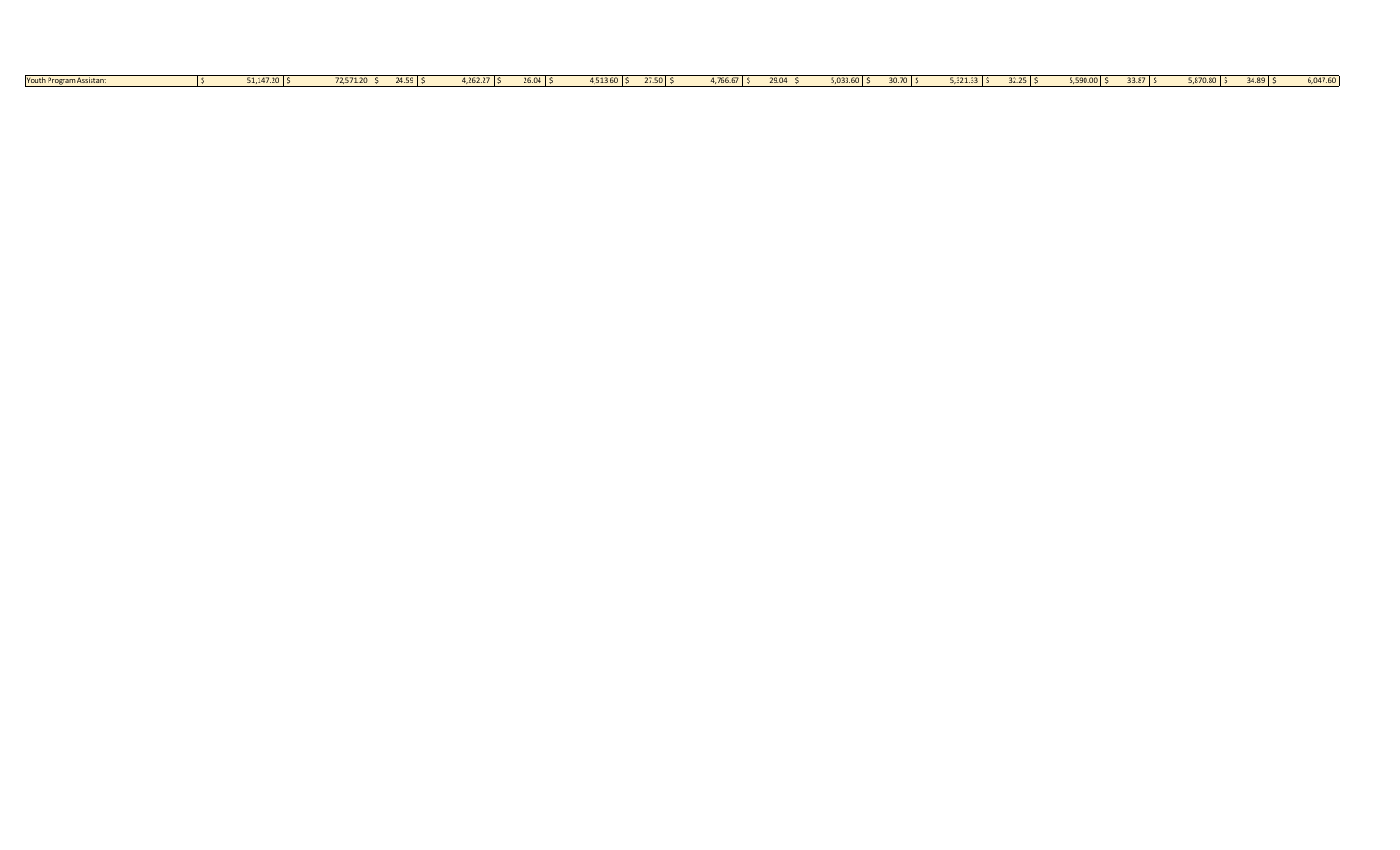| Youth Program Assistant | $ 51,147.20 | $ 72,571.20 | $ 24.59 | $ 4,262.27 | $ 26.04 | $ 4,513.60 | $ 27.50 | $ 4,766.67 | $ 29.04 | $ 5,033.60 | $ 30.70 | $ 5,321.33 | $ 32.25 | $ 5,590.00 | $ 33.87 | $ 5,870.80 | $ 34.89 | $ 6,047.60 |
|---|---|---|---|---|---|---|---|---|---|---|---|---|---|---|---|---|---|---|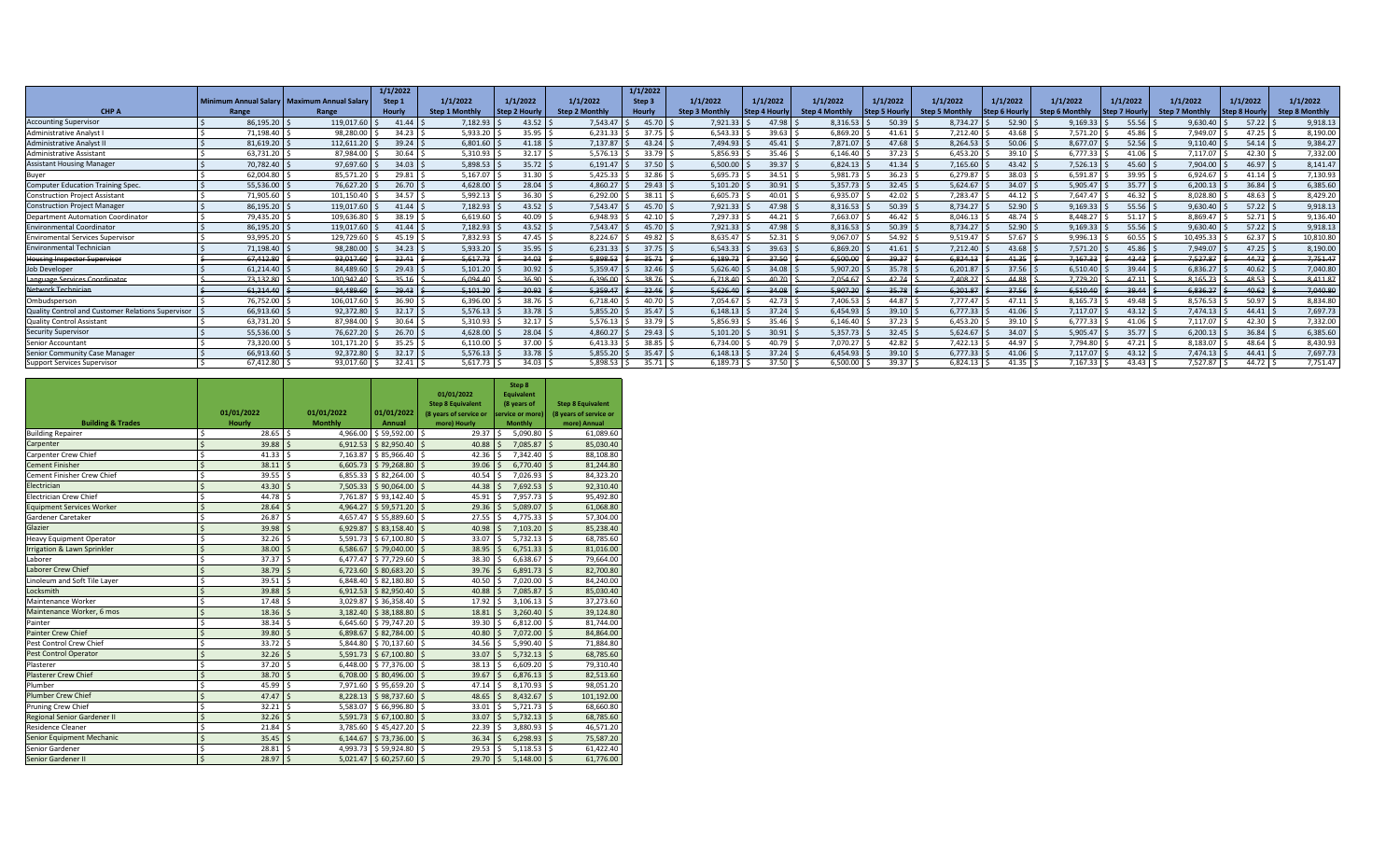| CHP A | Minimum Annual Salary Range | Maximum Annual Salary Range | 1/1/2022 Step 1 Hourly | 1/1/2022 Step 1 Monthly | 1/1/2022 Step 2 Hourly | 1/1/2022 Step 2 Monthly | 1/1/2022 Step 3 Hourly | 1/1/2022 Step 3 Monthly | 1/1/2022 Step 4 Hourly | 1/1/2022 Step 4 Monthly | 1/1/2022 Step 5 Hourly | 1/1/2022 Step 5 Monthly | 1/1/2022 Step 6 Hourly | 1/1/2022 Step 6 Monthly | 1/1/2022 Step 7 Hourly | 1/1/2022 Step 7 Monthly | 1/1/2022 Step 8 Hourly | 1/1/2022 Step 8 Monthly |
|---|---|---|---|---|---|---|---|---|---|---|---|---|---|---|---|---|---|---|
| Accounting Supervisor | $ 86,195.20 | $ 119,017.60 | $ 41.44 | $ 7,182.93 | $ 43.52 | $ 7,543.47 | $ 45.70 | $ 7,921.33 | $ 47.98 | $ 8,316.53 | $ 50.39 | $ 8,734.27 | $ 52.90 | $ 9,169.33 | $ 55.56 | $ 9,630.40 | $ 57.22 | $ 9,918.13 |
| Administrative Analyst I | $ 71,198.40 | $ 98,280.00 | $ 34.23 | $ 5,933.20 | $ 35.95 | $ 6,231.33 | $ 37.75 | $ 6,543.33 | $ 39.63 | $ 6,869.20 | $ 41.61 | $ 7,212.40 | $ 43.68 | $ 7,571.20 | $ 45.86 | $ 7,949.07 | $ 47.25 | $ 8,190.00 |
| Administrative Analyst II | $ 81,619.20 | $ 112,611.20 | $ 39.24 | $ 6,801.60 | $ 41.18 | $ 7,137.87 | $ 43.24 | $ 7,494.93 | $ 45.41 | $ 7,871.07 | $ 47.68 | $ 8,264.53 | $ 50.06 | $ 8,677.07 | $ 52.56 | $ 9,110.40 | $ 54.14 | $ 9,384.27 |
| Administrative Assistant | $ 63,731.20 | $ 87,984.00 | $ 30.64 | $ 5,310.93 | $ 32.17 | $ 5,576.13 | $ 33.79 | $ 5,856.93 | $ 35.46 | $ 6,146.40 | $ 37.23 | $ 6,453.20 | $ 39.10 | $ 6,777.33 | $ 41.06 | $ 7,117.07 | $ 42.30 | $ 7,332.00 |
| Assistant Housing Manager | $ 70,782.40 | $ 97,697.60 | $ 34.03 | $ 5,898.53 | $ 35.72 | $ 6,191.47 | $ 37.50 | $ 6,500.00 | $ 39.37 | $ 6,824.13 | $ 41.34 | $ 7,165.60 | $ 43.42 | $ 7,526.13 | $ 45.60 | $ 7,904.00 | $ 46.97 | $ 8,141.47 |
| Buyer | $ 62,004.80 | $ 85,571.20 | $ 29.81 | $ 5,167.07 | $ 31.30 | $ 5,425.33 | $ 32.86 | $ 5,695.73 | $ 34.51 | $ 5,981.73 | $ 36.23 | $ 6,279.87 | $ 38.03 | $ 6,591.87 | $ 39.95 | $ 6,924.67 | $ 41.14 | $ 7,130.93 |
| Computer Education Training Spec. | $ 55,536.00 | $ 76,627.20 | $ 26.70 | $ 4,628.00 | $ 28.04 | $ 4,860.27 | $ 29.43 | $ 5,101.20 | $ 30.91 | $ 5,357.73 | $ 32.45 | $ 5,624.67 | $ 34.07 | $ 5,905.47 | $ 35.77 | $ 6,200.13 | $ 36.84 | $ 6,385.60 |
| Construction Project Assistant | $ 71,905.60 | $ 101,150.40 | $ 34.57 | $ 5,992.13 | $ 36.30 | $ 6,292.00 | $ 38.11 | $ 6,605.73 | $ 40.01 | $ 6,935.07 | $ 42.02 | $ 7,283.47 | $ 44.12 | $ 7,647.47 | $ 46.32 | $ 8,028.80 | $ 48.63 | $ 8,429.20 |
| Construction Project Manager | $ 86,195.20 | $ 119,017.60 | $ 41.44 | $ 7,182.93 | $ 43.52 | $ 7,543.47 | $ 45.70 | $ 7,921.33 | $ 47.98 | $ 8,316.53 | $ 50.39 | $ 8,734.27 | $ 52.90 | $ 9,169.33 | $ 55.56 | $ 9,630.40 | $ 57.22 | $ 9,918.13 |
| Department Automation Coordinator | $ 79,435.20 | $ 109,636.80 | $ 38.19 | $ 6,619.60 | $ 40.09 | $ 6,948.93 | $ 42.10 | $ 7,297.33 | $ 44.21 | $ 7,663.07 | $ 46.42 | $ 8,046.13 | $ 48.74 | $ 8,448.27 | $ 51.17 | $ 8,869.47 | $ 52.71 | $ 9,136.40 |
| Environmental Coordinator | $ 86,195.20 | $ 119,017.60 | $ 41.44 | $ 7,182.93 | $ 43.52 | $ 7,543.47 | $ 45.70 | $ 7,921.33 | $ 47.98 | $ 8,316.53 | $ 50.39 | $ 8,734.27 | $ 52.90 | $ 9,169.33 | $ 55.56 | $ 9,630.40 | $ 57.22 | $ 9,918.13 |
| Enviromental Services Supervisor | $ 93,995.20 | $ 129,729.60 | $ 45.19 | $ 7,832.93 | $ 47.45 | $ 8,224.67 | $ 49.82 | $ 8,635.47 | $ 52.31 | $ 9,067.07 | $ 54.92 | $ 9,519.47 | $ 57.67 | $ 9,996.13 | $ 60.55 | $ 10,495.33 | $ 62.37 | $ 10,810.80 |
| Environmental Technician | $ 71,198.40 | $ 98,280.00 | $ 34.23 | $ 5,933.20 | $ 35.95 | $ 6,231.33 | $ 37.75 | $ 6,543.33 | $ 39.63 | $ 6,869.20 | $ 41.61 | $ 7,212.40 | $ 43.68 | $ 7,571.20 | $ 45.86 | $ 7,949.07 | $ 47.25 | $ 8,190.00 |
| ~~Housing Inspector Supervisor~~ | ~~$ 67,412.80~~ | ~~$ 93,017.60~~ | ~~$ 32.41~~ | ~~$ 5,617.73~~ | ~~$ 34.03~~ | ~~$ 5,898.53~~ | ~~$ 35.71~~ | ~~$ 6,189.73~~ | ~~$ 37.50~~ | ~~$ 6,500.00~~ | ~~$ 39.37~~ | ~~$ 6,824.13~~ | ~~$ 41.35~~ | ~~$ 7,167.33~~ | ~~$ 43.43~~ | ~~$ 7,527.87~~ | ~~$ 44.72~~ | ~~$ 7,751.47~~ |
| Job Developer | $ 61,214.40 | $ 84,489.60 | $ 29.43 | $ 5,101.20 | $ 30.92 | $ 5,359.47 | $ 32.46 | $ 5,626.40 | $ 34.08 | $ 5,907.20 | $ 35.78 | $ 6,201.87 | $ 37.56 | $ 6,510.40 | $ 39.44 | $ 6,836.27 | $ 40.62 | $ 7,040.80 |
| ~~Language Services Coordinator~~ | ~~$ 73,132.80~~ | ~~$ 100,942.40~~ | ~~$ 35.16~~ | ~~$ 6,094.40~~ | ~~$ 36.90~~ | ~~$ 6,396.00~~ | ~~$ 38.76~~ | ~~$ 6,718.40~~ | ~~$ 40.70~~ | ~~$ 7,054.67~~ | ~~$ 42.74~~ | ~~$ 7,408.27~~ | ~~$ 44.88~~ | ~~$ 7,779.20~~ | ~~$ 47.11~~ | ~~$ 8,165.73~~ | ~~$ 48.53~~ | ~~$ 8,411.87~~ |
| ~~Network Technician~~ | ~~$ 61,214.40~~ | ~~$ 84,489.60~~ | ~~$ 29.43~~ | ~~$ 5,101.20~~ | ~~$ 30.92~~ | ~~$ 5,359.47~~ | ~~$ 32.46~~ | ~~$ 5,626.40~~ | ~~$ 34.08~~ | ~~$ 5,907.20~~ | ~~$ 35.78~~ | ~~$ 6,201.87~~ | ~~$ 37.56~~ | ~~$ 6,510.40~~ | ~~$ 39.44~~ | ~~$ 6,836.27~~ | ~~$ 40.62~~ | ~~$ 7,040.80~~ |
| Ombudsperson | $ 76,752.00 | $ 106,017.60 | $ 36.90 | $ 6,396.00 | $ 38.76 | $ 6,718.40 | $ 40.70 | $ 7,054.67 | $ 42.73 | $ 7,406.53 | $ 44.87 | $ 7,777.47 | $ 47.11 | $ 8,165.73 | $ 49.48 | $ 8,576.53 | $ 50.97 | $ 8,834.80 |
| Quality Control and Customer Relations Supervisor | $ 66,913.60 | $ 92,372.80 | $ 32.17 | $ 5,576.13 | $ 33.78 | $ 5,855.20 | $ 35.47 | $ 6,148.13 | $ 37.24 | $ 6,454.93 | $ 39.10 | $ 6,777.33 | $ 41.06 | $ 7,117.07 | $ 43.12 | $ 7,474.13 | $ 44.41 | $ 7,697.73 |
| Quality Control Assistant | $ 63,731.20 | $ 87,984.00 | $ 30.64 | $ 5,310.93 | $ 32.17 | $ 5,576.13 | $ 33.79 | $ 5,856.93 | $ 35.46 | $ 6,146.40 | $ 37.23 | $ 6,453.20 | $ 39.10 | $ 6,777.33 | $ 41.06 | $ 7,117.07 | $ 42.30 | $ 7,332.00 |
| Security Supervisor | $ 55,536.00 | $ 76,627.20 | $ 26.70 | $ 4,628.00 | $ 28.04 | $ 4,860.27 | $ 29.43 | $ 5,101.20 | $ 30.91 | $ 5,357.73 | $ 32.45 | $ 5,624.67 | $ 34.07 | $ 5,905.47 | $ 35.77 | $ 6,200.13 | $ 36.84 | $ 6,385.60 |
| Senior Accountant | $ 73,320.00 | $ 101,171.20 | $ 35.25 | $ 6,110.00 | $ 37.00 | $ 6,413.33 | $ 38.85 | $ 6,734.00 | $ 40.79 | $ 7,070.27 | $ 42.82 | $ 7,422.13 | $ 44.97 | $ 7,794.80 | $ 47.21 | $ 8,183.07 | $ 48.64 | $ 8,430.93 |
| Senior Community Case Manager | $ 66,913.60 | $ 92,372.80 | $ 32.17 | $ 5,576.13 | $ 33.78 | $ 5,855.20 | $ 35.47 | $ 6,148.13 | $ 37.24 | $ 6,454.93 | $ 39.10 | $ 6,777.33 | $ 41.06 | $ 7,117.07 | $ 43.12 | $ 7,474.13 | $ 44.41 | $ 7,697.73 |
| Support Services Supervisor | $ 67,412.80 | $ 93,017.60 | $ 32.41 | $ 5,617.73 | $ 34.03 | $ 5,898.53 | $ 35.71 | $ 6,189.73 | $ 37.50 | $ 6,500.00 | $ 39.37 | $ 6,824.13 | $ 41.35 | $ 7,167.33 | $ 43.43 | $ 7,527.87 | $ 44.72 | $ 7,751.47 |

| Building & Trades | 01/01/2022 Hourly | 01/01/2022 Monthly | 01/01/2022 Annual | 01/01/2022 Step 8 Equivalent (8 years of service or more) Hourly | Step 8 Equivalent (8 years of service or more) Monthly | Step 8 Equivalent (8 years of service or more) Annual |
|---|---|---|---|---|---|---|
| Building Repairer | $ 28.65 | $ 4,966.00 | $ 59,592.00 | $ 29.37 | $ 5,090.80 | $ 61,089.60 |
| Carpenter | $ 39.88 | $ 6,912.53 | $ 82,950.40 | $ 40.88 | $ 7,085.87 | $ 85,030.40 |
| Carpenter Crew Chief | $ 41.33 | $ 7,163.87 | $ 85,966.40 | $ 42.36 | $ 7,342.40 | $ 88,108.80 |
| Cement Finisher | $ 38.11 | $ 6,605.73 | $ 79,268.80 | $ 39.06 | $ 6,770.40 | $ 81,244.80 |
| Cement Finisher Crew Chief | $ 39.55 | $ 6,855.33 | $ 82,264.00 | $ 40.54 | $ 7,026.93 | $ 84,323.20 |
| Electrician | $ 43.30 | $ 7,505.33 | $ 90,064.00 | $ 44.38 | $ 7,692.53 | $ 92,310.40 |
| Electrician Crew Chief | $ 44.78 | $ 7,761.87 | $ 93,142.40 | $ 45.91 | $ 7,957.73 | $ 95,492.80 |
| Equipment Services Worker | $ 28.64 | $ 4,964.27 | $ 59,571.20 | $ 29.36 | $ 5,089.07 | $ 61,068.80 |
| Gardener Caretaker | $ 26.87 | $ 4,657.47 | $ 55,889.60 | $ 27.55 | $ 4,775.33 | $ 57,304.00 |
| Glazier | $ 39.98 | $ 6,929.87 | $ 83,158.40 | $ 40.98 | $ 7,103.20 | $ 85,238.40 |
| Heavy Equipment Operator | $ 32.26 | $ 5,591.73 | $ 67,100.80 | $ 33.07 | $ 5,732.13 | $ 68,785.60 |
| Irrigation & Lawn Sprinkler | $ 38.00 | $ 6,586.67 | $ 79,040.00 | $ 38.95 | $ 6,751.33 | $ 81,016.00 |
| Laborer | $ 37.37 | $ 6,477.47 | $ 77,729.60 | $ 38.30 | $ 6,638.67 | $ 79,664.00 |
| Laborer Crew Chief | $ 38.79 | $ 6,723.60 | $ 80,683.20 | $ 39.76 | $ 6,891.73 | $ 82,700.80 |
| Linoleum and Soft Tile Layer | $ 39.51 | $ 6,848.40 | $ 82,180.80 | $ 40.50 | $ 7,020.00 | $ 84,240.00 |
| Locksmith | $ 39.88 | $ 6,912.53 | $ 82,950.40 | $ 40.88 | $ 7,085.87 | $ 85,030.40 |
| Maintenance Worker | $ 17.48 | $ 3,029.87 | $ 36,358.40 | $ 17.92 | $ 3,106.13 | $ 37,273.60 |
| Maintenance Worker, 6 mos | $ 18.36 | $ 3,182.40 | $ 38,188.80 | $ 18.81 | $ 3,260.40 | $ 39,124.80 |
| Painter | $ 38.34 | $ 6,645.60 | $ 79,747.20 | $ 39.30 | $ 6,812.00 | $ 81,744.00 |
| Painter Crew Chief | $ 39.80 | $ 6,898.67 | $ 82,784.00 | $ 40.80 | $ 7,072.00 | $ 84,864.00 |
| Pest Control Crew Chief | $ 33.72 | $ 5,844.80 | $ 70,137.60 | $ 34.56 | $ 5,990.40 | $ 71,884.80 |
| Pest Control Operator | $ 32.26 | $ 5,591.73 | $ 67,100.80 | $ 33.07 | $ 5,732.13 | $ 68,785.60 |
| Plasterer | $ 37.20 | $ 6,448.00 | $ 77,376.00 | $ 38.13 | $ 6,609.20 | $ 79,310.40 |
| Plasterer Crew Chief | $ 38.70 | $ 6,708.00 | $ 80,496.00 | $ 39.67 | $ 6,876.13 | $ 82,513.60 |
| Plumber | $ 45.99 | $ 7,971.60 | $ 95,659.20 | $ 47.14 | $ 8,170.93 | $ 98,051.20 |
| Plumber Crew Chief | $ 47.47 | $ 8,228.13 | $ 98,737.60 | $ 48.65 | $ 8,432.67 | $ 101,192.00 |
| Pruning Crew Chief | $ 32.21 | $ 5,583.07 | $ 66,996.80 | $ 33.01 | $ 5,721.73 | $ 68,660.80 |
| Regional Senior Gardener II | $ 32.26 | $ 5,591.73 | $ 67,100.80 | $ 33.07 | $ 5,732.13 | $ 68,785.60 |
| Residence Cleaner | $ 21.84 | $ 3,785.60 | $ 45,427.20 | $ 22.39 | $ 3,880.93 | $ 46,571.20 |
| Senior Equipment Mechanic | $ 35.45 | $ 6,144.67 | $ 73,736.00 | $ 36.34 | $ 6,298.93 | $ 75,587.20 |
| Senior Gardener | $ 28.81 | $ 4,993.73 | $ 59,924.80 | $ 29.53 | $ 5,118.53 | $ 61,422.40 |
| Senior Gardener II | $ 28.97 | $ 5,021.47 | $ 60,257.60 | $ 29.70 | $ 5,148.00 | $ 61,776.00 |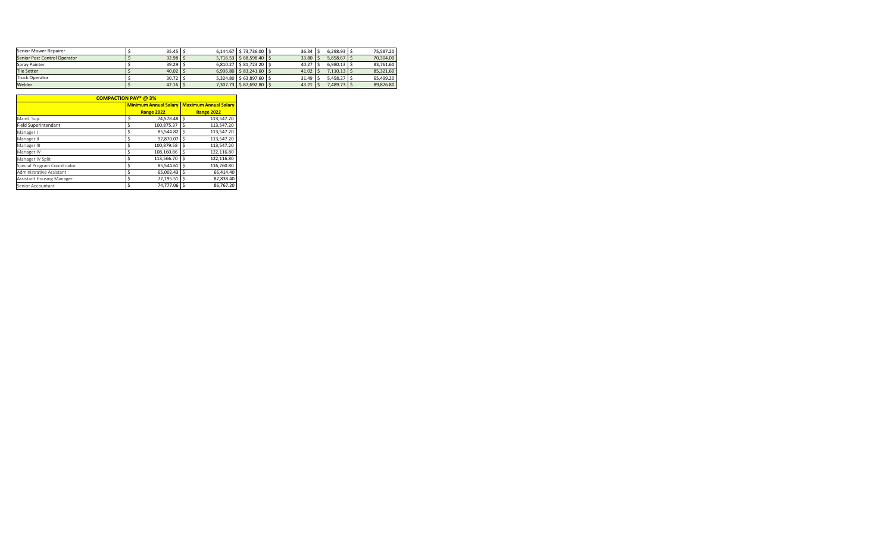| | | | | | | |
|---|---|---|---|---|---|---|
| Senior Mower Repairer | $ 35.45 | $ 6,144.67 | $ 73,736.00 | $ 36.34 | $ 6,298.93 | $ 75,587.20 |
| Senior Pest Control Operator | $ 32.98 | $ 5,716.53 | $ 68,598.40 | $ 33.80 | $ 5,858.67 | $ 70,304.00 |
| Spray Painter | $ 39.29 | $ 6,810.27 | $ 81,723.20 | $ 40.27 | $ 6,980.13 | $ 83,761.60 |
| Tile Setter | $ 40.02 | $ 6,936.80 | $ 83,241.60 | $ 41.02 | $ 7,110.13 | $ 85,321.60 |
| Truck Operator | $ 30.72 | $ 5,324.80 | $ 63,897.60 | $ 31.49 | $ 5,458.27 | $ 65,499.20 |
| Welder | $ 42.16 | $ 7,307.73 | $ 87,692.80 | $ 43.21 | $ 7,489.73 | $ 89,876.80 |

| COMPACTION PAY* @ 3% | | |
|---|---|---|
| | **Minimum Annual Salary Range 2022** | **Maximum Annual Salary Range 2022** |
| Maint. Sup. | $ 74,578.48 | $ 113,547.20 |
| Field Superintendant | $ 100,875.37 | $ 113,547.20 |
| Manager I | $ 85,544.82 | $ 113,547.20 |
| Manager II | $ 92,870.07 | $ 113,547.20 |
| Manager III | $ 100,879.58 | $ 113,547.20 |
| Manager IV | $ 108,160.86 | $ 122,116.80 |
| Manager IV Split | $ 113,566.70 | $ 122,116.80 |
| Special Program Coordinator | $ 85,544.61 | $ 116,760.80 |
| Administrative Assistant | $ 65,002.43 | $ 66,414.40 |
| Assistant Housing Manager | $ 72,195.51 | $ 87,838.40 |
| Senior Accountant | $ 74,777.06 | $ 86,767.20 |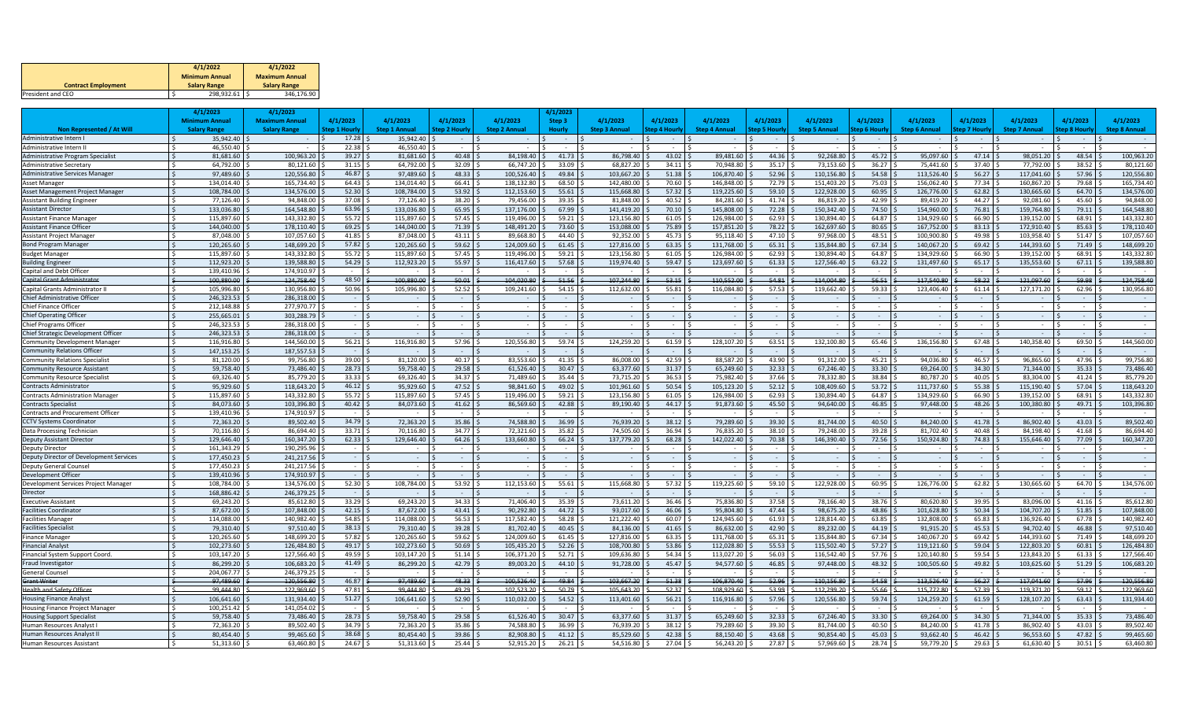| Contract Employment | 4/1/2022 Minimum Annual Salary Range | 4/1/2022 Maximum Annual Salary Range |
|---|---|---|
| President and CEO | $298,932.61 | $346,176.90 |

| Non Represented / At Will | 4/1/2023 Minimum Annual Salary Range | 4/1/2023 Maximum Annual Salary Range | 4/1/2023 Step 1 Hourly | 4/1/2023 Step 1 Annual | 4/1/2023 Step 2 Hourly | 4/1/2023 Step 2 Annual | 4/1/2023 Step 3 Hourly | 4/1/2023 Step 3 Annual | 4/1/2023 Step 4 Hourly | 4/1/2023 Step 4 Annual | 4/1/2023 Step 5 Hourly | 4/1/2023 Step 5 Annual | 4/1/2023 Step 6 Hourly | 4/1/2023 Step 6 Annual | 4/1/2023 Step 7 Hourly | 4/1/2023 Step 7 Annual | 4/1/2023 Step 8 Hourly | 4/1/2023 Step 8 Annual |
|---|---|---|---|---|---|---|---|---|---|---|---|---|---|---|---|---|---|---|
| Administrative Intern I | $35,942.40 | - | $17.28 | $35,942.40 | - | - | - | - | - | - | - | - | - | - | - | - | - | - |
| Administrative Intern II | $46,550.40 | | $22.38 | $46,550.40 | - | - | - | - | - | - | - | - | - | - | - | - | - | - |
| Administrative Program Specialist | $81,681.60 | $100,963.20 | $39.27 | $81,681.60 | $40.48 | $84,198.40 | $41.73 | $86,798.40 | $43.02 | $89,481.60 | $44.36 | $92,268.80 | $45.72 | $95,097.60 | $47.14 | $98,051.20 | $48.54 | $100,963.20 |
| Administrative Secretary | $64,792.00 | $80,121.60 | $31.15 | $64,792.00 | $32.09 | $66,747.20 | $33.09 | $68,827.20 | $34.11 | $70,948.80 | $35.17 | $73,153.60 | $36.27 | $75,441.60 | $37.40 | $77,792.00 | $38.52 | $80,121.60 |
| Administrative Services Manager | $97,489.60 | $120,556.80 | $46.87 | $97,489.60 | $48.33 | $100,526.40 | $49.84 | $103,667.20 | $51.38 | $106,870.40 | $52.96 | $110,156.80 | $54.58 | $113,526.40 | $56.27 | $117,041.60 | $57.96 | $120,556.80 |
| Asset Manager | $134,014.40 | $165,734.40 | $64.43 | $134,014.40 | $66.41 | $138,132.80 | $68.50 | $142,480.00 | $70.60 | $146,848.00 | $72.79 | $151,403.20 | $75.03 | $156,062.40 | $77.34 | $160,867.20 | $79.68 | $165,734.40 |
| Asset Management Project Manager | $108,784.00 | $134,576.00 | $52.30 | $108,784.00 | $53.92 | $112,153.60 | $55.61 | $115,668.80 | $57.32 | $119,225.60 | $59.10 | $122,928.00 | $60.95 | $126,776.00 | $62.82 | $130,665.60 | $64.70 | $134,576.00 |
| Assistant Building Engineer | $77,126.40 | $94,848.00 | $37.08 | $77,126.40 | $38.20 | $79,456.00 | $39.35 | $81,848.00 | $40.52 | $84,281.60 | $41.74 | $86,819.20 | $42.99 | $89,419.20 | $44.27 | $92,081.60 | $45.60 | $94,848.00 |
| Assistant Director | $133,036.80 | $164,548.80 | $63.96 | $133,036.80 | $65.95 | $137,176.00 | $67.99 | $141,419.20 | $70.10 | $145,808.00 | $72.28 | $150,342.40 | $74.50 | $154,960.00 | $76.81 | $159,764.80 | $79.11 | $164,548.80 |
| Assistant Finance Manager | $115,897.60 | $143,332.80 | $55.72 | $115,897.60 | $57.45 | $119,496.00 | $59.21 | $123,156.80 | $61.05 | $126,984.00 | $62.93 | $130,894.40 | $64.87 | $134,929.60 | $66.90 | $139,152.00 | $68.91 | $143,332.80 |
| Assistant Finance Officer | $144,040.00 | $178,110.40 | $69.25 | $144,040.00 | $71.39 | $148,491.20 | $73.60 | $153,088.00 | $75.89 | $157,851.20 | $78.22 | $162,697.60 | $80.65 | $167,752.00 | $83.13 | $172,910.40 | $85.63 | $178,110.40 |
| Assistant Project Manager | $87,048.00 | $107,057.60 | $41.85 | $87,048.00 | $43.11 | $89,668.80 | $44.40 | $92,352.00 | $45.73 | $95,118.40 | $47.10 | $97,968.00 | $48.51 | $100,900.80 | $49.98 | $103,958.40 | $51.47 | $107,057.60 |
| Bond Program Manager | $120,265.60 | $148,699.20 | $57.82 | $120,265.60 | $59.62 | $124,009.60 | $61.45 | $127,816.00 | $63.35 | $131,768.00 | $65.31 | $135,844.80 | $67.34 | $140,067.20 | $69.42 | $144,393.60 | $71.49 | $148,699.20 |
| Budget Manager | $115,897.60 | $143,332.80 | $55.72 | $115,897.60 | $57.45 | $119,496.00 | $59.21 | $123,156.80 | $61.05 | $126,984.00 | $62.93 | $130,894.40 | $64.87 | $134,929.60 | $66.90 | $139,152.00 | $68.91 | $143,332.80 |
| Building Engineer | $112,923.20 | $139,588.80 | $54.29 | $112,923.20 | $55.97 | $116,417.60 | $57.68 | $119,974.40 | $59.47 | $123,697.60 | $61.33 | $127,566.40 | $63.22 | $131,497.60 | $65.17 | $135,553.60 | $67.11 | $139,588.80 |
| Capital and Debt Officer | $139,410.96 | $174,910.97 | - | - | - | - | - | - | - | - | - | - | - | - | - | - | - | - |
| ~~Capital Grant Administrator~~ | ~~$100,880.00~~ | ~~$124,758.40~~ | ~~$48.50~~ | ~~$100,880.00~~ | ~~$50.01~~ | ~~$104,020.80~~ | ~~$51.56~~ | ~~$107,244.80~~ | ~~$53.15~~ | ~~$110,552.00~~ | ~~$54.81~~ | ~~$114,004.80~~ | ~~$56.51~~ | ~~$117,540.80~~ | ~~$58.22~~ | ~~$121,097.60~~ | ~~$59.98~~ | ~~$124,758.40~~ |
| Capital Grants Administrator II | $105,996.80 | $130,956.80 | $50.96 | $105,996.80 | $52.52 | $109,241.60 | $54.15 | $112,632.00 | $55.81 | $116,084.80 | $57.53 | $119,662.40 | $59.33 | $123,406.40 | $61.14 | $127,171.20 | $62.96 | $130,956.80 |
| Chief Administrative Officer | $246,323.53 | $286,318.00 | - | - | - | - | - | - | - | - | - | - | - | - | - | - | - | - |
| Chief Finance Officer | $212,148.88 | $277,970.77 | - | - | - | - | - | - | - | - | - | - | - | - | - | - | - | - |
| Chief Operating Officer | $255,665.01 | $303,288.79 | - | - | - | - | - | - | - | - | - | - | - | - | - | - | - | - |
| Chief Programs Officer | $246,323.53 | $286,318.00 | - | - | - | - | - | - | - | - | - | - | - | - | - | - | - | - |
| Chief Strategic Development Officer | $246,323.53 | $286,318.00 | - | - | - | - | - | - | - | - | - | - | - | - | - | - | - | - |
| Community Development Manager | $116,916.80 | $144,560.00 | $56.21 | $116,916.80 | $57.96 | $120,556.80 | $59.74 | $124,259.20 | $61.59 | $128,107.20 | $63.51 | $132,100.80 | $65.46 | $136,156.80 | $67.48 | $140,358.40 | $69.50 | $144,560.00 |
| Community Relations Officer | $147,153.25 | $187,557.53 | - | - | - | - | - | - | - | - | - | - | - | - | - | - | - | - |
| Community Relations Specialist | $81,120.00 | $99,756.80 | $39.00 | $81,120.00 | $40.17 | $83,553.60 | $41.35 | $86,008.00 | $42.59 | $88,587.20 | $43.90 | $91,312.00 | $45.21 | $94,036.80 | $46.57 | $96,865.60 | $47.96 | $99,756.80 |
| Community Resource Assistant | $59,758.40 | $73,486.40 | $28.73 | $59,758.40 | $29.58 | $61,526.40 | $30.47 | $63,377.60 | $31.37 | $65,249.60 | $32.33 | $67,246.40 | $33.30 | $69,264.00 | $34.30 | $71,344.00 | $35.33 | $73,486.40 |
| Community Resource Specialist | $69,326.40 | $85,779.20 | $33.33 | $69,326.40 | $34.37 | $71,489.60 | $35.44 | $73,715.20 | $36.53 | $75,982.40 | $37.66 | $78,332.80 | $38.84 | $80,787.20 | $40.05 | $83,304.00 | $41.24 | $85,779.20 |
| Contracts Administrator | $95,929.60 | $118,643.20 | $46.12 | $95,929.60 | $47.52 | $98,841.60 | $49.02 | $101,961.60 | $50.54 | $105,123.20 | $52.12 | $108,409.60 | $53.72 | $111,737.60 | $55.38 | $115,190.40 | $57.04 | $118,643.20 |
| Contracts Administration Manager | $115,897.60 | $143,332.80 | $55.72 | $115,897.60 | $57.45 | $119,496.00 | $59.21 | $123,156.80 | $61.05 | $126,984.00 | $62.93 | $130,894.40 | $64.87 | $134,929.60 | $66.90 | $139,152.00 | $68.91 | $143,332.80 |
| Contracts Specialist | $84,073.60 | $103,396.80 | $40.42 | $84,073.60 | $41.62 | $86,569.60 | $42.88 | $89,190.40 | $44.17 | $91,873.60 | $45.50 | $94,640.00 | $46.85 | $97,448.00 | $48.26 | $100,380.80 | $49.71 | $103,396.80 |
| Contracts and Procurement Officer | $139,410.96 | $174,910.97 | - | - | - | - | - | - | - | - | - | - | - | - | - | - | - | - |
| CCTV Systems Coordinator | $72,363.20 | $89,502.40 | $34.79 | $72,363.20 | $35.86 | $74,588.80 | $36.99 | $76,939.20 | $38.12 | $79,289.60 | $39.30 | $81,744.00 | $40.50 | $84,240.00 | $41.78 | $86,902.40 | $43.03 | $89,502.40 |
| Data Processing Technician | $70,116.80 | $86,694.40 | $33.71 | $70,116.80 | $34.77 | $72,321.60 | $35.82 | $74,505.60 | $36.94 | $76,835.20 | $38.10 | $79,248.00 | $39.28 | $81,702.40 | $40.48 | $84,198.40 | $41.68 | $86,694.40 |
| Deputy Assistant Director | $129,646.40 | $160,347.20 | $62.33 | $129,646.40 | $64.26 | $133,660.80 | $66.24 | $137,779.20 | $68.28 | $142,022.40 | $70.38 | $146,390.40 | $72.56 | $150,924.80 | $74.83 | $155,646.40 | $77.09 | $160,347.20 |
| Deputy Director | $161,343.29 | $190,295.96 | - | - | - | - | - | - | - | - | - | - | - | - | - | - | - | - |
| Deputy Director of Development Services | $177,450.23 | $241,217.56 | - | - | - | - | - | - | - | - | - | - | - | - | - | - | - | - |
| Deputy General Counsel | $177,450.23 | $241,217.56 | - | - | - | - | - | - | - | - | - | - | - | - | - | - | - | - |
| Development Officer | $139,410.96 | $174,910.97 | - | - | - | - | - | - | - | - | - | - | - | - | - | - | - | - |
| Development Services Project Manager | $108,784.00 | $134,576.00 | $52.30 | $108,784.00 | $53.92 | $112,153.60 | $55.61 | $115,668.80 | $57.32 | $119,225.60 | $59.10 | $122,928.00 | $60.95 | $126,776.00 | $62.82 | $130,665.60 | $64.70 | $134,576.00 |
| Director | $168,886.42 | $246,379.25 | - | - | - | - | - | - | - | - | - | - | - | - | - | - | - | - |
| Executive Assistant | $69,243.20 | $85,612.80 | $33.29 | $69,243.20 | $34.33 | $71,406.40 | $35.39 | $73,611.20 | $36.46 | $75,836.80 | $37.58 | $78,166.40 | $38.76 | $80,620.80 | $39.95 | $83,096.00 | $41.16 | $85,612.80 |
| Facilities Coordinator | $87,672.00 | $107,848.00 | $42.15 | $87,672.00 | $43.41 | $90,292.80 | $44.72 | $93,017.60 | $46.06 | $95,804.80 | $47.44 | $98,675.20 | $48.86 | $101,628.80 | $50.34 | $104,707.20 | $51.85 | $107,848.00 |
| Facilities Manager | $114,088.00 | $140,982.40 | $54.85 | $114,088.00 | $56.53 | $117,582.40 | $58.28 | $121,222.40 | $60.07 | $124,945.60 | $61.93 | $128,814.40 | $63.85 | $132,808.00 | $65.83 | $136,926.40 | $67.78 | $140,982.40 |
| Facilities Specialist | $79,310.40 | $97,510.40 | $38.13 | $79,310.40 | $39.28 | $81,702.40 | $40.45 | $84,136.00 | $41.65 | $86,632.00 | $42.90 | $89,232.00 | $44.19 | $91,915.20 | $45.53 | $94,702.40 | $46.88 | $97,510.40 |
| Finance Manager | $120,265.60 | $148,699.20 | $57.82 | $120,265.60 | $59.62 | $124,009.60 | $61.45 | $127,816.00 | $63.35 | $131,768.00 | $65.31 | $135,844.80 | $67.34 | $140,067.20 | $69.42 | $144,393.60 | $71.49 | $148,699.20 |
| Financial Analyst | $102,273.60 | $126,484.80 | $49.17 | $102,273.60 | $50.69 | $105,435.20 | $52.26 | $108,700.80 | $53.86 | $112,028.80 | $55.53 | $115,502.40 | $57.27 | $119,121.60 | $59.04 | $122,803.20 | $60.81 | $126,484.80 |
| Financial System Support Coord. | $103,147.20 | $127,566.40 | $49.59 | $103,147.20 | $51.14 | $106,371.20 | $52.71 | $109,636.80 | $54.34 | $113,027.20 | $56.03 | $116,542.40 | $57.76 | $120,140.80 | $59.54 | $123,843.20 | $61.33 | $127,566.40 |
| Fraud Investigator | $86,299.20 | $106,683.20 | $41.49 | $86,299.20 | $42.79 | $89,003.20 | $44.10 | $91,728.00 | $45.47 | $94,577.60 | $46.85 | $97,448.00 | $48.32 | $100,505.60 | $49.82 | $103,625.60 | $51.29 | $106,683.20 |
| General Counsel | $204,067.77 | $246,379.25 | - | - | - | - | - | - | - | - | - | - | - | - | - | - | - | - |
| ~~Grant Writer~~ | ~~$97,489.60~~ | ~~$120,556.80~~ | ~~$46.87~~ | ~~$97,489.60~~ | ~~$48.33~~ | ~~$100,526.40~~ | ~~$49.84~~ | ~~$103,667.20~~ | ~~$51.38~~ | ~~$106,870.40~~ | ~~$52.96~~ | ~~$110,156.80~~ | ~~$54.58~~ | ~~$113,526.40~~ | ~~$56.27~~ | ~~$117,041.60~~ | ~~$57.96~~ | ~~$120,556.80~~ |
| ~~Health and Safety Officer~~ | ~~$99,444.80~~ | ~~$122,969.60~~ | ~~$47.81~~ | ~~$99,444.80~~ | ~~$49.29~~ | ~~$102,523.20~~ | ~~$50.79~~ | ~~$105,643.20~~ | ~~$52.37~~ | ~~$108,929.60~~ | ~~$53.99~~ | ~~$112,299.20~~ | ~~$55.66~~ | ~~$115,772.80~~ | ~~$57.39~~ | ~~$119,371.20~~ | ~~$59.12~~ | ~~$122,969.60~~ |
| Housing Finance Analyst | $106,641.60 | $131,934.40 | $51.27 | $106,641.60 | $52.90 | $110,032.00 | $54.52 | $113,401.60 | $56.21 | $116,916.80 | $57.96 | $120,556.80 | $59.74 | $124,259.20 | $61.59 | $128,107.20 | $63.43 | $131,934.40 |
| Housing Finance Project Manager | $100,251.42 | $141,054.02 | - | - | - | - | - | - | - | - | - | - | - | - | - | - | - | - |
| Housing Support Specialist | $59,758.40 | $73,486.40 | $28.73 | $59,758.40 | $29.58 | $61,526.40 | $30.47 | $63,377.60 | $31.37 | $65,249.60 | $32.33 | $67,246.40 | $33.30 | $69,264.00 | $34.30 | $71,344.00 | $35.33 | $73,486.40 |
| Human Resources Analyst I | $72,363.20 | $89,502.40 | $34.79 | $72,363.20 | $35.86 | $74,588.80 | $36.99 | $76,939.20 | $38.12 | $79,289.60 | $39.30 | $81,744.00 | $40.50 | $84,240.00 | $41.78 | $86,902.40 | $43.03 | $89,502.40 |
| Human Resources Analyst II | $80,454.40 | $99,465.60 | $38.68 | $80,454.40 | $39.86 | $82,908.80 | $41.12 | $85,529.60 | $42.38 | $88,150.40 | $43.68 | $90,854.40 | $45.03 | $93,662.40 | $46.42 | $96,553.60 | $47.82 | $99,465.60 |
| Human Resources Assistant | $51,313.60 | $63,460.80 | $24.67 | $51,313.60 | $25.44 | $52,915.20 | $26.21 | $54,516.80 | $27.04 | $56,243.20 | $27.87 | $57,969.60 | $28.74 | $59,779.20 | $29.63 | $61,630.40 | $30.51 | $63,460.80 |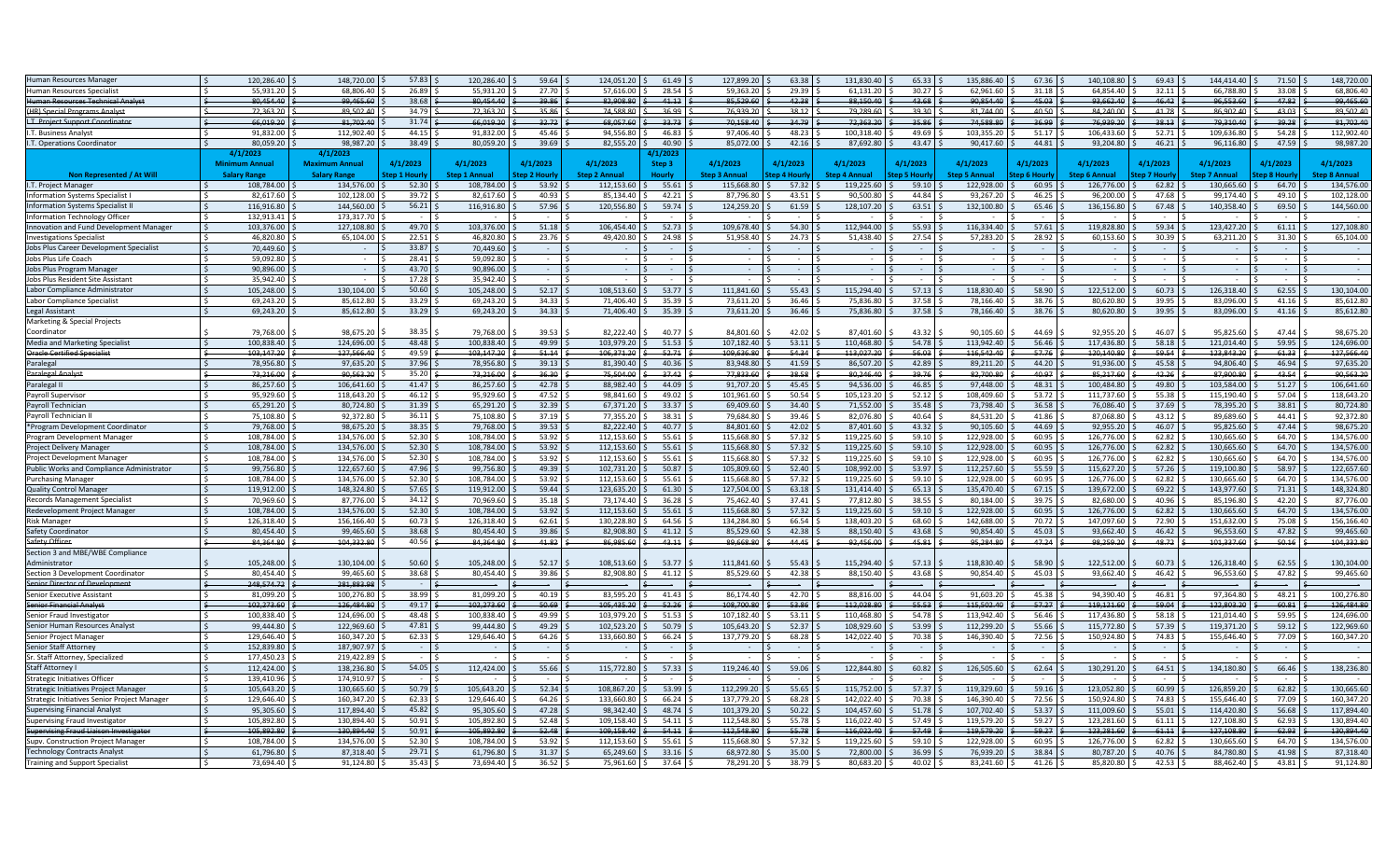| | Minimum Annual | Maximum Annual | Step 1 Hourly | Step 1 Annual | Step 2 Hourly | Step 2 Annual | Step 3 Hourly | Step 3 Annual | Step 4 Hourly | Step 4 Annual | Step 5 Hourly | Step 5 Annual | Step 6 Hourly | Step 6 Annual | Step 7 Hourly | Step 7 Annual | Step 8 Hourly | Step 8 Annual |
|---|---|---|---|---|---|---|---|---|---|---|---|---|---|---|---|---|---|---|
| Human Resources Manager | $ 120,286.40 | $ 148,720.00 | 57.83 | $ 120,286.40 | 59.64 | $ 124,051.20 | 61.49 | $ 127,899.20 | 63.38 | $ 131,830.40 | 65.33 | $ 135,886.40 | 67.36 | $ 140,108.80 | 69.43 | $ 144,414.40 | 71.50 | $ 148,720.00 |
| Human Resources Specialist | $ 55,931.20 | $ 68,806.40 | 26.89 | $ 55,931.20 | 27.70 | $ 57,616.00 | 28.54 | $ 59,363.20 | 29.39 | $ 61,131.20 | 30.27 | $ 62,961.60 | 31.18 | $ 64,854.40 | 32.11 | $ 66,788.80 | 33.08 | $ 68,806.40 |
| ~~Human Resources Technical Analyst~~ | ~~$ 80,454.40~~ | ~~$ 99,465.60~~ | ~~38.68~~ | ~~$ 80,454.40~~ | ~~39.86~~ | ~~$ 82,908.80~~ | ~~41.12~~ | ~~$ 85,529.60~~ | ~~42.38~~ | ~~$ 88,150.40~~ | ~~43.68~~ | ~~$ 90,854.40~~ | ~~45.03~~ | ~~$ 93,662.40~~ | ~~46.42~~ | ~~$ 96,553.60~~ | ~~47.82~~ | ~~$ 99,465.60~~ |
| ~~(HR) Special Programs Analyst~~ | ~~$ 72,363.20~~ | ~~$ 89,502.40~~ | ~~34.79~~ | ~~$ 72,363.20~~ | ~~35.86~~ | ~~$ 74,588.80~~ | ~~36.99~~ | ~~$ 76,939.20~~ | ~~38.12~~ | ~~$ 79,289.60~~ | ~~39.30~~ | ~~$ 81,744.00~~ | ~~40.50~~ | ~~$ 84,240.00~~ | ~~41.78~~ | ~~$ 86,902.40~~ | ~~43.03~~ | ~~$ 89,502.40~~ |
| ~~I.T. Project Support Coordinator~~ | ~~$ 66,019.20~~ | ~~$ 81,702.40~~ | ~~31.74~~ | ~~$ 66,019.20~~ | ~~32.72~~ | ~~$ 68,057.60~~ | ~~33.73~~ | ~~$ 70,158.40~~ | ~~34.79~~ | ~~$ 72,363.20~~ | ~~35.86~~ | ~~$ 74,588.80~~ | ~~36.99~~ | ~~$ 76,939.20~~ | ~~38.13~~ | ~~$ 79,310.40~~ | ~~39.28~~ | ~~$ 81,702.40~~ |
| I.T. Business Analyst | $ 91,832.00 | $ 112,902.40 | 44.15 | $ 91,832.00 | 45.46 | $ 94,556.80 | 46.83 | $ 97,406.40 | 48.23 | $ 100,318.40 | 49.69 | $ 103,355.20 | 51.17 | $ 106,433.60 | 52.71 | $ 109,636.80 | 54.28 | $ 112,902.40 |
| I.T. Operations Coordinator | $ 80,059.20 | $ 98,987.20 | 38.49 | $ 80,059.20 | 39.69 | $ 82,555.20 | 40.90 | $ 85,072.00 | 42.16 | $ 87,692.80 | 43.47 | $ 90,417.60 | 44.81 | $ 93,204.80 | 46.21 | $ 96,116.80 | 47.59 | $ 98,987.20 |

| Non Represented / At Will | 4/1/2023 Minimum Annual Salary Range | 4/1/2023 Maximum Annual Salary Range | 4/1/2023 Step 1 Hourly | 4/1/2023 Step 1 Annual | 4/1/2023 Step 2 Hourly | 4/1/2023 Step 2 Annual | 4/1/2023 Step 3 Hourly | 4/1/2023 Step 3 Annual | 4/1/2023 Step 4 Hourly | 4/1/2023 Step 4 Annual | 4/1/2023 Step 5 Hourly | 4/1/2023 Step 5 Annual | 4/1/2023 Step 6 Hourly | 4/1/2023 Step 6 Annual | 4/1/2023 Step 7 Hourly | 4/1/2023 Step 7 Annual | 4/1/2023 Step 8 Hourly | 4/1/2023 Step 8 Annual |
|---|---|---|---|---|---|---|---|---|---|---|---|---|---|---|---|---|---|---|
| I.T. Project Manager | $ 108,784.00 | $ 134,576.00 | 52.30 | $ 108,784.00 | 53.92 | $ 112,153.60 | 55.61 | $ 115,668.80 | 57.32 | $ 119,225.60 | 59.10 | $ 122,928.00 | 60.95 | $ 126,776.00 | 62.82 | $ 130,665.60 | 64.70 | $ 134,576.00 |
| Information Systems Specialist I | $ 82,617.60 | $ 102,128.00 | 39.72 | $ 82,617.60 | 40.93 | $ 85,134.40 | 42.21 | $ 87,796.80 | 43.51 | $ 90,500.80 | 44.84 | $ 93,267.20 | 46.25 | $ 96,200.00 | 47.68 | $ 99,174.40 | 49.10 | $ 102,128.00 |
| Information Systems Specialist II | $ 116,916.80 | $ 144,560.00 | 56.21 | $ 116,916.80 | 57.96 | $ 120,556.80 | 59.74 | $ 124,259.20 | 61.59 | $ 128,107.20 | 63.51 | $ 132,100.80 | 65.46 | $ 136,156.80 | 67.48 | $ 140,358.40 | 69.50 | $ 144,560.00 |
| Information Technology Officer | $ 132,913.41 | $ 173,317.70 | - | $ - | - | $ - | - | $ - | - | $ - | - | $ - | - | $ - | - | $ - | - | $ - |
| Innovation and Fund Development Manager | $ 103,376.00 | $ 127,108.80 | 49.70 | $ 103,376.00 | 51.18 | $ 106,454.40 | 52.73 | $ 109,678.40 | 54.30 | $ 112,944.00 | 55.93 | $ 116,334.40 | 57.61 | $ 119,828.80 | 59.34 | $ 123,427.20 | 61.11 | $ 127,108.80 |
| Investigations Specialist | $ 46,820.80 | $ 65,104.00 | 22.51 | $ 46,820.80 | 23.76 | $ 49,420.80 | 24.98 | $ 51,958.40 | 24.73 | $ 51,438.40 | 27.54 | $ 57,283.20 | 28.92 | $ 60,153.60 | 30.39 | $ 63,211.20 | 31.30 | $ 65,104.00 |
| Jobs Plus Career Development Specialist | $ 70,449.60 | $ - | 33.87 | $ 70,449.60 | - | $ - | - | $ - | - | $ - | - | $ - | - | $ - | - | $ - | - | $ - |
| Jobs Plus Life Coach | $ 59,092.80 | $ - | 28.41 | $ 59,092.80 | - | $ - | - | $ - | - | $ - | - | $ - | - | $ - | - | $ - | - | $ - |
| Jobs Plus Program Manager | $ 90,896.00 | $ - | 43.70 | $ 90,896.00 | - | $ - | - | $ - | - | $ - | - | $ - | - | $ - | - | $ - | - | $ - |
| Jobs Plus Resident Site Assistant | $ 35,942.40 | $ - | 17.28 | $ 35,942.40 | - | $ - | - | $ - | - | $ - | - | $ - | - | $ - | - | $ - | - | $ - |
| Labor Compliance Administrator | $ 105,248.00 | $ 130,104.00 | 50.60 | $ 105,248.00 | 52.17 | $ 108,513.60 | 53.77 | $ 111,841.60 | 55.43 | $ 115,294.40 | 57.13 | $ 118,830.40 | 58.90 | $ 122,512.00 | 60.73 | $ 126,318.40 | 62.55 | $ 130,104.00 |
| Labor Compliance Specialist | $ 69,243.20 | $ 85,612.80 | 33.29 | $ 69,243.20 | 34.33 | $ 71,406.40 | 35.39 | $ 73,611.20 | 36.46 | $ 75,836.80 | 37.58 | $ 78,166.40 | 38.76 | $ 80,620.80 | 39.95 | $ 83,096.00 | 41.16 | $ 85,612.80 |
| Legal Assistant | $ 69,243.20 | $ 85,612.80 | 33.29 | $ 69,243.20 | 34.33 | $ 71,406.40 | 35.39 | $ 73,611.20 | 36.46 | $ 75,836.80 | 37.58 | $ 78,166.40 | 38.76 | $ 80,620.80 | 39.95 | $ 83,096.00 | 41.16 | $ 85,612.80 |
| Marketing & Special Projects Coordinator | $ 79,768.00 | $ 98,675.20 | 38.35 | $ 79,768.00 | 39.53 | $ 82,222.40 | 40.77 | $ 84,801.60 | 42.02 | $ 87,401.60 | 43.32 | $ 90,105.60 | 44.69 | $ 92,955.20 | 46.07 | $ 95,825.60 | 47.44 | $ 98,675.20 |
| Media and Marketing Specialist | $ 100,838.40 | $ 124,696.00 | 48.48 | $ 100,838.40 | 49.99 | $ 103,979.20 | 51.53 | $ 107,182.40 | 53.11 | $ 110,468.80 | 54.78 | $ 113,942.40 | 56.46 | $ 117,436.80 | 58.18 | $ 121,014.40 | 59.95 | $ 124,696.00 |
| ~~Oracle Certified Specialist~~ | ~~$ 103,147.20~~ | ~~$ 127,566.40~~ | ~~49.59~~ | ~~$ 103,147.20~~ | ~~51.14~~ | ~~$ 106,371.20~~ | ~~52.71~~ | ~~$ 109,636.80~~ | ~~54.34~~ | ~~$ 113,027.20~~ | ~~56.03~~ | ~~$ 116,542.40~~ | ~~57.76~~ | ~~$ 120,140.80~~ | ~~59.54~~ | ~~$ 123,843.20~~ | ~~61.33~~ | ~~$ 127,566.40~~ |
| Paralegal | $ 78,956.80 | $ 97,635.20 | 37.96 | $ 78,956.80 | 39.13 | $ 81,390.40 | 40.36 | $ 83,948.80 | 41.59 | $ 86,507.20 | 42.89 | $ 89,211.20 | 44.20 | $ 91,936.00 | 45.58 | $ 94,806.40 | 46.94 | $ 97,635.20 |
| ~~Paralegal Analyst~~ | ~~$ 73,216.00~~ | ~~$ 90,563.20~~ | ~~35.20~~ | ~~$ 73,216.00~~ | ~~36.30~~ | ~~$ 75,504.00~~ | ~~37.42~~ | ~~$ 77,833.60~~ | ~~38.58~~ | ~~$ 80,246.40~~ | ~~39.76~~ | ~~$ 82,700.80~~ | ~~40.97~~ | ~~$ 85,217.60~~ | ~~42.26~~ | ~~$ 87,900.80~~ | ~~43.54~~ | ~~$ 90,563.20~~ |
| Paralegal II | $ 86,257.60 | $ 106,641.60 | 41.47 | $ 86,257.60 | 42.78 | $ 88,982.40 | 44.09 | $ 91,707.20 | 45.45 | $ 94,536.00 | 46.85 | $ 97,448.00 | 48.31 | $ 100,484.80 | 49.80 | $ 103,584.00 | 51.27 | $ 106,641.60 |
| Payroll Supervisor | $ 95,929.60 | $ 118,643.20 | 46.12 | $ 95,929.60 | 47.52 | $ 98,841.60 | 49.02 | $ 101,961.60 | 50.54 | $ 105,123.20 | 52.12 | $ 108,409.60 | 53.72 | $ 111,737.60 | 55.38 | $ 115,190.40 | 57.04 | $ 118,643.20 |
| Payroll Technician | $ 65,291.20 | $ 80,724.80 | 31.39 | $ 65,291.20 | 32.39 | $ 67,371.20 | 33.37 | $ 69,409.60 | 34.40 | $ 71,552.00 | 35.48 | $ 73,798.40 | 36.58 | $ 76,086.40 | 37.69 | $ 78,395.20 | 38.81 | $ 80,724.80 |
| Payroll Technician II | $ 75,108.80 | $ 92,372.80 | 36.11 | $ 75,108.80 | 37.19 | $ 77,355.20 | 38.31 | $ 79,684.80 | 39.46 | $ 82,076.80 | 40.64 | $ 84,531.20 | 41.86 | $ 87,068.80 | 43.12 | $ 89,689.60 | 44.41 | $ 92,372.80 |
| *Program Development Coordinator | $ 79,768.00 | $ 98,675.20 | 38.35 | $ 79,768.00 | 39.53 | $ 82,222.40 | 40.77 | $ 84,801.60 | 42.02 | $ 87,401.60 | 43.32 | $ 90,105.60 | 44.69 | $ 92,955.20 | 46.07 | $ 95,825.60 | 47.44 | $ 98,675.20 |
| Program Development Manager | $ 108,784.00 | $ 134,576.00 | 52.30 | $ 108,784.00 | 53.92 | $ 112,153.60 | 55.61 | $ 115,668.80 | 57.32 | $ 119,225.60 | 59.10 | $ 122,928.00 | 60.95 | $ 126,776.00 | 62.82 | $ 130,665.60 | 64.70 | $ 134,576.00 |
| Project Delivery Manager | $ 108,784.00 | $ 134,576.00 | 52.30 | $ 108,784.00 | 53.92 | $ 112,153.60 | 55.61 | $ 115,668.80 | 57.32 | $ 119,225.60 | 59.10 | $ 122,928.00 | 60.95 | $ 126,776.00 | 62.82 | $ 130,665.60 | 64.70 | $ 134,576.00 |
| Project Development Manager | $ 108,784.00 | $ 134,576.00 | 52.30 | $ 108,784.00 | 53.92 | $ 112,153.60 | 55.61 | $ 115,668.80 | 57.32 | $ 119,225.60 | 59.10 | $ 122,928.00 | 60.95 | $ 126,776.00 | 62.82 | $ 130,665.60 | 64.70 | $ 134,576.00 |
| Public Works and Compliance Administrator | $ 99,756.80 | $ 122,657.60 | 47.96 | $ 99,756.80 | 49.39 | $ 102,731.20 | 50.87 | $ 105,809.60 | 52.40 | $ 108,992.00 | 53.97 | $ 112,257.60 | 55.59 | $ 115,627.20 | 57.26 | $ 119,100.80 | 58.97 | $ 122,657.60 |
| Purchasing Manager | $ 108,784.00 | $ 134,576.00 | 52.30 | $ 108,784.00 | 53.92 | $ 112,153.60 | 55.61 | $ 115,668.80 | 57.32 | $ 119,225.60 | 59.10 | $ 122,928.00 | 60.95 | $ 126,776.00 | 62.82 | $ 130,665.60 | 64.70 | $ 134,576.00 |
| Quality Control Manager | $ 119,912.00 | $ 148,324.80 | 57.65 | $ 119,912.00 | 59.44 | $ 123,635.20 | 61.30 | $ 127,504.00 | 63.18 | $ 131,414.40 | 65.13 | $ 135,470.40 | 67.15 | $ 139,672.00 | 69.22 | $ 143,977.60 | 71.31 | $ 148,324.80 |
| Records Management Specialist | $ 70,969.60 | $ 87,776.00 | 34.12 | $ 70,969.60 | 35.18 | $ 73,174.40 | 36.28 | $ 75,462.40 | 37.41 | $ 77,812.80 | 38.55 | $ 80,184.00 | 39.75 | $ 82,680.00 | 40.96 | $ 85,196.80 | 42.20 | $ 87,776.00 |
| Redevelopment Project Manager | $ 108,784.00 | $ 134,576.00 | 52.30 | $ 108,784.00 | 53.92 | $ 112,153.60 | 55.61 | $ 115,668.80 | 57.32 | $ 119,225.60 | 59.10 | $ 122,928.00 | 60.95 | $ 126,776.00 | 62.82 | $ 130,665.60 | 64.70 | $ 134,576.00 |
| Risk Manager | $ 126,318.40 | $ 156,166.40 | 60.73 | $ 126,318.40 | 62.61 | $ 130,228.80 | 64.56 | $ 134,284.80 | 66.54 | $ 138,403.20 | 68.60 | $ 142,688.00 | 70.72 | $ 147,097.60 | 72.90 | $ 151,632.00 | 75.08 | $ 156,166.40 |
| Safety Coordinator | $ 80,454.40 | $ 99,465.60 | 38.68 | $ 80,454.40 | 39.86 | $ 82,908.80 | 41.12 | $ 85,529.60 | 42.38 | $ 88,150.40 | 43.68 | $ 90,854.40 | 45.03 | $ 93,662.40 | 46.42 | $ 96,553.60 | 47.82 | $ 99,465.60 |
| ~~Safety Officer~~ | ~~$ 84,364.80~~ | ~~$ 104,332.80~~ | ~~40.56~~ | ~~$ 84,364.80~~ | ~~41.82~~ | ~~$ 86,985.60~~ | ~~43.11~~ | ~~$ 89,668.80~~ | ~~44.45~~ | ~~$ 92,456.00~~ | ~~45.81~~ | ~~$ 95,284.80~~ | ~~47.24~~ | ~~$ 98,259.20~~ | ~~48.73~~ | ~~$ 101,337.60~~ | ~~50.16~~ | ~~$ 104,332.80~~ |
| Section 3 and MBE/WBE Compliance Administrator | $ 105,248.00 | $ 130,104.00 | 50.60 | $ 105,248.00 | 52.17 | $ 108,513.60 | 53.77 | $ 111,841.60 | 55.43 | $ 115,294.40 | 57.13 | $ 118,830.40 | 58.90 | $ 122,512.00 | 60.73 | $ 126,318.40 | 62.55 | $ 130,104.00 |
| Section 3 Development Coordinator | $ 80,454.40 | $ 99,465.60 | 38.68 | $ 80,454.40 | 39.86 | $ 82,908.80 | 41.12 | $ 85,529.60 | 42.38 | $ 88,150.40 | 43.68 | $ 90,854.40 | 45.03 | $ 93,662.40 | 46.42 | $ 96,553.60 | 47.82 | $ 99,465.60 |
| ~~Senior Director of Development~~ | ~~$ 248,574.72~~ | ~~$ 281,883.98~~ | ~~-~~ | ~~$ -~~ | ~~-~~ | ~~$ -~~ | ~~-~~ | ~~$ -~~ | ~~-~~ | ~~$ -~~ | ~~-~~ | ~~$ -~~ | ~~-~~ | ~~$ -~~ | ~~-~~ | ~~$ -~~ | ~~-~~ | ~~$ -~~ |
| Senior Executive Assistant | $ 81,099.20 | $ 100,276.80 | 38.99 | $ 81,099.20 | 40.19 | $ 83,595.20 | 41.43 | $ 86,174.40 | 42.70 | $ 88,816.00 | 44.04 | $ 91,603.20 | 45.38 | $ 94,390.40 | 46.81 | $ 97,364.80 | 48.21 | $ 100,276.80 |
| ~~Senior Financial Analyst~~ | ~~$ 102,273.60~~ | ~~$ 126,484.80~~ | ~~49.17~~ | ~~$ 102,273.60~~ | ~~50.69~~ | ~~$ 105,435.20~~ | ~~52.26~~ | ~~$ 108,700.80~~ | ~~53.86~~ | ~~$ 112,028.80~~ | ~~55.53~~ | ~~$ 115,502.40~~ | ~~57.27~~ | ~~$ 119,121.60~~ | ~~59.04~~ | ~~$ 122,803.20~~ | ~~60.81~~ | ~~$ 126,484.80~~ |
| Senior Fraud Investigator | $ 100,838.40 | $ 124,696.00 | 48.48 | $ 100,838.40 | 49.99 | $ 103,979.20 | 51.53 | $ 107,182.40 | 53.11 | $ 110,468.80 | 54.78 | $ 113,942.40 | 56.46 | $ 117,436.80 | 58.18 | $ 121,014.40 | 59.95 | $ 124,696.00 |
| Senior Human Resources Analyst | $ 99,444.80 | $ 122,969.60 | 47.81 | $ 99,444.80 | 49.29 | $ 102,523.20 | 50.79 | $ 105,643.20 | 52.37 | $ 108,929.60 | 53.99 | $ 112,299.20 | 55.66 | $ 115,772.80 | 57.39 | $ 119,371.20 | 59.12 | $ 122,969.60 |
| Senior Project Manager | $ 129,646.40 | $ 160,347.20 | 62.33 | $ 129,646.40 | 64.26 | $ 133,660.80 | 66.24 | $ 137,779.20 | 68.28 | $ 142,022.40 | 70.38 | $ 146,390.40 | 72.56 | $ 150,924.80 | 74.83 | $ 155,646.40 | 77.09 | $ 160,347.20 |
| Senior Staff Attorney | $ 152,839.80 | $ 187,907.97 | - | $ - | - | $ - | - | $ - | - | $ - | - | $ - | - | $ - | - | $ - | - | $ - |
| Sr. Staff Attorney, Specialized | $ 177,450.23 | $ 219,422.89 | - | $ - | - | $ - | - | $ - | - | $ - | - | $ - | - | $ - | - | $ - | - | $ - |
| Staff Attorney I | $ 112,424.00 | $ 138,236.80 | 54.05 | $ 112,424.00 | 55.66 | $ 115,772.80 | 57.33 | $ 119,246.40 | 59.06 | $ 122,844.80 | 60.82 | $ 126,505.60 | 62.64 | $ 130,291.20 | 64.51 | $ 134,180.80 | 66.46 | $ 138,236.80 |
| Strategic Initiatives Officer | $ 139,410.96 | $ 174,910.97 | - | $ - | - | $ - | - | $ - | - | $ - | - | $ - | - | $ - | - | $ - | - | $ - |
| Strategic Initiatives Project Manager | $ 105,643.20 | $ 130,665.60 | 50.79 | $ 105,643.20 | 52.34 | $ 108,867.20 | 53.99 | $ 112,299.20 | 55.65 | $ 115,752.00 | 57.37 | $ 119,329.60 | 59.16 | $ 123,052.80 | 60.99 | $ 126,859.20 | 62.82 | $ 130,665.60 |
| Strategic Initiatives Senior Project Manager | $ 129,646.40 | $ 160,347.20 | 62.33 | $ 129,646.40 | 64.26 | $ 133,660.80 | 66.24 | $ 137,779.20 | 68.28 | $ 142,022.40 | 70.38 | $ 146,390.40 | 72.56 | $ 150,924.80 | 74.83 | $ 155,646.40 | 77.09 | $ 160,347.20 |
| Supervising Financial Analyst | $ 95,305.60 | $ 117,894.40 | 45.82 | $ 95,305.60 | 47.28 | $ 98,342.40 | 48.74 | $ 101,379.20 | 50.22 | $ 104,457.60 | 51.78 | $ 107,702.40 | 53.37 | $ 111,009.60 | 55.01 | $ 114,420.80 | 56.68 | $ 117,894.40 |
| Supervising Fraud Investigator | $ 105,892.80 | $ 130,894.40 | 50.91 | $ 105,892.80 | 52.48 | $ 109,158.40 | 54.11 | $ 112,548.80 | 55.78 | $ 116,022.40 | 57.49 | $ 119,579.20 | 59.27 | $ 123,281.60 | 61.11 | $ 127,108.80 | 62.93 | $ 130,894.40 |
| ~~Supervising Fraud Liaison Investigator~~ | ~~$ 105,892.80~~ | ~~$ 130,894.40~~ | ~~50.91~~ | ~~$ 105,892.80~~ | ~~52.48~~ | ~~$ 109,158.40~~ | ~~54.11~~ | ~~$ 112,548.80~~ | ~~55.78~~ | ~~$ 116,022.40~~ | ~~57.49~~ | ~~$ 119,579.20~~ | ~~59.27~~ | ~~$ 123,281.60~~ | ~~61.11~~ | ~~$ 127,108.80~~ | ~~62.93~~ | ~~$ 130,894.40~~ |
| Supv. Construction Project Manager | $ 108,784.00 | $ 134,576.00 | 52.30 | $ 108,784.00 | 53.92 | $ 112,153.60 | 55.61 | $ 115,668.80 | 57.32 | $ 119,225.60 | 59.10 | $ 122,928.00 | 60.95 | $ 126,776.00 | 62.82 | $ 130,665.60 | 64.70 | $ 134,576.00 |
| Technology Contracts Analyst | $ 61,796.80 | $ 87,318.40 | 29.71 | $ 61,796.80 | 31.37 | $ 65,249.60 | 33.16 | $ 68,972.80 | 35.00 | $ 72,800.00 | 36.99 | $ 76,939.20 | 38.84 | $ 80,787.20 | 40.76 | $ 84,780.80 | 41.98 | $ 87,318.40 |
| Training and Support Specialist | $ 73,694.40 | $ 91,124.80 | 35.43 | $ 73,694.40 | 36.52 | $ 75,961.60 | 37.64 | $ 78,291.20 | 38.79 | $ 80,683.20 | 40.02 | $ 83,241.60 | 41.26 | $ 85,820.80 | 42.53 | $ 88,462.40 | 43.81 | $ 91,124.80 |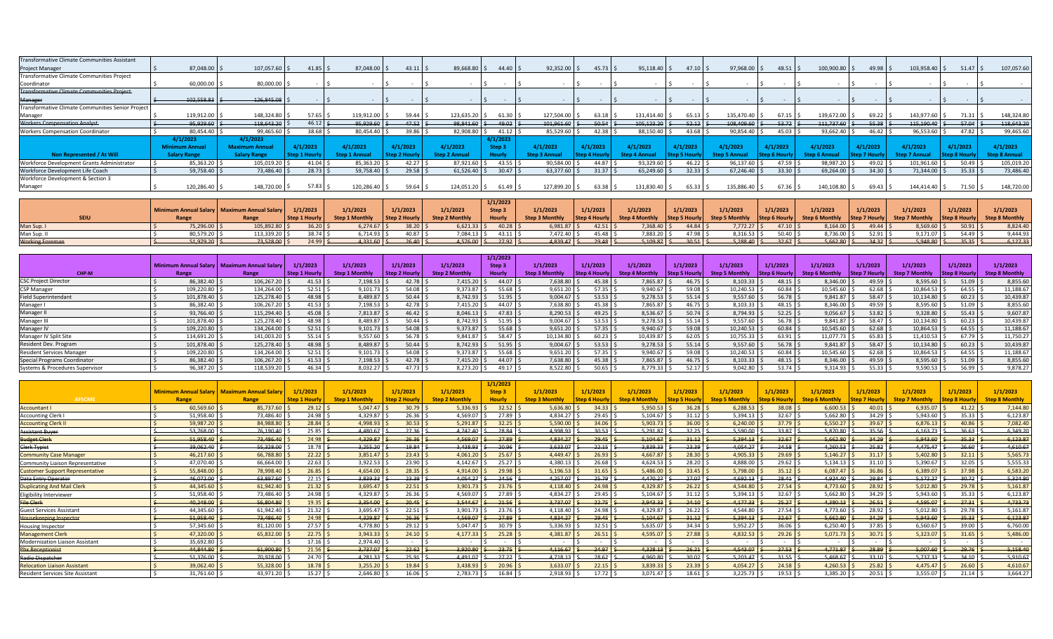| | | | | | | | | | | | | | | | | | | |
|---|---|---|---|---|---|---|---|---|---|---|---|---|---|---|---|---|---|---|
| Transformative Climate Communities Assistant Project Manager | $ 87,048.00 | $ 107,057.60 | $ 41.85 | $ 87,048.00 | $ 43.11 | $ 89,668.80 | $ 44.40 | $ 92,352.00 | $ 45.73 | $ 95,118.40 | $ 47.10 | $ 97,968.00 | $ 48.51 | $ 100,900.80 | $ 49.98 | $ 103,958.40 | $ 51.47 | $ 107,057.60 |
| Transformative Climate Communities Project Coordinator | $ 60,000.00 | $ 80,000.00 | $ - | $ - | $ - | $ - | $ - | $ - | $ - | $ - | $ - | $ - | $ - | $ - | $ - | $ - | $ - | $ - |
| ~~Transformative Climate Communities Project Manager~~ | ~~$ 102,558.83~~ | ~~$ 126,845.08~~ | ~~$ -~~ | ~~$ -~~ | ~~$ -~~ | ~~$ -~~ | ~~$ -~~ | ~~$ -~~ | ~~$ -~~ | ~~$ -~~ | ~~$ -~~ | ~~$ -~~ | ~~$ -~~ | ~~$ -~~ | ~~$ -~~ | ~~$ -~~ | ~~$ -~~ | ~~$ -~~ |
| Transformative Climate Communities Senior Project Manager | $ 119,912.00 | $ 148,324.80 | $ 57.65 | $ 119,912.00 | $ 59.44 | $ 123,635.20 | $ 61.30 | $ 127,504.00 | $ 63.18 | $ 131,414.40 | $ 65.13 | $ 135,470.40 | $ 67.15 | $ 139,672.00 | $ 69.22 | $ 143,977.60 | $ 71.31 | $ 148,324.80 |
| ~~Workers Compensation Analyst~~ | ~~$ 95,929.60~~ | ~~$ 118,643.20~~ | ~~$ 46.12~~ | ~~$ 95,929.60~~ | ~~$ 47.52~~ | ~~$ 98,841.60~~ | ~~$ 49.02~~ | ~~$ 101,961.60~~ | ~~$ 50.54~~ | ~~$ 105,123.20~~ | ~~$ 52.12~~ | ~~$ 108,409.60~~ | ~~$ 53.72~~ | ~~$ 111,737.60~~ | ~~$ 55.38~~ | ~~$ 115,190.40~~ | ~~$ 57.04~~ | ~~$ 118,643.20~~ |
| Workers Compensation Coordinator | $ 80,454.40 | $ 99,465.60 | $ 38.68 | $ 80,454.40 | $ 39.86 | $ 82,908.80 | $ 41.12 | $ 85,529.60 | $ 42.38 | $ 88,150.40 | $ 43.68 | $ 90,854.40 | $ 45.03 | $ 93,662.40 | $ 46.42 | $ 96,553.60 | $ 47.82 | $ 99,465.60 |

| Non Represented / At Will | 4/1/2023 Minimum Annual Salary Range | 4/1/2023 Maximum Annual Salary Range | 4/1/2023 Step 1 Hourly | 4/1/2023 Step 1 Annual | 4/1/2023 Step 2 Hourly | 4/1/2023 Step 2 Annual | 4/1/2023 Step 3 Hourly | 4/1/2023 Step 3 Annual | 4/1/2023 Step 4 Hourly | 4/1/2023 Step 4 Annual | 4/1/2023 Step 5 Hourly | 4/1/2023 Step 5 Annual | 4/1/2023 Step 6 Hourly | 4/1/2023 Step 6 Annual | 4/1/2023 Step 7 Hourly | 4/1/2023 Step 7 Annual | 4/1/2023 Step 8 Hourly | 4/1/2023 Step 8 Annual |
|---|---|---|---|---|---|---|---|---|---|---|---|---|---|---|---|---|---|---|
| Workforce Development Grants Administrator | $ 85,363.20 | $ 105,019.20 | $ 41.04 | $ 85,363.20 | $ 42.27 | $ 87,921.60 | $ 43.55 | $ 90,584.00 | $ 44.87 | $ 93,329.60 | $ 46.22 | $ 96,137.60 | $ 47.59 | $ 98,987.20 | $ 49.02 | $ 101,961.60 | $ 50.49 | $ 105,019.20 |
| Workforce Development Life Coach | $ 59,758.40 | $ 73,486.40 | $ 28.73 | $ 59,758.40 | $ 29.58 | $ 61,526.40 | $ 30.47 | $ 63,377.60 | $ 31.37 | $ 65,249.60 | $ 32.33 | $ 67,246.40 | $ 33.30 | $ 69,264.00 | $ 34.30 | $ 71,344.00 | $ 35.33 | $ 73,486.40 |
| Workforce Development & Section 3 Manager | $ 120,286.40 | $ 148,720.00 | $ 57.83 | $ 120,286.40 | $ 59.64 | $ 124,051.20 | $ 61.49 | $ 127,899.20 | $ 63.38 | $ 131,830.40 | $ 65.33 | $ 135,886.40 | $ 67.36 | $ 140,108.80 | $ 69.43 | $ 144,414.40 | $ 71.50 | $ 148,720.00 |

| SEIU | Minimum Annual Salary Range | Maximum Annual Salary Range | 1/1/2023 Step 1 Hourly | 1/1/2023 Step 1 Monthly | 1/1/2023 Step 2 Hourly | 1/1/2023 Step 2 Monthly | 1/1/2023 Step 3 Hourly | 1/1/2023 Step 3 Monthly | 1/1/2023 Step 4 Hourly | 1/1/2023 Step 4 Monthly | 1/1/2023 Step 5 Hourly | 1/1/2023 Step 5 Monthly | 1/1/2023 Step 6 Hourly | 1/1/2023 Step 6 Monthly | 1/1/2023 Step 7 Hourly | 1/1/2023 Step 7 Monthly | 1/1/2023 Step 8 Hourly | 1/1/2023 Step 8 Monthly |
|---|---|---|---|---|---|---|---|---|---|---|---|---|---|---|---|---|---|---|
| Man Sup. I | $ 75,296.00 | $ 105,892.80 | $ 36.20 | $ 6,274.67 | $ 38.20 | $ 6,621.33 | $ 40.28 | $ 6,981.87 | $ 42.51 | $ 7,368.40 | $ 44.84 | $ 7,772.27 | $ 47.10 | $ 8,164.00 | $ 49.44 | $ 8,569.60 | $ 50.91 | $ 8,824.40 |
| Man Sup. II | $ 80,579.20 | $ 113,339.20 | $ 38.74 | $ 6,714.93 | $ 40.87 | $ 7,084.13 | $ 43.11 | $ 7,472.40 | $ 45.48 | $ 7,883.20 | $ 47.98 | $ 8,316.53 | $ 50.40 | $ 8,736.00 | $ 52.91 | $ 9,171.07 | $ 54.49 | $ 9,444.93 |
| ~~Working Foreman~~ | ~~$ 51,979.20~~ | ~~$ 73,528.00~~ | ~~$ 24.99~~ | ~~$ 4,331.60~~ | ~~$ 26.40~~ | ~~$ 4,576.00~~ | ~~$ 27.92~~ | ~~$ 4,839.47~~ | ~~$ 29.48~~ | ~~$ 5,109.87~~ | ~~$ 30.51~~ | ~~$ 5,288.40~~ | ~~$ 32.67~~ | ~~$ 5,662.80~~ | ~~$ 34.32~~ | ~~$ 5,948.80~~ | ~~$ 35.35~~ | ~~$ 6,127.33~~ |

| CHP-M | Minimum Annual Salary Range | Maximum Annual Salary Range | 1/1/2023 Step 1 Hourly | 1/1/2023 Step 1 Monthly | 1/1/2023 Step 2 Hourly | 1/1/2023 Step 2 Monthly | 1/1/2023 Step 3 Hourly | 1/1/2023 Step 3 Monthly | 1/1/2023 Step 4 Hourly | 1/1/2023 Step 4 Monthly | 1/1/2023 Step 5 Hourly | 1/1/2023 Step 5 Monthly | 1/1/2023 Step 6 Hourly | 1/1/2023 Step 6 Monthly | 1/1/2023 Step 7 Hourly | 1/1/2023 Step 7 Monthly | 1/1/2023 Step 8 Hourly | 1/1/2023 Step 8 Monthly |
|---|---|---|---|---|---|---|---|---|---|---|---|---|---|---|---|---|---|---|
| CSC Project Director | $ 86,382.40 | $ 106,267.20 | $ 41.53 | $ 7,198.53 | $ 42.78 | $ 7,415.20 | $ 44.07 | $ 7,638.80 | $ 45.38 | $ 7,865.87 | $ 46.75 | $ 8,103.33 | $ 48.15 | $ 8,346.00 | $ 49.59 | $ 8,595.60 | $ 51.09 | $ 8,855.60 |
| CSP Manager | $ 109,220.80 | $ 134,264.00 | $ 52.51 | $ 9,101.73 | $ 54.08 | $ 9,373.87 | $ 55.68 | $ 9,651.20 | $ 57.35 | $ 9,940.67 | $ 59.08 | $ 10,240.53 | $ 60.84 | $ 10,545.60 | $ 62.68 | $ 10,864.53 | $ 64.55 | $ 11,188.67 |
| Field Superintendant | $ 101,878.40 | $ 125,278.40 | $ 48.98 | $ 8,489.87 | $ 50.44 | $ 8,742.93 | $ 51.95 | $ 9,004.67 | $ 53.53 | $ 9,278.53 | $ 55.14 | $ 9,557.60 | $ 56.78 | $ 9,841.87 | $ 58.47 | $ 10,134.80 | $ 60.23 | $ 10,439.87 |
| Manager I | $ 86,382.40 | $ 106,267.20 | $ 41.53 | $ 7,198.53 | $ 42.78 | $ 7,415.20 | $ 44.07 | $ 7,638.80 | $ 45.38 | $ 7,865.87 | $ 46.75 | $ 8,103.33 | $ 48.15 | $ 8,346.00 | $ 49.59 | $ 8,595.60 | $ 51.09 | $ 8,855.60 |
| Manager II | $ 93,766.40 | $ 115,294.40 | $ 45.08 | $ 7,813.87 | $ 46.42 | $ 8,046.13 | $ 47.83 | $ 8,290.53 | $ 49.25 | $ 8,536.67 | $ 50.74 | $ 8,794.93 | $ 52.25 | $ 9,056.67 | $ 53.82 | $ 9,328.80 | $ 55.43 | $ 9,607.87 |
| Manager III | $ 101,878.40 | $ 125,278.40 | $ 48.98 | $ 8,489.87 | $ 50.44 | $ 8,742.93 | $ 51.95 | $ 9,004.67 | $ 53.53 | $ 9,278.53 | $ 55.14 | $ 9,557.60 | $ 56.78 | $ 9,841.87 | $ 58.47 | $ 10,134.80 | $ 60.23 | $ 10,439.87 |
| Manager IV | $ 109,220.80 | $ 134,264.00 | $ 52.51 | $ 9,101.73 | $ 54.08 | $ 9,373.87 | $ 55.68 | $ 9,651.20 | $ 57.35 | $ 9,940.67 | $ 59.08 | $ 10,240.53 | $ 60.84 | $ 10,545.60 | $ 62.68 | $ 10,864.53 | $ 64.55 | $ 11,188.67 |
| Manager IV Split Site | $ 114,691.20 | $ 141,003.20 | $ 55.14 | $ 9,557.60 | $ 56.78 | $ 9,841.87 | $ 58.47 | $ 10,134.80 | $ 60.23 | $ 10,439.87 | $ 62.05 | $ 10,755.33 | $ 63.91 | $ 11,077.73 | $ 65.83 | $ 11,410.53 | $ 67.79 | $ 11,750.27 |
| Resident Dev. Program | $ 101,878.40 | $ 125,278.40 | $ 48.98 | $ 8,489.87 | $ 50.44 | $ 8,742.93 | $ 51.95 | $ 9,004.67 | $ 53.53 | $ 9,278.53 | $ 55.14 | $ 9,557.60 | $ 56.78 | $ 9,841.87 | $ 58.47 | $ 10,134.80 | $ 60.23 | $ 10,439.87 |
| Resident Services Manager | $ 109,220.80 | $ 134,264.00 | $ 52.51 | $ 9,101.73 | $ 54.08 | $ 9,373.87 | $ 55.68 | $ 9,651.20 | $ 57.35 | $ 9,940.67 | $ 59.08 | $ 10,240.53 | $ 60.84 | $ 10,545.60 | $ 62.68 | $ 10,864.53 | $ 64.55 | $ 11,188.67 |
| Special Programs Coordinator | $ 86,382.40 | $ 106,267.20 | $ 41.53 | $ 7,198.53 | $ 42.78 | $ 7,415.20 | $ 44.07 | $ 7,638.80 | $ 45.38 | $ 7,865.87 | $ 46.75 | $ 8,103.33 | $ 48.15 | $ 8,346.00 | $ 49.59 | $ 8,595.60 | $ 51.09 | $ 8,855.60 |
| Systems & Procedures Supervisor | $ 96,387.20 | $ 118,539.20 | $ 46.34 | $ 8,032.27 | $ 47.73 | $ 8,273.20 | $ 49.17 | $ 8,522.80 | $ 50.65 | $ 8,779.33 | $ 52.17 | $ 9,042.80 | $ 53.74 | $ 9,314.93 | $ 55.33 | $ 9,590.53 | $ 56.99 | $ 9,878.27 |

| AFSCME | Minimum Annual Salary Range | Maximum Annual Salary Range | 1/1/2023 Step 1 Hourly | 1/1/2023 Step 1 Monthly | 1/1/2023 Step 2 Hourly | 1/1/2023 Step 2 Monthly | 1/1/2023 Step 3 Hourly | 1/1/2023 Step 3 Monthly | 1/1/2023 Step 4 Hourly | 1/1/2023 Step 4 Monthly | 1/1/2023 Step 5 Hourly | 1/1/2023 Step 5 Monthly | 1/1/2023 Step 6 Hourly | 1/1/2023 Step 6 Monthly | 1/1/2023 Step 7 Hourly | 1/1/2023 Step 7 Monthly | 1/1/2023 Step 8 Hourly | 1/1/2023 Step 8 Monthly |
|---|---|---|---|---|---|---|---|---|---|---|---|---|---|---|---|---|---|---|
| Accountant I | $ 60,569.60 | $ 85,737.60 | $ 29.12 | $ 5,047.47 | $ 30.79 | $ 5,336.93 | $ 32.52 | $ 5,636.80 | $ 34.33 | $ 5,950.53 | $ 36.28 | $ 6,288.53 | $ 38.08 | $ 6,600.53 | $ 40.01 | $ 6,935.07 | $ 41.22 | $ 7,144.80 |
| Accounting Clerk I | $ 51,958.40 | $ 73,486.40 | $ 24.98 | $ 4,329.87 | $ 26.36 | $ 4,569.07 | $ 27.89 | $ 4,834.27 | $ 29.45 | $ 5,104.67 | $ 31.12 | $ 5,394.13 | $ 32.67 | $ 5,662.80 | $ 34.29 | $ 5,943.60 | $ 35.33 | $ 6,123.87 |
| Accounting Clerk II | $ 59,987.20 | $ 84,988.80 | $ 28.84 | $ 4,998.93 | $ 30.53 | $ 5,291.87 | $ 32.25 | $ 5,590.00 | $ 34.06 | $ 5,903.73 | $ 36.00 | $ 6,240.00 | $ 37.79 | $ 6,550.27 | $ 39.67 | $ 6,876.13 | $ 40.86 | $ 7,082.40 |
| ~~Assistant Buyer~~ | ~~$ 53,768.00~~ | ~~$ 76,190.40~~ | ~~$ 25.85~~ | ~~$ 4,480.67~~ | ~~$ 27.36~~ | ~~$ 4,742.40~~ | ~~$ 28.84~~ | ~~$ 4,998.93~~ | ~~$ 30.53~~ | ~~$ 5,291.87~~ | ~~$ 32.25~~ | ~~$ 5,590.00~~ | ~~$ 33.87~~ | ~~$ 5,870.80~~ | ~~$ 35.56~~ | ~~$ 6,163.73~~ | ~~$ 36.63~~ | ~~$ 6,349.20~~ |
| ~~Budget Clerk~~ | ~~$ 51,958.40~~ | ~~$ 73,486.40~~ | ~~$ 24.98~~ | ~~$ 4,329.87~~ | ~~$ 26.36~~ | ~~$ 4,569.07~~ | ~~$ 27.89~~ | ~~$ 4,834.27~~ | ~~$ 29.45~~ | ~~$ 5,104.67~~ | ~~$ 31.12~~ | ~~$ 5,394.13~~ | ~~$ 32.67~~ | ~~$ 5,662.80~~ | ~~$ 34.29~~ | ~~$ 5,943.60~~ | ~~$ 35.33~~ | ~~$ 6,123.87~~ |
| ~~Clerk Typist~~ | ~~$ 39,062.40~~ | ~~$ 55,328.00~~ | ~~$ 18.78~~ | ~~$ 3,255.20~~ | ~~$ 19.84~~ | ~~$ 3,438.93~~ | ~~$ 20.96~~ | ~~$ 3,633.07~~ | ~~$ 22.15~~ | ~~$ 3,839.33~~ | ~~$ 23.39~~ | ~~$ 4,054.27~~ | ~~$ 24.58~~ | ~~$ 4,260.53~~ | ~~$ 25.82~~ | ~~$ 4,475.47~~ | ~~$ 26.60~~ | ~~$ 4,610.67~~ |
| Community Case Manager | $ 46,217.60 | $ 66,788.80 | $ 22.22 | $ 3,851.47 | $ 23.43 | $ 4,061.20 | $ 25.67 | $ 4,449.47 | $ 26.93 | $ 4,667.87 | $ 28.30 | $ 4,905.33 | $ 29.69 | $ 5,146.27 | $ 31.17 | $ 5,402.80 | $ 32.11 | $ 5,565.73 |
| Community Liaison Representative | $ 47,070.40 | $ 66,664.00 | $ 22.63 | $ 3,922.53 | $ 23.90 | $ 4,142.67 | $ 25.27 | $ 4,380.13 | $ 26.68 | $ 4,624.53 | $ 28.20 | $ 4,888.00 | $ 29.62 | $ 5,134.13 | $ 31.10 | $ 5,390.67 | $ 32.05 | $ 5,555.33 |
| Customer Support Representative | $ 55,848.00 | $ 78,998.40 | $ 26.85 | $ 4,654.00 | $ 28.35 | $ 4,914.00 | $ 29.98 | $ 5,196.53 | $ 31.65 | $ 5,486.00 | $ 33.45 | $ 5,798.00 | $ 35.12 | $ 6,087.47 | $ 36.86 | $ 6,389.07 | $ 37.98 | $ 6,583.20 |
| ~~Data Entry Operator~~ | ~~$ 46,072.00~~ | ~~$ 63,897.60~~ | ~~$ 22.15~~ | ~~$ 3,839.33~~ | ~~$ 23.39~~ | ~~$ 4,054.27~~ | ~~$ 24.56~~ | ~~$ 4,257.07~~ | ~~$ 25.79~~ | ~~$ 4,470.27~~ | ~~$ 27.02~~ | ~~$ 4,683.47~~ | ~~$ 28.41~~ | ~~$ 4,924.40~~ | ~~$ 29.84~~ | ~~$ 5,172.27~~ | ~~$ 30.72~~ | ~~$ 5,324.80~~ |
| Duplicating And Mail Clerk | $ 44,345.60 | $ 61,942.40 | $ 21.32 | $ 3,695.47 | $ 22.51 | $ 3,901.73 | $ 23.76 | $ 4,118.40 | $ 24.98 | $ 4,329.87 | $ 26.22 | $ 4,544.80 | $ 27.54 | $ 4,773.60 | $ 28.92 | $ 5,012.80 | $ 29.78 | $ 5,161.87 |
| Eligibility Interviewer | $ 51,958.40 | $ 73,486.40 | $ 24.98 | $ 4,329.87 | $ 26.36 | $ 4,569.07 | $ 27.89 | $ 4,834.27 | $ 29.45 | $ 5,104.67 | $ 31.12 | $ 5,394.13 | $ 32.67 | $ 5,662.80 | $ 34.29 | $ 5,943.60 | $ 35.33 | $ 6,123.87 |
| ~~File Clerk~~ | ~~$ 40,248.00~~ | ~~$ 56,804.80~~ | ~~$ 19.35~~ | ~~$ 3,354.00~~ | ~~$ 20.45~~ | ~~$ 3,544.67~~ | ~~$ 21.56~~ | ~~$ 3,737.07~~ | ~~$ 22.75~~ | ~~$ 3,943.33~~ | ~~$ 24.10~~ | ~~$ 4,177.33~~ | ~~$ 25.27~~ | ~~$ 4,380.13~~ | ~~$ 26.51~~ | ~~$ 4,595.07~~ | ~~$ 27.31~~ | ~~$ 4,733.73~~ |
| Guest Services Assistant | $ 44,345.60 | $ 61,942.40 | $ 21.32 | $ 3,695.47 | $ 22.51 | $ 3,901.73 | $ 23.76 | $ 4,118.40 | $ 24.98 | $ 4,329.87 | $ 26.22 | $ 4,544.80 | $ 27.54 | $ 4,773.60 | $ 28.92 | $ 5,012.80 | $ 29.78 | $ 5,161.87 |
| ~~Housekeeping Inspector~~ | ~~$ 51,958.40~~ | ~~$ 73,486.40~~ | ~~$ 24.98~~ | ~~$ 4,329.87~~ | ~~$ 26.36~~ | ~~$ 4,569.07~~ | ~~$ 27.89~~ | ~~$ 4,834.27~~ | ~~$ 29.45~~ | ~~$ 5,104.67~~ | ~~$ 31.12~~ | ~~$ 5,394.13~~ | ~~$ 32.67~~ | ~~$ 5,662.80~~ | ~~$ 34.29~~ | ~~$ 5,943.60~~ | ~~$ 35.33~~ | ~~$ 6,123.87~~ |
| Housing Inspector | $ 57,345.60 | $ 81,120.00 | $ 27.57 | $ 4,778.80 | $ 29.12 | $ 5,047.47 | $ 30.79 | $ 5,336.93 | $ 32.51 | $ 5,635.07 | $ 34.34 | $ 5,952.27 | $ 36.06 | $ 6,250.40 | $ 37.85 | $ 6,560.67 | $ 39.00 | $ 6,760.00 |
| Management Clerk | $ 47,320.00 | $ 65,832.00 | $ 22.75 | $ 3,943.33 | $ 24.10 | $ 4,177.33 | $ 25.28 | $ 4,381.87 | $ 26.51 | $ 4,595.07 | $ 27.88 | $ 4,832.53 | $ 29.26 | $ 5,071.73 | $ 30.71 | $ 5,323.07 | $ 31.65 | $ 5,486.00 |
| Modernization Liaison Assistant | $ 35,692.80 | $ - | $ 17.16 | $ 2,974.40 | $ - | $ - | $ - | $ - | $ - | $ - | $ - | $ - | $ - | $ - | $ - | $ - | $ - | $ - |
| ~~Pbx Receptionist~~ | ~~$ 44,844.80~~ | ~~$ 61,900.80~~ | ~~$ 21.56~~ | ~~$ 3,737.07~~ | ~~$ 22.62~~ | ~~$ 3,920.80~~ | ~~$ 23.75~~ | ~~$ 4,116.67~~ | ~~$ 24.97~~ | ~~$ 4,328.13~~ | ~~$ 26.21~~ | ~~$ 4,543.07~~ | ~~$ 27.53~~ | ~~$ 4,771.87~~ | ~~$ 28.89~~ | ~~$ 5,007.60~~ | ~~$ 29.76~~ | ~~$ 5,158.40~~ |
| ~~Radio Dispatcher~~ | ~~$ 51,376.00~~ | ~~$ 70,928.00~~ | ~~$ 24.70~~ | ~~$ 4,281.33~~ | ~~$ 25.91~~ | ~~$ 4,491.07~~ | ~~$ 27.22~~ | ~~$ 4,718.13~~ | ~~$ 28.62~~ | ~~$ 4,960.80~~ | ~~$ 30.02~~ | ~~$ 5,203.47~~ | ~~$ 31.55~~ | ~~$ 5,468.67~~ | ~~$ 33.10~~ | ~~$ 5,737.33~~ | ~~$ 34.10~~ | ~~$ 5,910.67~~ |
| Relocation Liaison Assistant | $ 39,062.40 | $ 55,328.00 | $ 18.78 | $ 3,255.20 | $ 19.84 | $ 3,438.93 | $ 20.96 | $ 3,633.07 | $ 22.15 | $ 3,839.33 | $ 23.39 | $ 4,054.27 | $ 24.58 | $ 4,260.53 | $ 25.82 | $ 4,475.47 | $ 26.60 | $ 4,610.67 |
| Resident Services Site Assistant | $ 31,761.60 | $ 43,971.20 | $ 15.27 | $ 2,646.80 | $ 16.06 | $ 2,783.73 | $ 16.84 | $ 2,918.93 | $ 17.72 | $ 3,071.47 | $ 18.61 | $ 3,225.73 | $ 19.53 | $ 3,385.20 | $ 20.51 | $ 3,555.07 | $ 21.14 | $ 3,664.27 |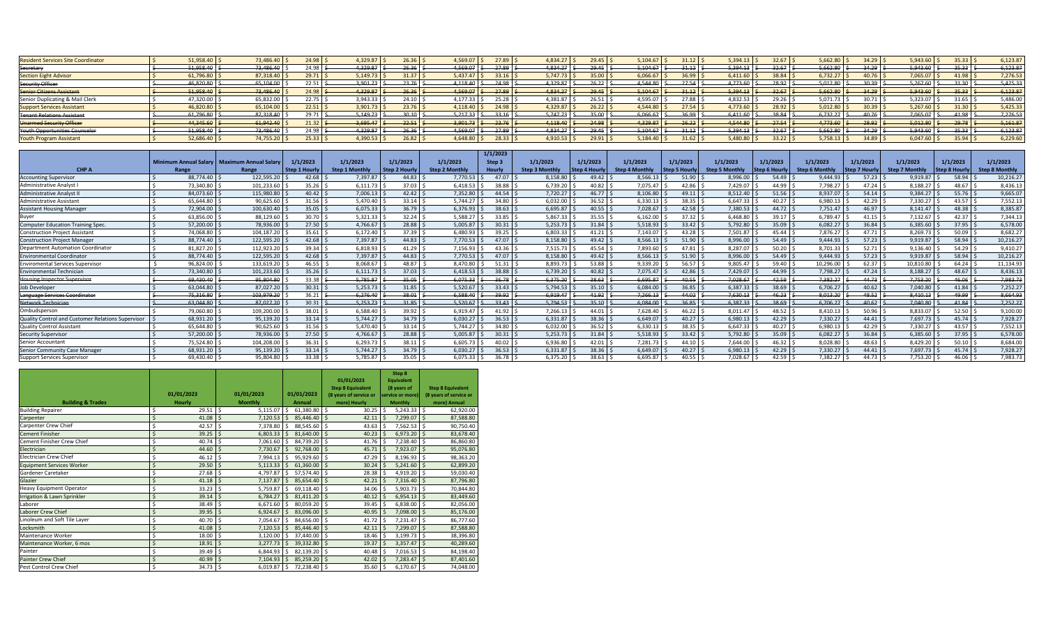| | | | | | | | | | | | | | | | | | | | |
|---|---|---|---|---|---|---|---|---|---|---|---|---|---|---|---|---|---|---|---|
| Resident Services Site Coordinator | $ 51,958.40 | $ 73,486.40 | $ 24.98 | $ 4,329.87 | $ 26.36 | $ 4,569.07 | $ 27.89 | $ 4,834.27 | $ 29.45 | $ 5,104.67 | $ 31.12 | $ 5,394.13 | $ 32.67 | $ 5,662.80 | $ 34.29 | $ 5,943.60 | $ 35.33 | $ 6,123.87 |
| ~~Secretary~~ | ~~$ 51,958.40~~ | ~~$ 73,486.40~~ | ~~$ 24.98~~ | ~~$ 4,329.87~~ | ~~$ 26.36~~ | ~~$ 4,569.07~~ | ~~$ 27.89~~ | ~~$ 4,834.27~~ | ~~$ 29.45~~ | ~~$ 5,104.67~~ | ~~$ 31.12~~ | ~~$ 5,394.13~~ | ~~$ 32.67~~ | ~~$ 5,662.80~~ | ~~$ 34.29~~ | ~~$ 5,943.60~~ | ~~$ 35.33~~ | ~~$ 6,123.87~~ |
| Section Eight Advisor | $ 61,796.80 | $ 87,318.40 | $ 29.71 | $ 5,149.73 | $ 31.37 | $ 5,437.47 | $ 33.16 | $ 5,747.73 | $ 35.00 | $ 6,066.67 | $ 36.99 | $ 6,411.60 | $ 38.84 | $ 6,732.27 | $ 40.76 | $ 7,065.07 | $ 41.98 | $ 7,276.53 |
| ~~Security Officer~~ | ~~$ 46,820.80~~ | ~~$ 65,104.00~~ | ~~$ 22.51~~ | ~~$ 3,901.73~~ | ~~$ 23.76~~ | ~~$ 4,118.40~~ | ~~$ 24.98~~ | ~~$ 4,329.87~~ | ~~$ 26.22~~ | ~~$ 4,544.80~~ | ~~$ 27.54~~ | ~~$ 4,773.60~~ | ~~$ 28.92~~ | ~~$ 5,012.80~~ | ~~$ 30.39~~ | ~~$ 5,267.60~~ | ~~$ 31.30~~ | ~~$ 5,425.33~~ |
| ~~Senior Citizens Assistant~~ | ~~$ 51,958.40~~ | ~~$ 73,486.40~~ | ~~$ 24.98~~ | ~~$ 4,329.87~~ | ~~$ 26.36~~ | ~~$ 4,569.07~~ | ~~$ 27.89~~ | ~~$ 4,834.27~~ | ~~$ 29.45~~ | ~~$ 5,104.67~~ | ~~$ 31.12~~ | ~~$ 5,394.13~~ | ~~$ 32.67~~ | ~~$ 5,662.80~~ | ~~$ 34.29~~ | ~~$ 5,943.60~~ | ~~$ 35.33~~ | ~~$ 6,123.87~~ |
| Senior Duplicating & Mail Clerk | $ 47,320.00 | $ 65,832.00 | $ 22.75 | $ 3,943.33 | $ 24.10 | $ 4,177.33 | $ 25.28 | $ 4,381.87 | $ 26.51 | $ 4,595.07 | $ 27.88 | $ 4,832.53 | $ 29.26 | $ 5,071.73 | $ 30.71 | $ 5,323.07 | $ 31.65 | $ 5,486.00 |
| Support Services Assistant | $ 46,820.80 | $ 65,104.00 | $ 22.51 | $ 3,901.73 | $ 23.76 | $ 4,118.40 | $ 24.98 | $ 4,329.87 | $ 26.22 | $ 4,544.80 | $ 27.54 | $ 4,773.60 | $ 28.92 | $ 5,012.80 | $ 30.39 | $ 5,267.60 | $ 31.30 | $ 5,425.33 |
| ~~Tenant Relations Assistant~~ | ~~$ 61,796.80~~ | ~~$ 87,318.40~~ | ~~$ 29.71~~ | ~~$ 5,149.73~~ | ~~$ 30.10~~ | ~~$ 5,217.33~~ | ~~$ 33.16~~ | ~~$ 5,747.73~~ | ~~$ 35.00~~ | ~~$ 6,066.67~~ | ~~$ 36.99~~ | ~~$ 6,411.60~~ | ~~$ 38.84~~ | ~~$ 6,732.27~~ | ~~$ 40.76~~ | ~~$ 7,065.07~~ | ~~$ 41.98~~ | ~~$ 7,276.53~~ |
| ~~Unarmed Security Officer~~ | ~~$ 44,345.60~~ | ~~$ 61,942.40~~ | ~~$ 21.32~~ | ~~$ 3,695.47~~ | ~~$ 22.51~~ | ~~$ 3,901.73~~ | ~~$ 23.76~~ | ~~$ 4,118.40~~ | ~~$ 24.98~~ | ~~$ 4,329.87~~ | ~~$ 26.22~~ | ~~$ 4,544.80~~ | ~~$ 27.54~~ | ~~$ 4,773.60~~ | ~~$ 28.92~~ | ~~$ 5,012.80~~ | ~~$ 29.78~~ | ~~$ 5,161.87~~ |
| ~~Youth Opportunities Counselor~~ | ~~$ 51,958.40~~ | ~~$ 73,486.40~~ | ~~$ 24.98~~ | ~~$ 4,329.87~~ | ~~$ 26.36~~ | ~~$ 4,569.07~~ | ~~$ 27.89~~ | ~~$ 4,834.27~~ | ~~$ 29.45~~ | ~~$ 5,104.67~~ | ~~$ 31.12~~ | ~~$ 5,394.13~~ | ~~$ 32.67~~ | ~~$ 5,662.80~~ | ~~$ 34.29~~ | ~~$ 5,943.60~~ | ~~$ 35.33~~ | ~~$ 6,123.87~~ |
| Youth Program Assistant | $ 52,686.40 | $ 74,755.20 | $ 25.33 | $ 4,390.53 | $ 26.82 | $ 4,648.80 | $ 28.33 | $ 4,910.53 | $ 29.91 | $ 5,184.40 | $ 31.62 | $ 5,480.80 | $ 33.22 | $ 5,758.13 | $ 34.89 | $ 6,047.60 | $ 35.94 | $ 6,229.60 |

| CHP A | Minimum Annual Salary Range | Maximum Annual Salary Range | 1/1/2023 Step 1 Hourly | 1/1/2023 Step 1 Monthly | 1/1/2023 Step 2 Hourly | 1/1/2023 Step 2 Monthly | 1/1/2023 Step 3 Hourly | 1/1/2023 Step 3 Monthly | 1/1/2023 Step 4 Hourly | 1/1/2023 Step 4 Monthly | 1/1/2023 Step 5 Hourly | 1/1/2023 Step 5 Monthly | 1/1/2023 Step 6 Hourly | 1/1/2023 Step 6 Monthly | 1/1/2023 Step 7 Hourly | 1/1/2023 Step 7 Monthly | 1/1/2023 Step 8 Hourly | 1/1/2023 Step 8 Monthly |
|---|---|---|---|---|---|---|---|---|---|---|---|---|---|---|---|---|---|---|
| Accounting Supervisor | $ 88,774.40 | $ 122,595.20 | $ 42.68 | $ 7,397.87 | $ 44.83 | $ 7,770.53 | $ 47.07 | $ 8,158.80 | $ 49.42 | $ 8,566.13 | $ 51.90 | $ 8,996.00 | $ 54.49 | $ 9,444.93 | $ 57.23 | $ 9,919.87 | $ 58.94 | $ 10,216.27 |
| Administrative Analyst I | $ 73,340.80 | $ 101,233.60 | $ 35.26 | $ 6,111.73 | $ 37.03 | $ 6,418.53 | $ 38.88 | $ 6,739.20 | $ 40.82 | $ 7,075.47 | $ 42.86 | $ 7,429.07 | $ 44.99 | $ 7,798.27 | $ 47.24 | $ 8,188.27 | $ 48.67 | $ 8,436.13 |
| Administrative Analyst II | $ 84,073.60 | $ 115,980.80 | $ 40.42 | $ 7,006.13 | $ 42.42 | $ 7,352.80 | $ 44.54 | $ 7,720.27 | $ 46.77 | $ 8,106.80 | $ 49.11 | $ 8,512.40 | $ 51.56 | $ 8,937.07 | $ 54.14 | $ 9,384.27 | $ 55.76 | $ 9,665.07 |
| Administrative Assistant | $ 65,644.80 | $ 90,625.60 | $ 31.56 | $ 5,470.40 | $ 33.14 | $ 5,744.27 | $ 34.80 | $ 6,032.00 | $ 36.52 | $ 6,330.13 | $ 38.35 | $ 6,647.33 | $ 40.27 | $ 6,980.13 | $ 42.29 | $ 7,330.27 | $ 43.57 | $ 7,552.13 |
| Assistant Housing Manager | $ 72,904.00 | $ 100,630.40 | $ 35.05 | $ 6,075.33 | $ 36.79 | $ 6,376.93 | $ 38.63 | $ 6,695.87 | $ 40.55 | $ 7,028.67 | $ 42.58 | $ 7,380.53 | $ 44.72 | $ 7,751.47 | $ 46.97 | $ 8,141.47 | $ 48.38 | $ 8,385.87 |
| Buyer | $ 63,856.00 | $ 88,129.60 | $ 30.70 | $ 5,321.33 | $ 32.24 | $ 5,588.27 | $ 33.85 | $ 5,867.33 | $ 35.55 | $ 6,162.00 | $ 37.32 | $ 6,468.80 | $ 39.17 | $ 6,789.47 | $ 41.15 | $ 7,132.67 | $ 42.37 | $ 7,344.13 |
| Computer Education Training Spec. | $ 57,200.00 | $ 78,936.00 | $ 27.50 | $ 4,766.67 | $ 28.88 | $ 5,005.87 | $ 30.31 | $ 5,253.73 | $ 31.84 | $ 5,518.93 | $ 33.42 | $ 5,792.80 | $ 35.09 | $ 6,082.27 | $ 36.84 | $ 6,385.60 | $ 37.95 | $ 6,578.00 |
| Construction Project Assistant | $ 74,068.80 | $ 104,187.20 | $ 35.61 | $ 6,172.40 | $ 37.39 | $ 6,480.93 | $ 39.25 | $ 6,803.33 | $ 41.21 | $ 7,143.07 | $ 43.28 | $ 7,501.87 | $ 45.44 | $ 7,876.27 | $ 47.71 | $ 8,269.73 | $ 50.09 | $ 8,682.27 |
| Construction Project Manager | $ 88,774.40 | $ 122,595.20 | $ 42.68 | $ 7,397.87 | $ 44.83 | $ 7,770.53 | $ 47.07 | $ 8,158.80 | $ 49.42 | $ 8,566.13 | $ 51.90 | $ 8,996.00 | $ 54.49 | $ 9,444.93 | $ 57.23 | $ 9,919.87 | $ 58.94 | $ 10,216.27 |
| Department Automation Coordinator | $ 81,827.20 | $ 112,923.20 | $ 39.34 | $ 6,818.93 | $ 41.29 | $ 7,156.93 | $ 43.36 | $ 7,515.73 | $ 45.54 | $ 7,893.60 | $ 47.81 | $ 8,287.07 | $ 50.20 | $ 8,701.33 | $ 52.71 | $ 9,136.40 | $ 54.29 | $ 9,410.27 |
| Environmental Coordinator | $ 88,774.40 | $ 122,595.20 | $ 42.68 | $ 7,397.87 | $ 44.83 | $ 7,770.53 | $ 47.07 | $ 8,158.80 | $ 49.42 | $ 8,566.13 | $ 51.90 | $ 8,996.00 | $ 54.49 | $ 9,444.93 | $ 57.23 | $ 9,919.87 | $ 58.94 | $ 10,216.27 |
| Enviromental Services Supervisor | $ 96,824.00 | $ 133,619.20 | $ 46.55 | $ 8,068.67 | $ 48.87 | $ 8,470.80 | $ 51.31 | $ 8,893.73 | $ 53.88 | $ 9,339.20 | $ 56.57 | $ 9,805.47 | $ 59.40 | $ 10,296.00 | $ 62.37 | $ 10,810.80 | $ 64.24 | $ 11,134.93 |
| Environmental Technician | $ 73,340.80 | $ 101,233.60 | $ 35.26 | $ 6,111.73 | $ 37.03 | $ 6,418.53 | $ 38.88 | $ 6,739.20 | $ 40.82 | $ 7,075.47 | $ 42.86 | $ 7,429.07 | $ 44.99 | $ 7,798.27 | $ 47.24 | $ 8,188.27 | $ 48.67 | $ 8,436.13 |
| ~~Housing Inspector Supervisor~~ | ~~$ 69,430.40~~ | ~~$ 95,804.80~~ | ~~$ 33.38~~ | ~~$ 5,785.87~~ | ~~$ 35.05~~ | ~~$ 6,075.33~~ | ~~$ 36.78~~ | ~~$ 6,375.20~~ | ~~$ 38.63~~ | ~~$ 6,695.87~~ | ~~$ 40.55~~ | ~~$ 7,028.67~~ | ~~$ 42.59~~ | ~~$ 7,382.27~~ | ~~$ 44.73~~ | ~~$ 7,753.20~~ | ~~$ 46.06~~ | ~~$ 7,983.73~~ |
| Job Developer | $ 63,044.80 | $ 87,027.20 | $ 30.31 | $ 5,253.73 | $ 31.85 | $ 5,520.67 | $ 33.43 | $ 5,794.53 | $ 35.10 | $ 6,084.00 | $ 36.85 | $ 6,387.33 | $ 38.69 | $ 6,706.27 | $ 40.62 | $ 7,040.80 | $ 41.84 | $ 7,252.27 |
| ~~Language Services Coordinator~~ | ~~$ 75,316.80~~ | ~~$ 103,979.20~~ | ~~$ 36.21~~ | ~~$ 6,276.40~~ | ~~$ 38.01~~ | ~~$ 6,588.40~~ | ~~$ 39.92~~ | ~~$ 6,919.47~~ | ~~$ 41.92~~ | ~~$ 7,266.13~~ | ~~$ 44.02~~ | ~~$ 7,630.13~~ | ~~$ 46.23~~ | ~~$ 8,013.20~~ | ~~$ 48.52~~ | ~~$ 8,410.13~~ | ~~$ 49.99~~ | ~~$ 8,664.93~~ |
| ~~Network Technician~~ | ~~$ 63,044.80~~ | ~~$ 87,027.20~~ | ~~$ 30.31~~ | ~~$ 5,253.73~~ | ~~$ 31.85~~ | ~~$ 5,520.67~~ | ~~$ 33.43~~ | ~~$ 5,794.53~~ | ~~$ 35.10~~ | ~~$ 6,084.00~~ | ~~$ 36.85~~ | ~~$ 6,387.33~~ | ~~$ 38.69~~ | ~~$ 6,706.27~~ | ~~$ 40.62~~ | ~~$ 7,040.80~~ | ~~$ 41.84~~ | ~~$ 7,252.27~~ |
| Ombudsperson | $ 79,060.80 | $ 109,200.00 | $ 38.01 | $ 6,588.40 | $ 39.92 | $ 6,919.47 | $ 41.92 | $ 7,266.13 | $ 44.01 | $ 7,628.40 | $ 46.22 | $ 8,011.47 | $ 48.52 | $ 8,410.13 | $ 50.96 | $ 8,833.07 | $ 52.50 | $ 9,100.00 |
| Quality Control and Customer Relations Supervisor | $ 68,931.20 | $ 95,139.20 | $ 33.14 | $ 5,744.27 | $ 34.79 | $ 6,030.27 | $ 36.53 | $ 6,331.87 | $ 38.36 | $ 6,649.07 | $ 40.27 | $ 6,980.13 | $ 42.29 | $ 7,330.27 | $ 44.41 | $ 7,697.73 | $ 45.74 | $ 7,928.27 |
| Quality Control Assistant | $ 65,644.80 | $ 90,625.60 | $ 31.56 | $ 5,470.40 | $ 33.14 | $ 5,744.27 | $ 34.80 | $ 6,032.00 | $ 36.52 | $ 6,330.13 | $ 38.35 | $ 6,647.33 | $ 40.27 | $ 6,980.13 | $ 42.29 | $ 7,330.27 | $ 43.57 | $ 7,552.13 |
| Security Supervisor | $ 57,200.00 | $ 78,936.00 | $ 27.50 | $ 4,766.67 | $ 28.88 | $ 5,005.87 | $ 30.31 | $ 5,253.73 | $ 31.84 | $ 5,518.93 | $ 33.42 | $ 5,792.80 | $ 35.09 | $ 6,082.27 | $ 36.84 | $ 6,385.60 | $ 37.95 | $ 6,578.00 |
| Senior Accountant | $ 75,524.80 | $ 104,208.00 | $ 36.31 | $ 6,293.73 | $ 38.11 | $ 6,605.73 | $ 40.02 | $ 6,936.80 | $ 42.01 | $ 7,281.73 | $ 44.10 | $ 7,644.00 | $ 46.32 | $ 8,028.80 | $ 48.63 | $ 8,429.20 | $ 50.10 | $ 8,684.00 |
| Senior Community Case Manager | $ 68,931.20 | $ 95,139.20 | $ 33.14 | $ 5,744.27 | $ 34.79 | $ 6,030.27 | $ 36.53 | $ 6,331.87 | $ 38.36 | $ 6,649.07 | $ 40.27 | $ 6,980.13 | $ 42.29 | $ 7,330.27 | $ 44.41 | $ 7,697.73 | $ 45.74 | $ 7,928.27 |
| Support Services Supervisor | $ 69,430.40 | $ 95,804.80 | $ 33.38 | $ 5,785.87 | $ 35.05 | $ 6,075.33 | $ 36.78 | $ 6,375.20 | $ 38.63 | $ 6,695.87 | $ 40.55 | $ 7,028.67 | $ 42.59 | $ 7,382.27 | $ 44.73 | $ 7,753.20 | $ 46.06 | $ 7,983.73 |

| Building & Trades | 01/01/2023 Hourly | 01/01/2023 Monthly | 01/01/2023 Annual | 01/01/2023 Step 8 Equivalent (8 years of service or more) Hourly | Step 8 Equivalent (8 years of service or more) Monthly | Step 8 Equivalent (8 years of service or more) Annual |
|---|---|---|---|---|---|---|
| Building Repairer | $ 29.51 | $ 5,115.07 | $ 61,380.80 | $ 30.25 | $ 5,243.33 | $ 62,920.00 |
| Carpenter | $ 41.08 | $ 7,120.53 | $ 85,446.40 | $ 42.11 | $ 7,299.07 | $ 87,588.80 |
| Carpenter Crew Chief | $ 42.57 | $ 7,378.80 | $ 88,545.60 | $ 43.63 | $ 7,562.53 | $ 90,750.40 |
| Cement Finisher | $ 39.25 | $ 6,803.33 | $ 81,640.00 | $ 40.23 | $ 6,973.20 | $ 83,678.40 |
| Cement Finisher Crew Chief | $ 40.74 | $ 7,061.60 | $ 84,739.20 | $ 41.76 | $ 7,238.40 | $ 86,860.80 |
| Electrician | $ 44.60 | $ 7,730.67 | $ 92,768.00 | $ 45.71 | $ 7,923.07 | $ 95,076.80 |
| Electrician Crew Chief | $ 46.12 | $ 7,994.13 | $ 95,929.60 | $ 47.29 | $ 8,196.93 | $ 98,363.20 |
| Equipment Services Worker | $ 29.50 | $ 5,113.33 | $ 61,360.00 | $ 30.24 | $ 5,241.60 | $ 62,899.20 |
| Gardener Caretaker | $ 27.68 | $ 4,797.87 | $ 57,574.40 | $ 28.38 | $ 4,919.20 | $ 59,030.40 |
| Glazier | $ 41.18 | $ 7,137.87 | $ 85,654.40 | $ 42.21 | $ 7,316.40 | $ 87,796.80 |
| Heavy Equipment Operator | $ 33.23 | $ 5,759.87 | $ 69,118.40 | $ 34.06 | $ 5,903.73 | $ 70,844.80 |
| Irrigation & Lawn Sprinkler | $ 39.14 | $ 6,784.27 | $ 81,411.20 | $ 40.12 | $ 6,954.13 | $ 83,449.60 |
| Laborer | $ 38.49 | $ 6,671.60 | $ 80,059.20 | $ 39.45 | $ 6,838.00 | $ 82,056.00 |
| Laborer Crew Chief | $ 39.95 | $ 6,924.67 | $ 83,096.00 | $ 40.95 | $ 7,098.00 | $ 85,176.00 |
| Linoleum and Soft Tile Layer | $ 40.70 | $ 7,054.67 | $ 84,656.00 | $ 41.72 | $ 7,231.47 | $ 86,777.60 |
| Locksmith | $ 41.08 | $ 7,120.53 | $ 85,446.40 | $ 42.11 | $ 7,299.07 | $ 87,588.80 |
| Maintenance Worker | $ 18.00 | $ 3,120.00 | $ 37,440.00 | $ 18.46 | $ 3,199.73 | $ 38,396.80 |
| Maintenance Worker, 6 mos | $ 18.91 | $ 3,277.73 | $ 39,332.80 | $ 19.37 | $ 3,357.47 | $ 40,289.60 |
| Painter | $ 39.49 | $ 6,844.93 | $ 82,139.20 | $ 40.48 | $ 7,016.53 | $ 84,198.40 |
| Painter Crew Chief | $ 40.99 | $ 7,104.93 | $ 85,259.20 | $ 42.02 | $ 7,283.47 | $ 87,401.60 |
| Pest Control Crew Chief | $ 34.73 | $ 6,019.87 | $ 72,238.40 | $ 35.60 | $ 6,170.67 | $ 74,048.00 |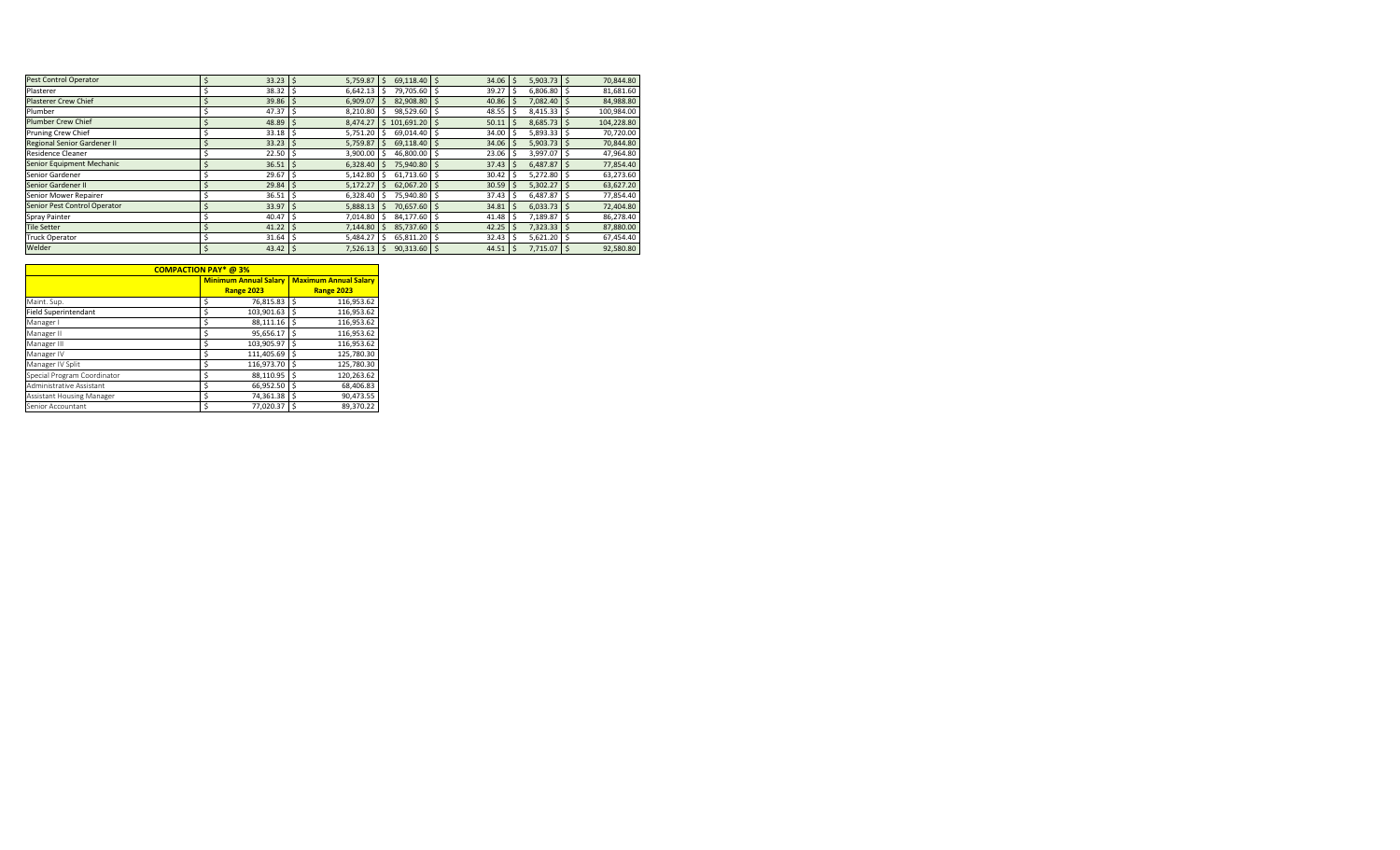| | | | | | | |
|---|---|---|---|---|---|---|
| Pest Control Operator | $ 33.23 | $ 5,759.87 | $ 69,118.40 | $ 34.06 | $ 5,903.73 | $ 70,844.80 |
| Plasterer | $ 38.32 | $ 6,642.13 | $ 79,705.60 | $ 39.27 | $ 6,806.80 | $ 81,681.60 |
| Plasterer Crew Chief | $ 39.86 | $ 6,909.07 | $ 82,908.80 | $ 40.86 | $ 7,082.40 | $ 84,988.80 |
| Plumber | $ 47.37 | $ 8,210.80 | $ 98,529.60 | $ 48.55 | $ 8,415.33 | $ 100,984.00 |
| Plumber Crew Chief | $ 48.89 | $ 8,474.27 | $ 101,691.20 | $ 50.11 | $ 8,685.73 | $ 104,228.80 |
| Pruning Crew Chief | $ 33.18 | $ 5,751.20 | $ 69,014.40 | $ 34.00 | $ 5,893.33 | $ 70,720.00 |
| Regional Senior Gardener II | $ 33.23 | $ 5,759.87 | $ 69,118.40 | $ 34.06 | $ 5,903.73 | $ 70,844.80 |
| Residence Cleaner | $ 22.50 | $ 3,900.00 | $ 46,800.00 | $ 23.06 | $ 3,997.07 | $ 47,964.80 |
| Senior Equipment Mechanic | $ 36.51 | $ 6,328.40 | $ 75,940.80 | $ 37.43 | $ 6,487.87 | $ 77,854.40 |
| Senior Gardener | $ 29.67 | $ 5,142.80 | $ 61,713.60 | $ 30.42 | $ 5,272.80 | $ 63,273.60 |
| Senior Gardener II | $ 29.84 | $ 5,172.27 | $ 62,067.20 | $ 30.59 | $ 5,302.27 | $ 63,627.20 |
| Senior Mower Repairer | $ 36.51 | $ 6,328.40 | $ 75,940.80 | $ 37.43 | $ 6,487.87 | $ 77,854.40 |
| Senior Pest Control Operator | $ 33.97 | $ 5,888.13 | $ 70,657.60 | $ 34.81 | $ 6,033.73 | $ 72,404.80 |
| Spray Painter | $ 40.47 | $ 7,014.80 | $ 84,177.60 | $ 41.48 | $ 7,189.87 | $ 86,278.40 |
| Tile Setter | $ 41.22 | $ 7,144.80 | $ 85,737.60 | $ 42.25 | $ 7,323.33 | $ 87,880.00 |
| Truck Operator | $ 31.64 | $ 5,484.27 | $ 65,811.20 | $ 32.43 | $ 5,621.20 | $ 67,454.40 |
| Welder | $ 43.42 | $ 7,526.13 | $ 90,313.60 | $ 44.51 | $ 7,715.07 | $ 92,580.80 |

| COMPACTION PAY* @ 3% | | |
|---|---|---|
| | Minimum Annual Salary Range 2023 | Maximum Annual Salary Range 2023 |
| Maint. Sup. | $ 76,815.83 | $ 116,953.62 |
| Field Superintendant | $ 103,901.63 | $ 116,953.62 |
| Manager I | $ 88,111.16 | $ 116,953.62 |
| Manager II | $ 95,656.17 | $ 116,953.62 |
| Manager III | $ 103,905.97 | $ 116,953.62 |
| Manager IV | $ 111,405.69 | $ 125,780.30 |
| Manager IV Split | $ 116,973.70 | $ 125,780.30 |
| Special Program Coordinator | $ 88,110.95 | $ 120,263.62 |
| Administrative Assistant | $ 66,952.50 | $ 68,406.83 |
| Assistant Housing Manager | $ 74,361.38 | $ 90,473.55 |
| Senior Accountant | $ 77,020.37 | $ 89,370.22 |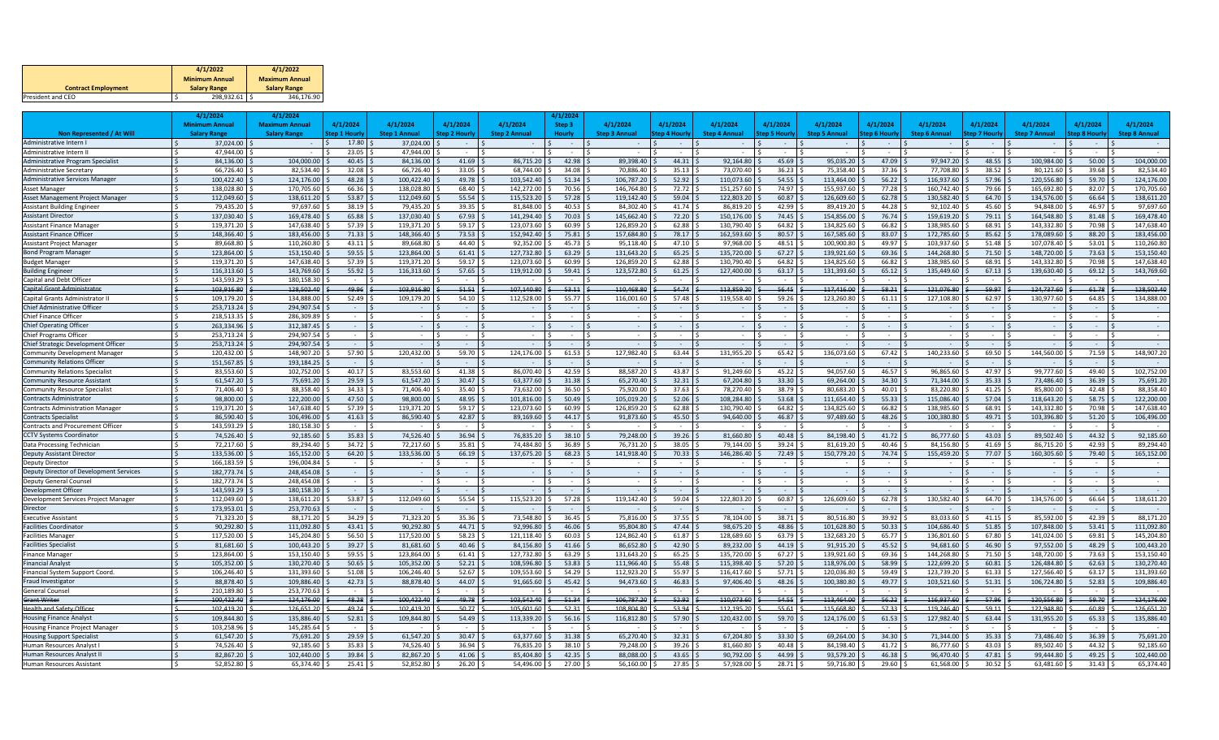| Contract Employment | 4/1/2022 Minimum Annual Salary Range | 4/1/2022 Maximum Annual Salary Range |
|---|---|---|
| President and CEO | $ 298,932.61 | $ 346,176.90 |

| Non Represented / At Will | 4/1/2024 Minimum Annual Salary Range | 4/1/2024 Maximum Annual Salary Range | 4/1/2024 Step 1 Hourly | 4/1/2024 Step 1 Annual | 4/1/2024 Step 2 Hourly | 4/1/2024 Step 2 Annual | 4/1/2024 Step 3 Hourly | 4/1/2024 Step 3 Annual | 4/1/2024 Step 4 Hourly | 4/1/2024 Step 4 Annual | 4/1/2024 Step 5 Hourly | 4/1/2024 Step 5 Annual | 4/1/2024 Step 6 Hourly | 4/1/2024 Step 6 Annual | 4/1/2024 Step 7 Hourly | 4/1/2024 Step 7 Annual | 4/1/2024 Step 8 Hourly | 4/1/2024 Step 8 Annual |
|---|---|---|---|---|---|---|---|---|---|---|---|---|---|---|---|---|---|---|
| Administrative Intern I | $ 37,024.00 | $ - | $ 17.80 | $ 37,024.00 | $ - | $ - | $ - | $ - | $ - | $ - | $ - | $ - | $ - | $ - | $ - | $ - | $ - | $ - |
| Administrative Intern II | $ 47,944.00 | $ - | $ 23.05 | $ 47,944.00 | $ - | $ - | $ - | $ - | $ - | $ - | $ - | $ - | $ - | $ - | $ - | $ - | $ - | $ - |
| Administrative Program Specialist | $ 84,136.00 | $ 104,000.00 | $ 40.45 | $ 84,136.00 | $ 41.69 | $ 86,715.20 | $ 42.98 | $ 89,398.40 | $ 44.31 | $ 92,164.80 | $ 45.69 | $ 95,035.20 | $ 47.09 | $ 97,947.20 | $ 48.55 | $ 100,984.00 | $ 50.00 | $ 104,000.00 |
| Administrative Secretary | $ 66,726.40 | $ 82,534.40 | $ 32.08 | $ 66,726.40 | $ 33.05 | $ 68,744.00 | $ 34.08 | $ 70,886.40 | $ 35.13 | $ 73,070.40 | $ 36.23 | $ 75,358.40 | $ 37.36 | $ 77,708.80 | $ 38.52 | $ 80,121.60 | $ 39.68 | $ 82,534.40 |
| Administrative Services Manager | $ 100,422.40 | $ 124,176.00 | $ 48.28 | $ 100,422.40 | $ 49.78 | $ 103,542.40 | $ 51.34 | $ 106,787.20 | $ 52.92 | $ 110,073.60 | $ 54.55 | $ 113,464.00 | $ 56.22 | $ 116,937.60 | $ 57.96 | $ 120,556.80 | $ 59.70 | $ 124,176.00 |
| Asset Manager | $ 138,028.80 | $ 170,705.60 | $ 66.36 | $ 138,028.80 | $ 68.40 | $ 142,272.00 | $ 70.56 | $ 146,764.80 | $ 72.72 | $ 151,257.60 | $ 74.97 | $ 155,937.60 | $ 77.28 | $ 160,742.40 | $ 79.66 | $ 165,692.80 | $ 82.07 | $ 170,705.60 |
| Asset Management Project Manager | $ 112,049.60 | $ 138,611.20 | $ 53.87 | $ 112,049.60 | $ 55.54 | $ 115,523.20 | $ 57.28 | $ 119,142.40 | $ 59.04 | $ 122,803.20 | $ 60.87 | $ 126,609.60 | $ 62.78 | $ 130,582.40 | $ 64.70 | $ 134,576.00 | $ 66.64 | $ 138,611.20 |
| Assistant Building Engineer | $ 79,435.20 | $ 97,697.60 | $ 38.19 | $ 79,435.20 | $ 39.35 | $ 81,848.00 | $ 40.53 | $ 84,302.40 | $ 41.74 | $ 86,819.20 | $ 42.99 | $ 89,419.20 | $ 44.28 | $ 92,102.40 | $ 45.60 | $ 94,848.00 | $ 46.97 | $ 97,697.60 |
| Assistant Director | $ 137,030.40 | $ 169,478.40 | $ 65.88 | $ 137,030.40 | $ 67.93 | $ 141,294.40 | $ 70.03 | $ 145,662.40 | $ 72.20 | $ 150,176.00 | $ 74.45 | $ 154,856.00 | $ 76.74 | $ 159,619.20 | $ 79.11 | $ 164,548.80 | $ 81.48 | $ 169,478.40 |
| Assistant Finance Manager | $ 119,371.20 | $ 147,638.40 | $ 57.39 | $ 119,371.20 | $ 59.17 | $ 123,073.60 | $ 60.99 | $ 126,859.20 | $ 62.88 | $ 130,790.40 | $ 64.82 | $ 134,825.60 | $ 66.82 | $ 138,985.60 | $ 68.91 | $ 143,332.80 | $ 70.98 | $ 147,638.40 |
| Assistant Finance Officer | $ 148,366.40 | $ 183,456.00 | $ 71.33 | $ 148,366.40 | $ 73.53 | $ 152,942.40 | $ 75.81 | $ 157,684.80 | $ 78.17 | $ 162,593.60 | $ 80.57 | $ 167,585.60 | $ 83.07 | $ 172,785.60 | $ 85.62 | $ 178,089.60 | $ 88.20 | $ 183,456.00 |
| Assistant Project Manager | $ 89,668.80 | $ 110,260.80 | $ 43.11 | $ 89,668.80 | $ 44.40 | $ 92,352.00 | $ 45.73 | $ 95,118.40 | $ 47.10 | $ 97,968.00 | $ 48.51 | $ 100,900.80 | $ 49.97 | $ 103,937.60 | $ 51.48 | $ 107,078.40 | $ 53.01 | $ 110,260.80 |
| Bond Program Manager | $ 123,864.00 | $ 153,150.40 | $ 59.55 | $ 123,864.00 | $ 61.41 | $ 127,732.80 | $ 63.29 | $ 131,643.20 | $ 65.25 | $ 135,720.00 | $ 67.27 | $ 139,921.60 | $ 69.36 | $ 144,268.80 | $ 71.50 | $ 148,720.00 | $ 73.63 | $ 153,150.40 |
| Budget Manager | $ 119,371.20 | $ 147,638.40 | $ 57.39 | $ 119,371.20 | $ 59.17 | $ 123,073.60 | $ 60.99 | $ 126,859.20 | $ 62.88 | $ 130,790.40 | $ 64.82 | $ 134,825.60 | $ 66.82 | $ 138,985.60 | $ 68.91 | $ 143,332.80 | $ 70.98 | $ 147,638.40 |
| Building Engineer | $ 116,313.60 | $ 143,769.60 | $ 55.92 | $ 116,313.60 | $ 57.65 | $ 119,912.00 | $ 59.41 | $ 123,572.80 | $ 61.25 | $ 127,400.00 | $ 63.17 | $ 131,393.60 | $ 65.12 | $ 135,449.60 | $ 67.13 | $ 139,630.40 | $ 69.12 | $ 143,769.60 |
| Capital and Debt Officer | $ 143,593.29 | $ 180,158.30 | $ - | $ - | $ - | $ - | $ - | $ - | $ - | $ - | $ - | $ - | $ - | $ - | $ - | $ - | $ - | $ - |
| ~~Capital Grant Administrator~~ | ~~$ 103,916.80~~ | ~~$ 128,502.40~~ | ~~$ 49.96~~ | ~~$ 103,916.80~~ | ~~$ 51.51~~ | ~~$ 107,140.80~~ | ~~$ 53.11~~ | ~~$ 110,468.80~~ | ~~$ 54.74~~ | ~~$ 113,859.20~~ | ~~$ 56.45~~ | ~~$ 117,416.00~~ | ~~$ 58.21~~ | ~~$ 121,076.80~~ | ~~$ 59.97~~ | ~~$ 124,737.60~~ | ~~$ 61.78~~ | ~~$ 128,502.40~~ |
| Capital Grants Administrator II | $ 109,179.20 | $ 134,888.00 | $ 52.49 | $ 109,179.20 | $ 54.10 | $ 112,528.00 | $ 55.77 | $ 116,001.60 | $ 57.48 | $ 119,558.40 | $ 59.26 | $ 123,260.80 | $ 61.11 | $ 127,108.80 | $ 62.97 | $ 130,977.60 | $ 64.85 | $ 134,888.00 |
| Chief Administrative Officer | $ 253,713.24 | $ 294,907.54 | $ - | $ - | $ - | $ - | $ - | $ - | $ - | $ - | $ - | $ - | $ - | $ - | $ - | $ - | $ - | $ - |
| Chief Finance Officer | $ 218,513.35 | $ 286,309.89 | $ - | $ - | $ - | $ - | $ - | $ - | $ - | $ - | $ - | $ - | $ - | $ - | $ - | $ - | $ - | $ - |
| Chief Operating Officer | $ 263,334.96 | $ 312,387.45 | $ - | $ - | $ - | $ - | $ - | $ - | $ - | $ - | $ - | $ - | $ - | $ - | $ - | $ - | $ - | $ - |
| Chief Programs Officer | $ 253,713.24 | $ 294,907.54 | $ - | $ - | $ - | $ - | $ - | $ - | $ - | $ - | $ - | $ - | $ - | $ - | $ - | $ - | $ - | $ - |
| Chief Strategic Development Officer | $ 253,713.24 | $ 294,907.54 | $ - | $ - | $ - | $ - | $ - | $ - | $ - | $ - | $ - | $ - | $ - | $ - | $ - | $ - | $ - | $ - |
| Community Development Manager | $ 120,432.00 | $ 148,907.20 | $ 57.90 | $ 120,432.00 | $ 59.70 | $ 124,176.00 | $ 61.53 | $ 127,982.40 | $ 63.44 | $ 131,955.20 | $ 65.42 | $ 136,073.60 | $ 67.42 | $ 140,233.60 | $ 69.50 | $ 144,560.00 | $ 71.59 | $ 148,907.20 |
| Community Relations Officer | $ 151,567.85 | $ 193,184.25 | $ - | $ - | $ - | $ - | $ - | $ - | $ - | $ - | $ - | $ - | $ - | $ - | $ - | $ - | $ - | $ - |
| Community Relations Specialist | $ 83,553.60 | $ 102,752.00 | $ 40.17 | $ 83,553.60 | $ 41.38 | $ 86,070.40 | $ 42.59 | $ 88,587.20 | $ 43.87 | $ 91,249.60 | $ 45.22 | $ 94,057.60 | $ 46.57 | $ 96,865.60 | $ 47.97 | $ 99,777.60 | $ 49.40 | $ 102,752.00 |
| Community Resource Assistant | $ 61,547.20 | $ 75,691.20 | $ 29.59 | $ 61,547.20 | $ 30.47 | $ 63,377.60 | $ 31.38 | $ 65,270.40 | $ 32.31 | $ 67,204.80 | $ 33.30 | $ 69,264.00 | $ 34.30 | $ 71,344.00 | $ 35.33 | $ 73,486.40 | $ 36.39 | $ 75,691.20 |
| Community Resource Specialist | $ 71,406.40 | $ 88,358.40 | $ 34.33 | $ 71,406.40 | $ 35.40 | $ 73,632.00 | $ 36.50 | $ 75,920.00 | $ 37.63 | $ 78,270.40 | $ 38.79 | $ 80,683.20 | $ 40.01 | $ 83,220.80 | $ 41.25 | $ 85,800.00 | $ 42.48 | $ 88,358.40 |
| Contracts Administrator | $ 98,800.00 | $ 122,200.00 | $ 47.50 | $ 98,800.00 | $ 48.95 | $ 101,816.00 | $ 50.49 | $ 105,019.20 | $ 52.06 | $ 108,284.80 | $ 53.68 | $ 111,654.40 | $ 55.33 | $ 115,086.40 | $ 57.04 | $ 118,643.20 | $ 58.75 | $ 122,200.00 |
| Contracts Administration Manager | $ 119,371.20 | $ 147,638.40 | $ 57.39 | $ 119,371.20 | $ 59.17 | $ 123,073.60 | $ 60.99 | $ 126,859.20 | $ 62.88 | $ 130,790.40 | $ 64.82 | $ 134,825.60 | $ 66.82 | $ 138,985.60 | $ 68.91 | $ 143,332.80 | $ 70.98 | $ 147,638.40 |
| Contracts Specialist | $ 86,590.40 | $ 106,496.00 | $ 41.63 | $ 86,590.40 | $ 42.87 | $ 89,169.60 | $ 44.17 | $ 91,873.60 | $ 45.50 | $ 94,640.00 | $ 46.87 | $ 97,489.60 | $ 48.26 | $ 100,380.80 | $ 49.71 | $ 103,396.80 | $ 51.20 | $ 106,496.00 |
| Contracts and Procurement Officer | $ 143,593.29 | $ 180,158.30 | $ - | $ - | $ - | $ - | $ - | $ - | $ - | $ - | $ - | $ - | $ - | $ - | $ - | $ - | $ - | $ - |
| CCTV Systems Coordinator | $ 74,526.40 | $ 92,185.60 | $ 35.83 | $ 74,526.40 | $ 36.94 | $ 76,835.20 | $ 38.10 | $ 79,248.00 | $ 39.26 | $ 81,660.80 | $ 40.48 | $ 84,198.40 | $ 41.72 | $ 86,777.60 | $ 43.03 | $ 89,502.40 | $ 44.32 | $ 92,185.60 |
| Data Processing Technician | $ 72,217.60 | $ 89,294.40 | $ 34.72 | $ 72,217.60 | $ 35.81 | $ 74,484.80 | $ 36.89 | $ 76,731.20 | $ 38.05 | $ 79,144.00 | $ 39.24 | $ 81,619.20 | $ 40.46 | $ 84,156.80 | $ 41.69 | $ 86,715.20 | $ 42.93 | $ 89,294.40 |
| Deputy Assistant Director | $ 133,536.00 | $ 165,152.00 | $ 64.20 | $ 133,536.00 | $ 66.19 | $ 137,675.20 | $ 68.23 | $ 141,918.40 | $ 70.33 | $ 146,286.40 | $ 72.49 | $ 150,779.20 | $ 74.74 | $ 155,459.20 | $ 77.07 | $ 160,305.60 | $ 79.40 | $ 165,152.00 |
| Deputy Director | $ 166,183.59 | $ 196,004.84 | $ - | $ - | $ - | $ - | $ - | $ - | $ - | $ - | $ - | $ - | $ - | $ - | $ - | $ - | $ - | $ - |
| Deputy Director of Development Services | $ 182,773.74 | $ 248,454.08 | $ - | $ - | $ - | $ - | $ - | $ - | $ - | $ - | $ - | $ - | $ - | $ - | $ - | $ - | $ - | $ - |
| Deputy General Counsel | $ 182,773.74 | $ 248,454.08 | $ - | $ - | $ - | $ - | $ - | $ - | $ - | $ - | $ - | $ - | $ - | $ - | $ - | $ - | $ - | $ - |
| Development Officer | $ 143,593.29 | $ 180,158.30 | $ - | $ - | $ - | $ - | $ - | $ - | $ - | $ - | $ - | $ - | $ - | $ - | $ - | $ - | $ - | $ - |
| Development Services Project Manager | $ 112,049.60 | $ 138,611.20 | $ 53.87 | $ 112,049.60 | $ 55.54 | $ 115,523.20 | $ 57.28 | $ 119,142.40 | $ 59.04 | $ 122,803.20 | $ 60.87 | $ 126,609.60 | $ 62.78 | $ 130,582.40 | $ 64.70 | $ 134,576.00 | $ 66.64 | $ 138,611.20 |
| Director | $ 173,953.01 | $ 253,770.63 | $ - | $ - | $ - | $ - | $ - | $ - | $ - | $ - | $ - | $ - | $ - | $ - | $ - | $ - | $ - | $ - |
| Executive Assistant | $ 71,323.20 | $ 88,171.20 | $ 34.29 | $ 71,323.20 | $ 35.36 | $ 73,548.80 | $ 36.45 | $ 75,816.00 | $ 37.55 | $ 78,104.00 | $ 38.71 | $ 80,516.80 | $ 39.92 | $ 83,033.60 | $ 41.15 | $ 85,592.00 | $ 42.39 | $ 88,171.20 |
| Facilities Coordinator | $ 90,292.80 | $ 111,092.80 | $ 43.41 | $ 90,292.80 | $ 44.71 | $ 92,996.80 | $ 46.06 | $ 95,804.80 | $ 47.44 | $ 98,675.20 | $ 48.86 | $ 101,628.80 | $ 50.33 | $ 104,686.40 | $ 51.85 | $ 107,848.00 | $ 53.41 | $ 111,092.80 |
| Facilities Manager | $ 117,520.00 | $ 145,204.80 | $ 56.50 | $ 117,520.00 | $ 58.23 | $ 121,118.40 | $ 60.03 | $ 124,862.40 | $ 61.87 | $ 128,689.60 | $ 63.79 | $ 132,683.20 | $ 65.77 | $ 136,801.60 | $ 67.80 | $ 141,024.00 | $ 69.81 | $ 145,204.80 |
| Facilities Specialist | $ 81,681.60 | $ 100,443.20 | $ 39.27 | $ 81,681.60 | $ 40.46 | $ 84,156.80 | $ 41.66 | $ 86,652.80 | $ 42.90 | $ 89,232.00 | $ 44.19 | $ 91,915.20 | $ 45.52 | $ 94,681.60 | $ 46.90 | $ 97,552.00 | $ 48.29 | $ 100,443.20 |
| Finance Manager | $ 123,864.00 | $ 153,150.40 | $ 59.55 | $ 123,864.00 | $ 61.41 | $ 127,732.80 | $ 63.29 | $ 131,643.20 | $ 65.25 | $ 135,720.00 | $ 67.27 | $ 139,921.60 | $ 69.36 | $ 144,268.80 | $ 71.50 | $ 148,720.00 | $ 73.63 | $ 153,150.40 |
| Financial Analyst | $ 105,352.00 | $ 130,270.40 | $ 50.65 | $ 105,352.00 | $ 52.21 | $ 108,596.80 | $ 53.83 | $ 111,966.40 | $ 55.48 | $ 115,398.40 | $ 57.20 | $ 118,976.00 | $ 58.99 | $ 122,699.20 | $ 60.81 | $ 126,484.80 | $ 62.63 | $ 130,270.40 |
| Financial System Support Coord. | $ 106,246.40 | $ 131,393.60 | $ 51.08 | $ 106,246.40 | $ 52.67 | $ 109,553.60 | $ 54.29 | $ 112,923.20 | $ 55.97 | $ 116,417.60 | $ 57.71 | $ 120,036.80 | $ 59.49 | $ 123,739.20 | $ 61.33 | $ 127,566.40 | $ 63.17 | $ 131,393.60 |
| Fraud Investigator | $ 88,878.40 | $ 109,886.40 | $ 42.73 | $ 88,878.40 | $ 44.07 | $ 91,665.60 | $ 45.42 | $ 94,473.60 | $ 46.83 | $ 97,406.40 | $ 48.26 | $ 100,380.80 | $ 49.77 | $ 103,521.60 | $ 51.31 | $ 106,724.80 | $ 52.83 | $ 109,886.40 |
| General Counsel | $ 210,189.80 | $ 253,770.63 | $ - | $ - | $ - | $ - | $ - | $ - | $ - | $ - | $ - | $ - | $ - | $ - | $ - | $ - | $ - | $ - |
| ~~Grant Writer~~ | ~~$ 100,422.40~~ | ~~$ 124,176.00~~ | ~~$ 48.28~~ | ~~$ 100,422.40~~ | ~~$ 49.78~~ | ~~$ 103,542.40~~ | ~~$ 51.34~~ | ~~$ 106,787.20~~ | ~~$ 52.92~~ | ~~$ 110,073.60~~ | ~~$ 54.55~~ | ~~$ 113,464.00~~ | ~~$ 56.22~~ | ~~$ 116,937.60~~ | ~~$ 57.96~~ | ~~$ 120,556.80~~ | ~~$ 59.70~~ | ~~$ 124,176.00~~ |
| ~~Health and Safety Officer~~ | ~~$ 102,419.20~~ | ~~$ 126,651.20~~ | ~~$ 49.24~~ | ~~$ 102,419.20~~ | ~~$ 50.77~~ | ~~$ 105,601.60~~ | ~~$ 52.31~~ | ~~$ 108,804.80~~ | ~~$ 53.94~~ | ~~$ 112,195.20~~ | ~~$ 55.61~~ | ~~$ 115,668.80~~ | ~~$ 57.33~~ | ~~$ 119,246.40~~ | ~~$ 59.11~~ | ~~$ 122,948.80~~ | ~~$ 60.89~~ | ~~$ 126,651.20~~ |
| Housing Finance Analyst | $ 109,844.80 | $ 135,886.40 | $ 52.81 | $ 109,844.80 | $ 54.49 | $ 113,339.20 | $ 56.16 | $ 116,812.80 | $ 57.90 | $ 120,432.00 | $ 59.70 | $ 124,176.00 | $ 61.53 | $ 127,982.40 | $ 63.44 | $ 131,955.20 | $ 65.33 | $ 135,886.40 |
| Housing Finance Project Manager | $ 103,258.96 | $ 145,285.64 | $ - | $ - | $ - | $ - | $ - | $ - | $ - | $ - | $ - | $ - | $ - | $ - | $ - | $ - | $ - | $ - |
| Housing Support Specialist | $ 61,547.20 | $ 75,691.20 | $ 29.59 | $ 61,547.20 | $ 30.47 | $ 63,377.60 | $ 31.38 | $ 65,270.40 | $ 32.31 | $ 67,204.80 | $ 33.30 | $ 69,264.00 | $ 34.30 | $ 71,344.00 | $ 35.33 | $ 73,486.40 | $ 36.39 | $ 75,691.20 |
| Human Resources Analyst I | $ 74,526.40 | $ 92,185.60 | $ 35.83 | $ 74,526.40 | $ 36.94 | $ 76,835.20 | $ 38.10 | $ 79,248.00 | $ 39.26 | $ 81,660.80 | $ 40.48 | $ 84,198.40 | $ 41.72 | $ 86,777.60 | $ 43.03 | $ 89,502.40 | $ 44.32 | $ 92,185.60 |
| Human Resources Analyst II | $ 82,867.20 | $ 102,440.00 | $ 39.84 | $ 82,867.20 | $ 41.06 | $ 85,404.80 | $ 42.35 | $ 88,088.00 | $ 43.65 | $ 90,792.00 | $ 44.99 | $ 93,579.20 | $ 46.38 | $ 96,470.40 | $ 47.81 | $ 99,444.80 | $ 49.25 | $ 102,440.00 |
| Human Resources Assistant | $ 52,852.80 | $ 65,374.40 | $ 25.41 | $ 52,852.80 | $ 26.20 | $ 54,496.00 | $ 27.00 | $ 56,160.00 | $ 27.85 | $ 57,928.00 | $ 28.71 | $ 59,716.80 | $ 29.60 | $ 61,568.00 | $ 30.52 | $ 63,481.60 | $ 31.43 | $ 65,374.40 |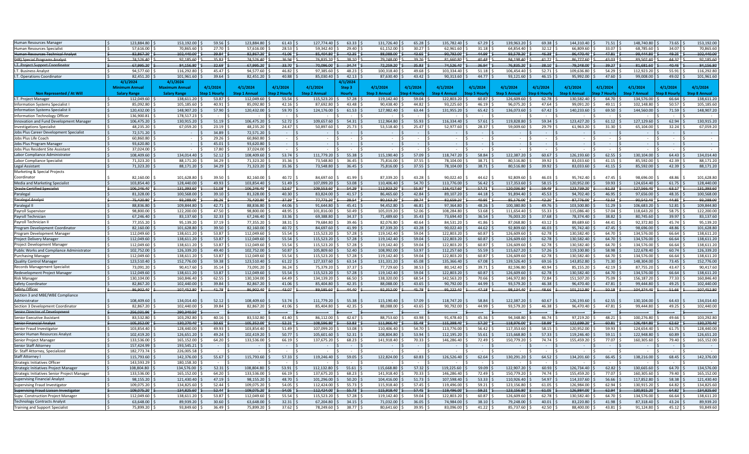| | | | | | | | | | | | | | | | | | | |
|---|---|---|---|---|---|---|---|---|---|---|---|---|---|---|---|---|---|---|
| Human Resources Manager | $ 123,884.80 | $ 153,192.00 | $ 59.56 | $ 123,884.80 | $ 61.43 | $ 127,774.40 | $ 63.33 | $ 131,726.40 | $ 65.28 | $ 135,782.40 | $ 67.29 | $ 139,963.20 | $ 69.38 | $ 144,310.40 | $ 71.51 | $ 148,740.80 | $ 73.65 | $ 153,192.00 |
| Human Resources Specialist | $ 57,616.00 | $ 70,865.60 | $ 27.70 | $ 57,616.00 | $ 28.53 | $ 59,342.40 | $ 29.40 | $ 61,152.00 | $ 30.27 | $ 62,961.60 | $ 31.18 | $ 64,854.40 | $ 32.12 | $ 66,809.60 | $ 33.07 | $ 68,785.60 | $ 34.07 | $ 70,865.60 |
| ~~Human Resources Technical Analyst~~ | ~~$ 82,867.20~~ | ~~$ 102,440.00~~ | ~~$ 39.84~~ | ~~$ 82,867.20~~ | ~~$ 41.06~~ | ~~$ 85,404.80~~ | ~~$ 42.35~~ | ~~$ 88,088.00~~ | ~~$ 43.65~~ | ~~$ 90,792.00~~ | ~~$ 44.99~~ | ~~$ 93,579.20~~ | ~~$ 46.38~~ | ~~$ 96,470.40~~ | ~~$ 47.81~~ | ~~$ 99,444.80~~ | ~~$ 49.25~~ | ~~$ 102,440.00~~ |
| ~~(HR) Special Programs Analyst~~ | ~~$ 74,526.40~~ | ~~$ 92,185.60~~ | ~~$ 35.83~~ | ~~$ 74,526.40~~ | ~~$ 36.94~~ | ~~$ 76,835.20~~ | ~~$ 38.10~~ | ~~$ 79,248.00~~ | ~~$ 39.26~~ | ~~$ 81,660.80~~ | ~~$ 40.48~~ | ~~$ 84,198.40~~ | ~~$ 41.72~~ | ~~$ 86,777.60~~ | ~~$ 43.03~~ | ~~$ 89,502.40~~ | ~~$ 44.32~~ | ~~$ 92,185.60~~ |
| ~~I.T. Project Support Coordinator~~ | ~~$ 67,995.20~~ | ~~$ 84,156.80~~ | ~~$ 32.69~~ | ~~$ 67,995.20~~ | ~~$ 33.70~~ | ~~$ 70,096.00~~ | ~~$ 34.74~~ | ~~$ 72,259.20~~ | ~~$ 35.83~~ | ~~$ 74,526.40~~ | ~~$ 36.94~~ | ~~$ 76,835.20~~ | ~~$ 38.10~~ | ~~$ 79,248.00~~ | ~~$ 39.27~~ | ~~$ 81,681.60~~ | ~~$ 40.46~~ | ~~$ 84,156.80~~ |
| I.T. Business Analyst | $ 94,577.60 | $ 116,292.80 | $ 45.47 | $ 94,577.60 | $ 46.82 | $ 97,385.60 | $ 48.23 | $ 100,318.40 | $ 49.68 | $ 103,334.40 | $ 51.18 | $ 106,454.40 | $ 52.71 | $ 109,636.80 | $ 54.29 | $ 112,923.20 | $ 55.91 | $ 116,292.80 |
| I.T. Operations Coordinator | $ 82,451.20 | $ 101,961.60 | $ 39.64 | $ 82,451.20 | $ 40.88 | $ 85,030.40 | $ 42.13 | $ 87,630.40 | $ 43.42 | $ 90,313.60 | $ 44.77 | $ 93,121.60 | $ 46.15 | $ 95,992.00 | $ 47.60 | $ 99,008.00 | $ 49.02 | $ 101,961.60 |

| Non Represented / At Will | 4/1/2024 Minimum Annual Salary Range | 4/1/2024 Maximum Annual Salary Range | 4/1/2024 Step 1 Hourly | 4/1/2024 Step 1 Annual | 4/1/2024 Step 2 Hourly | 4/1/2024 Step 2 Annual | 4/1/2024 Step 3 Hourly | 4/1/2024 Step 3 Annual | 4/1/2024 Step 4 Hourly | 4/1/2024 Step 4 Annual | 4/1/2024 Step 5 Hourly | 4/1/2024 Step 5 Annual | 4/1/2024 Step 6 Hourly | 4/1/2024 Step 6 Annual | 4/1/2024 Step 7 Hourly | 4/1/2024 Step 7 Annual | 4/1/2024 Step 8 Hourly | 4/1/2024 Step 8 Annual |
|---|---|---|---|---|---|---|---|---|---|---|---|---|---|---|---|---|---|---|
| I.T. Project Manager | $ 112,049.60 | $ 138,611.20 | $ 53.87 | $ 112,049.60 | $ 55.54 | $ 115,523.20 | $ 57.28 | $ 119,142.40 | $ 59.04 | $ 122,803.20 | $ 60.87 | $ 126,609.60 | $ 62.78 | $ 130,582.40 | $ 64.70 | $ 134,576.00 | $ 66.64 | $ 138,611.20 |
| Information Systems Specialist I | $ 85,092.80 | $ 105,185.60 | $ 40.91 | $ 85,092.80 | $ 42.16 | $ 87,692.80 | $ 43.48 | $ 90,438.40 | $ 44.82 | $ 93,225.60 | $ 46.19 | $ 96,075.20 | $ 47.64 | $ 99,091.20 | $ 49.11 | $ 102,148.80 | $ 50.57 | $ 105,185.60 |
| Information Systems Specialist II | $ 120,432.00 | $ 148,907.20 | $ 57.90 | $ 120,432.00 | $ 59.70 | $ 124,176.00 | $ 61.53 | $ 127,982.40 | $ 63.44 | $ 131,955.20 | $ 65.42 | $ 136,073.60 | $ 67.42 | $ 140,233.60 | $ 69.50 | $ 144,560.00 | $ 71.59 | $ 148,907.20 |
| Information Technology Officer | $ 136,901.81 | $ 178,517.23 | $ - | $ - | $ - | $ - | $ - | $ - | $ - | $ - | $ - | $ - | $ - | $ - | $ - | $ - | $ - | $ - |
| Innovation and Fund Development Manager | $ 106,475.20 | $ 130,915.20 | $ 51.19 | $ 106,475.20 | $ 52.72 | $ 109,657.60 | $ 54.31 | $ 112,964.80 | $ 55.93 | $ 116,334.40 | $ 57.61 | $ 119,828.80 | $ 59.34 | $ 123,427.20 | $ 61.12 | $ 127,129.60 | $ 62.94 | $ 130,915.20 |
| Investigations Specialist | $ 48,235.20 | $ 67,059.20 | $ 23.19 | $ 48,235.20 | $ 24.47 | $ 50,897.60 | $ 25.73 | $ 53,518.40 | $ 25.47 | $ 52,977.60 | $ 28.37 | $ 59,009.60 | $ 29.79 | $ 61,963.20 | $ 31.30 | $ 65,104.00 | $ 32.24 | $ 67,059.20 |
| Jobs Plus Career Development Specialist | $ 72,571.20 | $ - | $ 34.89 | $ 72,571.20 | $ - | $ - | $ - | $ - | $ - | $ - | $ - | $ - | $ - | $ - | $ - | $ - | $ - | $ - |
| Jobs Plus Life Coach | $ 60,860.80 | $ - | $ 29.26 | $ 60,860.80 | $ - | $ - | $ - | $ - | $ - | $ - | $ - | $ - | $ - | $ - | $ - | $ - | $ - | $ - |
| Jobs Plus Program Manager | $ 93,620.80 | $ - | $ 45.01 | $ 93,620.80 | $ - | $ - | $ - | $ - | $ - | $ - | $ - | $ - | $ - | $ - | $ - | $ - | $ - | $ - |
| Jobs Plus Resident Site Assistant | $ 37,024.00 | $ - | $ 17.80 | $ 37,024.00 | $ - | $ - | $ - | $ - | $ - | $ - | $ - | $ - | $ - | $ - | $ - | $ - | $ - | $ - |
| Labor Compliance Administrator | $ 108,409.60 | $ 134,014.40 | $ 52.12 | $ 108,409.60 | $ 53.74 | $ 111,779.20 | $ 55.38 | $ 115,190.40 | $ 57.09 | $ 118,747.20 | $ 58.84 | $ 122,387.20 | $ 60.67 | $ 126,193.60 | $ 62.55 | $ 130,104.00 | $ 64.43 | $ 134,014.40 |
| Labor Compliance Specialist | $ 71,323.20 | $ 88,171.20 | $ 34.29 | $ 71,323.20 | $ 35.36 | $ 73,548.80 | $ 36.45 | $ 75,816.00 | $ 37.55 | $ 78,104.00 | $ 38.71 | $ 80,516.80 | $ 39.92 | $ 83,033.60 | $ 41.15 | $ 85,592.00 | $ 42.39 | $ 88,171.20 |
| Legal Assistant | $ 71,323.20 | $ 88,171.20 | $ 34.29 | $ 71,323.20 | $ 35.36 | $ 73,548.80 | $ 36.45 | $ 75,816.00 | $ 37.55 | $ 78,104.00 | $ 38.71 | $ 80,516.80 | $ 39.92 | $ 83,033.60 | $ 41.15 | $ 85,592.00 | $ 42.39 | $ 88,171.20 |
| Marketing & Special Projects Coordinator | $ 82,160.00 | $ 101,628.80 | $ 39.50 | $ 82,160.00 | $ 40.72 | $ 84,697.60 | $ 41.99 | $ 87,339.20 | $ 43.28 | $ 90,022.40 | $ 44.62 | $ 92,809.60 | $ 46.03 | $ 95,742.40 | $ 47.45 | $ 98,696.00 | $ 48.86 | $ 101,628.80 |
| Media and Marketing Specialist | $ 103,854.40 | $ 128,440.00 | $ 49.93 | $ 103,854.40 | $ 51.49 | $ 107,099.20 | $ 53.08 | $ 110,406.40 | $ 54.70 | $ 113,776.00 | $ 56.42 | $ 117,353.60 | $ 58.15 | $ 120,952.00 | $ 59.93 | $ 124,654.40 | $ 61.75 | $ 128,440.00 |
| ~~Oracle Certified Specialist~~ | ~~$ 106,246.40~~ | ~~$ 131,393.60~~ | ~~$ 51.08~~ | ~~$ 106,246.40~~ | ~~$ 52.67~~ | ~~$ 109,553.60~~ | ~~$ 54.29~~ | ~~$ 112,923.20~~ | ~~$ 55.87~~ | ~~$ 116,417.60~~ | ~~$ 57.71~~ | ~~$ 120,036.80~~ | ~~$ 59.49~~ | ~~$ 123,739.20~~ | ~~$ 61.33~~ | ~~$ 127,566.40~~ | ~~$ 63.17~~ | ~~$ 131,393.60~~ |
| Paralegal | $ 81,328.00 | $ 100,568.00 | $ 39.10 | $ 81,328.00 | $ 40.30 | $ 83,824.00 | $ 41.57 | $ 86,465.60 | $ 42.84 | $ 89,107.20 | $ 44.18 | $ 91,894.40 | $ 45.53 | $ 94,702.40 | $ 46.95 | $ 97,656.00 | $ 48.35 | $ 100,568.00 |
| ~~Paralegal Analyst~~ | ~~$ 75,420.80~~ | ~~$ 93,288.00~~ | ~~$ 36.26~~ | ~~$ 75,420.80~~ | ~~$ 37.39~~ | ~~$ 77,771.20~~ | ~~$ 38.54~~ | ~~$ 80,163.20~~ | ~~$ 39.74~~ | ~~$ 82,659.20~~ | ~~$ 40.95~~ | ~~$ 85,176.00~~ | ~~$ 42.20~~ | ~~$ 87,776.00~~ | ~~$ 43.53~~ | ~~$ 90,542.40~~ | ~~$ 44.85~~ | ~~$ 93,288.00~~ |
| Paralegal II | $ 88,836.80 | $ 109,844.80 | $ 42.71 | $ 88,836.80 | $ 44.06 | $ 91,644.80 | $ 45.41 | $ 94,452.80 | $ 46.81 | $ 97,364.80 | $ 48.26 | $ 100,380.80 | $ 49.76 | $ 103,500.80 | $ 51.29 | $ 106,683.20 | $ 52.81 | $ 109,844.80 |
| Payroll Supervisor | $ 98,800.00 | $ 122,200.00 | $ 47.50 | $ 98,800.00 | $ 48.95 | $ 101,816.00 | $ 50.49 | $ 105,019.20 | $ 52.06 | $ 108,284.80 | $ 53.68 | $ 111,654.40 | $ 55.33 | $ 115,086.40 | $ 57.04 | $ 118,643.20 | $ 58.75 | $ 122,200.00 |
| Payroll Technician | $ 67,246.40 | $ 83,137.60 | $ 32.33 | $ 67,246.40 | $ 33.36 | $ 69,388.80 | $ 34.37 | $ 71,489.60 | $ 35.43 | $ 73,694.40 | $ 36.54 | $ 76,003.20 | $ 37.68 | $ 78,374.40 | $ 38.82 | $ 80,745.60 | $ 39.97 | $ 83,137.60 |
| Payroll Technician II | $ 77,355.20 | $ 95,139.20 | $ 37.19 | $ 77,355.20 | $ 38.31 | $ 79,684.80 | $ 39.46 | $ 82,076.80 | $ 40.64 | $ 84,531.20 | $ 41.86 | $ 87,068.80 | $ 43.12 | $ 89,689.60 | $ 44.41 | $ 92,372.80 | $ 45.74 | $ 95,139.20 |
| Program Development Coordinator | $ 82,160.00 | $ 101,628.80 | $ 39.50 | $ 82,160.00 | $ 40.72 | $ 84,697.60 | $ 41.99 | $ 87,339.20 | $ 43.28 | $ 90,022.40 | $ 44.62 | $ 92,809.60 | $ 46.03 | $ 95,742.40 | $ 47.45 | $ 98,696.00 | $ 48.86 | $ 101,628.80 |
| Program Development Manager | $ 112,049.60 | $ 138,611.20 | $ 53.87 | $ 112,049.60 | $ 55.54 | $ 115,523.20 | $ 57.28 | $ 119,142.40 | $ 59.04 | $ 122,803.20 | $ 60.87 | $ 126,609.60 | $ 62.78 | $ 130,582.40 | $ 64.70 | $ 134,576.00 | $ 66.64 | $ 138,611.20 |
| Project Delivery Manager | $ 112,049.60 | $ 138,611.20 | $ 53.87 | $ 112,049.60 | $ 55.54 | $ 115,523.20 | $ 57.28 | $ 119,142.40 | $ 59.04 | $ 122,803.20 | $ 60.87 | $ 126,609.60 | $ 62.78 | $ 130,582.40 | $ 64.70 | $ 134,576.00 | $ 66.64 | $ 138,611.20 |
| Project Development Manager | $ 112,049.60 | $ 138,611.20 | $ 53.87 | $ 112,049.60 | $ 55.54 | $ 115,523.20 | $ 57.28 | $ 119,142.40 | $ 59.04 | $ 122,803.20 | $ 60.87 | $ 126,609.60 | $ 62.78 | $ 130,582.40 | $ 64.70 | $ 134,576.00 | $ 66.64 | $ 138,611.20 |
| Public Works and Compliance Administrator | $ 102,752.00 | $ 126,339.20 | $ 49.40 | $ 102,752.00 | $ 50.87 | $ 105,809.60 | $ 52.40 | $ 108,992.00 | $ 53.97 | $ 112,257.60 | $ 55.59 | $ 115,627.20 | $ 57.26 | $ 119,100.80 | $ 58.98 | $ 122,678.40 | $ 60.74 | $ 126,339.20 |
| Purchasing Manager | $ 112,049.60 | $ 138,611.20 | $ 53.87 | $ 112,049.60 | $ 55.54 | $ 115,523.20 | $ 57.28 | $ 119,142.40 | $ 59.04 | $ 122,803.20 | $ 60.87 | $ 126,609.60 | $ 62.78 | $ 130,582.40 | $ 64.70 | $ 134,576.00 | $ 66.64 | $ 138,611.20 |
| Quality Control Manager | $ 123,510.40 | $ 152,776.00 | $ 59.38 | $ 123,510.40 | $ 61.22 | $ 127,337.60 | $ 63.14 | $ 131,331.20 | $ 65.08 | $ 135,366.40 | $ 67.08 | $ 139,526.40 | $ 69.16 | $ 143,852.80 | $ 71.30 | $ 148,304.00 | $ 73.45 | $ 152,776.00 |
| Records Management Specialist | $ 73,091.20 | $ 90,417.60 | $ 35.14 | $ 73,091.20 | $ 36.24 | $ 75,379.20 | $ 37.37 | $ 77,729.60 | $ 38.53 | $ 80,142.40 | $ 39.71 | $ 82,596.80 | $ 40.94 | $ 85,155.20 | $ 42.19 | $ 87,755.20 | $ 43.47 | $ 90,417.60 |
| Redevelopment Project Manager | $ 112,049.60 | $ 138,611.20 | $ 53.87 | $ 112,049.60 | $ 55.54 | $ 115,523.20 | $ 57.28 | $ 119,142.40 | $ 59.04 | $ 122,803.20 | $ 60.87 | $ 126,609.60 | $ 62.78 | $ 130,582.40 | $ 64.70 | $ 134,576.00 | $ 66.64 | $ 138,611.20 |
| Risk Manager | $ 130,104.00 | $ 160,846.40 | $ 62.55 | $ 130,104.00 | $ 64.49 | $ 134,139.20 | $ 66.50 | $ 138,320.00 | $ 68.54 | $ 142,563.20 | $ 70.66 | $ 146,972.80 | $ 72.84 | $ 151,507.20 | $ 75.09 | $ 156,187.20 | $ 77.33 | $ 160,846.40 |
| Safety Coordinator | $ 82,867.20 | $ 102,440.00 | $ 39.84 | $ 82,867.20 | $ 41.06 | $ 85,404.80 | $ 42.35 | $ 88,088.00 | $ 43.65 | $ 90,792.00 | $ 44.99 | $ 93,579.20 | $ 46.38 | $ 96,470.40 | $ 47.81 | $ 99,444.80 | $ 49.25 | $ 102,440.00 |
| ~~Safety Officer~~ | ~~$ 86,902.40~~ | ~~$ 107,452.80~~ | ~~$ 41.78~~ | ~~$ 86,902.40~~ | ~~$ 43.07~~ | ~~$ 89,585.60~~ | ~~$ 44.40~~ | ~~$ 92,352.00~~ | ~~$ 45.78~~ | ~~$ 95,222.40~~ | ~~$ 47.18~~ | ~~$ 98,134.40~~ | ~~$ 48.66~~ | ~~$ 101,212.80~~ | ~~$ 50.18~~ | ~~$ 104,374.40~~ | ~~$ 51.66~~ | ~~$ 107,452.80~~ |
| Section 3 and MBE/WBE Compliance Administrator | $ 108,409.60 | $ 134,014.40 | $ 52.12 | $ 108,409.60 | $ 53.74 | $ 111,779.20 | $ 55.38 | $ 115,190.40 | $ 57.09 | $ 118,747.20 | $ 58.84 | $ 122,387.20 | $ 60.67 | $ 126,193.60 | $ 62.55 | $ 130,104.00 | $ 64.43 | $ 134,014.40 |
| Section 3 Development Coordinator | $ 82,867.20 | $ 102,440.00 | $ 39.84 | $ 82,867.20 | $ 41.06 | $ 85,404.80 | $ 42.35 | $ 88,088.00 | $ 43.65 | $ 90,792.00 | $ 44.99 | $ 93,579.20 | $ 46.38 | $ 96,470.40 | $ 47.81 | $ 99,444.80 | $ 49.25 | $ 102,440.00 |
| ~~Senior Director of Development~~ | ~~$ 256,031.96~~ | ~~$ 290,340.50~~ | ~~$ -~~ | ~~$ -~~ | ~~$ -~~ | ~~$ -~~ | ~~$ -~~ | ~~$ -~~ | ~~$ -~~ | ~~$ -~~ | ~~$ -~~ | ~~$ -~~ | ~~$ -~~ | ~~$ -~~ | ~~$ -~~ | ~~$ -~~ | ~~$ -~~ | ~~$ -~~ |
| Senior Executive Assistant | $ 83,532.80 | $ 103,292.80 | $ 40.16 | $ 83,532.80 | $ 41.40 | $ 86,112.00 | $ 42.67 | $ 88,753.60 | $ 43.98 | $ 91,478.40 | $ 45.36 | $ 94,348.80 | $ 46.74 | $ 97,219.20 | $ 48.21 | $ 100,276.80 | $ 49.66 | $ 103,292.80 |
| ~~Senior Financial Analyst~~ | ~~$ 105,352.00~~ | ~~$ 130,270.40~~ | ~~$ 50.65~~ | ~~$ 105,352.00~~ | ~~$ 52.21~~ | ~~$ 108,596.80~~ | ~~$ 53.83~~ | ~~$ 111,966.40~~ | ~~$ 55.48~~ | ~~$ 115,398.40~~ | ~~$ 57.20~~ | ~~$ 118,976.00~~ | ~~$ 58.99~~ | ~~$ 122,699.20~~ | ~~$ 60.81~~ | ~~$ 126,484.80~~ | ~~$ 62.63~~ | ~~$ 130,270.40~~ |
| Senior Fraud Investigator | $ 103,854.40 | $ 128,440.00 | $ 49.93 | $ 103,854.40 | $ 51.49 | $ 107,099.20 | $ 53.08 | $ 110,406.40 | $ 54.70 | $ 113,776.00 | $ 56.42 | $ 117,353.60 | $ 58.15 | $ 120,952.00 | $ 59.93 | $ 124,654.40 | $ 61.75 | $ 128,440.00 |
| Senior Human Resources Analyst | $ 102,419.20 | $ 126,651.20 | $ 49.24 | $ 102,419.20 | $ 50.77 | $ 105,601.60 | $ 52.31 | $ 108,804.80 | $ 53.94 | $ 112,195.20 | $ 55.61 | $ 115,668.80 | $ 57.33 | $ 119,246.40 | $ 59.11 | $ 122,948.80 | $ 60.89 | $ 126,651.20 |
| Senior Project Manager | $ 133,536.00 | $ 165,152.00 | $ 64.20 | $ 133,536.00 | $ 66.19 | $ 137,675.20 | $ 68.23 | $ 141,918.40 | $ 70.33 | $ 146,286.40 | $ 72.49 | $ 150,779.20 | $ 74.74 | $ 155,459.20 | $ 77.07 | $ 160,305.60 | $ 79.40 | $ 165,152.00 |
| Senior Staff Attorney | $ 157,424.99 | $ 193,545.21 | $ - | $ - | $ - | $ - | $ - | $ - | $ - | $ - | $ - | $ - | $ - | $ - | $ - | $ - | $ - | $ - |
| Sr. Staff Attorney, Specialized | $ 182,773.74 | $ 226,005.58 | $ - | $ - | $ - | $ - | $ - | $ - | $ - | $ - | $ - | $ - | $ - | $ - | $ - | $ - | $ - | $ - |
| Staff Attorney I | $ 115,793.60 | $ 142,376.00 | $ 55.67 | $ 115,793.60 | $ 57.33 | $ 119,246.40 | $ 59.05 | $ 122,824.00 | $ 60.83 | $ 126,526.40 | $ 62.64 | $ 130,291.20 | $ 64.52 | $ 134,201.60 | $ 66.45 | $ 138,216.00 | $ 68.45 | $ 142,376.00 |
| Strategic Initiatives Officer | $ 143,593.29 | $ 180,158.30 | $ - | $ - | $ - | $ - | $ - | $ - | $ - | $ - | $ - | $ - | $ - | $ - | $ - | $ - | $ - | $ - |
| Strategic Initiatives Project Manager | $ 108,804.80 | $ 134,576.00 | $ 52.31 | $ 108,804.80 | $ 53.91 | $ 112,132.80 | $ 55.61 | $ 115,668.80 | $ 57.32 | $ 119,225.60 | $ 59.09 | $ 122,907.20 | $ 60.93 | $ 126,734.40 | $ 62.82 | $ 130,665.60 | $ 64.70 | $ 134,576.00 |
| Strategic Initiatives Senior Project Manager | $ 133,536.00 | $ 165,152.00 | $ 64.20 | $ 133,536.00 | $ 66.19 | $ 137,675.20 | $ 68.23 | $ 141,918.40 | $ 70.33 | $ 146,286.40 | $ 72.49 | $ 150,779.20 | $ 74.74 | $ 155,459.20 | $ 77.07 | $ 160,305.60 | $ 79.40 | $ 165,152.00 |
| Supervising Financial Analyst | $ 98,155.20 | $ 121,430.40 | $ 47.19 | $ 98,155.20 | $ 48.70 | $ 101,296.00 | $ 50.20 | $ 104,416.00 | $ 51.73 | $ 107,598.40 | $ 53.33 | $ 110,926.40 | $ 54.97 | $ 114,337.60 | $ 56.66 | $ 117,852.80 | $ 58.38 | $ 121,430.40 |
| Supervising Fraud Investigator | $ 109,075.20 | $ 134,825.60 | $ 52.44 | $ 109,075.20 | $ 54.05 | $ 112,424.00 | $ 55.73 | $ 115,918.40 | $ 57.45 | $ 119,496.00 | $ 59.21 | $ 123,156.80 | $ 61.05 | $ 126,984.00 | $ 62.94 | $ 130,915.20 | $ 64.82 | $ 134,825.60 |
| ~~Supervising Fraud Liaison Investigator~~ | ~~$ 109,075.20~~ | ~~$ 134,825.60~~ | ~~$ 52.44~~ | ~~$ 109,075.20~~ | ~~$ 54.05~~ | ~~$ 112,424.00~~ | ~~$ 55.73~~ | ~~$ 115,918.40~~ | ~~$ 57.45~~ | ~~$ 119,496.00~~ | ~~$ 59.21~~ | ~~$ 123,156.80~~ | ~~$ 61.05~~ | ~~$ 126,984.00~~ | ~~$ 62.94~~ | ~~$ 130,915.20~~ | ~~$ 64.82~~ | ~~$ 134,825.60~~ |
| Supv. Construction Project Manager | $ 112,049.60 | $ 138,611.20 | $ 53.87 | $ 112,049.60 | $ 55.54 | $ 115,523.20 | $ 57.28 | $ 119,142.40 | $ 59.04 | $ 122,803.20 | $ 60.87 | $ 126,609.60 | $ 62.78 | $ 130,582.40 | $ 64.70 | $ 134,576.00 | $ 66.64 | $ 138,611.20 |
| Technology Contracts Analyst | $ 63,648.00 | $ 89,939.20 | $ 30.60 | $ 63,648.00 | $ 32.31 | $ 67,204.80 | $ 34.15 | $ 71,032.00 | $ 36.05 | $ 74,984.00 | $ 38.10 | $ 79,248.00 | $ 40.01 | $ 83,220.80 | $ 41.98 | $ 87,318.40 | $ 43.24 | $ 89,939.20 |
| Training and Support Specialist | $ 75,899.20 | $ 93,849.60 | $ 36.49 | $ 75,899.20 | $ 37.62 | $ 78,249.60 | $ 38.77 | $ 80,641.60 | $ 39.95 | $ 83,096.00 | $ 41.22 | $ 85,737.60 | $ 42.50 | $ 88,400.00 | $ 43.81 | $ 91,124.80 | $ 45.12 | $ 93,849.60 |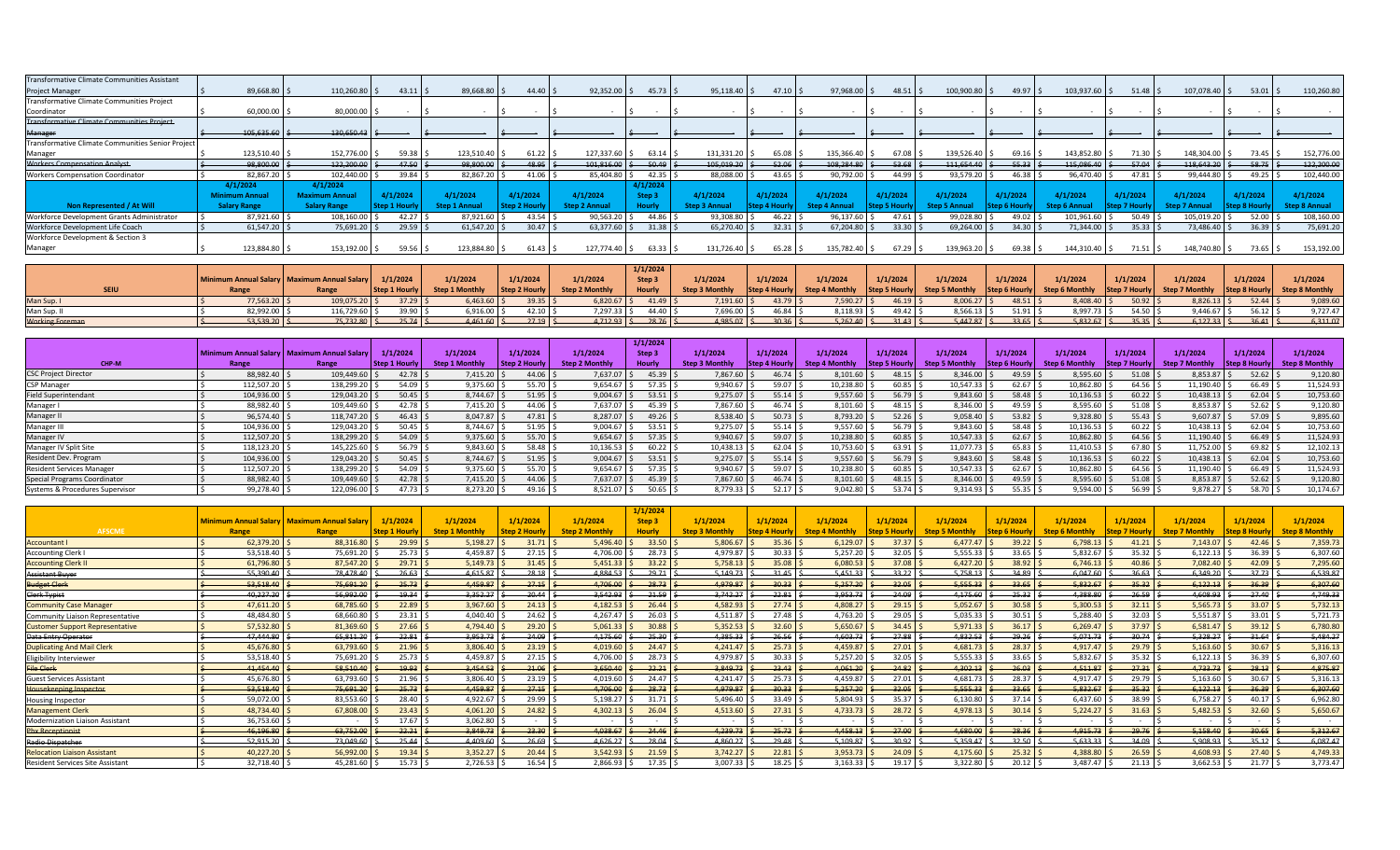| Title | Minimum Annual Salary Range | Maximum Annual Salary Range | Step 1 Hourly | Step 1 Annual | Step 2 Hourly | Step 2 Annual | Step 3 Hourly | Step 3 Annual | Step 4 Hourly | Step 4 Annual | Step 5 Hourly | Step 5 Annual | Step 6 Hourly | Step 6 Annual | Step 7 Hourly | Step 7 Annual | Step 8 Hourly | Step 8 Annual |
|---|---|---|---|---|---|---|---|---|---|---|---|---|---|---|---|---|---|---|
| Transformative Climate Communities Assistant Project Manager | $89,668.80 | $110,260.80 | $43.11 | $89,668.80 | $44.40 | $92,352.00 | $45.73 | $95,118.40 | $47.10 | $97,968.00 | $48.51 | $100,900.80 | $49.97 | $103,937.60 | $51.48 | $107,078.40 | $53.01 | $110,260.80 |
| Transformative Climate Communities Project Coordinator | $60,000.00 | $80,000.00 | $ - | $ - | $ - | $ - | $ - | $ - | $ - | $ - | $ - | $ - | $ - | $ - | $ - | $ - | $ - | $ - |
| ~~Transformative Climate Communities Project Manager~~ | ~~$105,625.60~~ | ~~$130,650.43~~ | $ - | $ - | $ - | $ - | $ - | $ - | $ - | $ - | $ - | $ - | $ - | $ - | $ - | $ - | $ - | $ - |
| Transformative Climate Communities Senior Project Manager | $123,510.40 | $152,776.00 | $59.38 | $123,510.40 | $61.22 | $127,337.60 | $63.14 | $131,331.20 | $65.08 | $135,366.40 | $67.08 | $139,526.40 | $69.16 | $143,852.80 | $71.30 | $148,304.00 | $73.45 | $152,776.00 |
| ~~Workers Compensation Analyst~~ | ~~$98,800.00~~ | ~~$122,200.00~~ | ~~$47.50~~ | ~~$98,800.00~~ | ~~$48.95~~ | ~~$101,816.00~~ | ~~$50.49~~ | ~~$105,019.20~~ | ~~$52.06~~ | ~~$108,284.80~~ | ~~$53.68~~ | ~~$111,654.40~~ | ~~$55.33~~ | ~~$115,086.40~~ | ~~$57.04~~ | ~~$118,643.20~~ | ~~$58.75~~ | ~~$122,200.00~~ |
| Workers Compensation Coordinator | $82,867.20 | $102,440.00 | $39.84 | $82,867.20 | $41.06 | $85,404.80 | $42.35 | $88,088.00 | $43.65 | $90,792.00 | $44.99 | $93,579.20 | $46.38 | $96,470.40 | $47.81 | $99,444.80 | $49.25 | $102,440.00 |

| Non Represented / At Will | 4/1/2024 Minimum Annual Salary Range | 4/1/2024 Maximum Annual Salary Range | 4/1/2024 Step 1 Hourly | 4/1/2024 Step 1 Annual | 4/1/2024 Step 2 Hourly | 4/1/2024 Step 2 Annual | 4/1/2024 Step 3 Hourly | 4/1/2024 Step 3 Annual | 4/1/2024 Step 4 Hourly | 4/1/2024 Step 4 Annual | 4/1/2024 Step 5 Hourly | 4/1/2024 Step 5 Annual | 4/1/2024 Step 6 Hourly | 4/1/2024 Step 6 Annual | 4/1/2024 Step 7 Hourly | 4/1/2024 Step 7 Annual | 4/1/2024 Step 8 Hourly | 4/1/2024 Step 8 Annual |
|---|---|---|---|---|---|---|---|---|---|---|---|---|---|---|---|---|---|---|
| Workforce Development Grants Administrator | $87,921.60 | $108,160.00 | $42.27 | $87,921.60 | $43.54 | $90,563.20 | $44.86 | $93,308.80 | $46.22 | $96,137.60 | $47.61 | $99,028.80 | $49.02 | $101,961.60 | $50.49 | $105,019.20 | $52.00 | $108,160.00 |
| Workforce Development Life Coach | $61,547.20 | $75,691.20 | $29.59 | $61,547.20 | $30.47 | $63,377.60 | $31.38 | $65,270.40 | $32.31 | $67,204.80 | $33.30 | $69,264.00 | $34.30 | $71,344.00 | $35.33 | $73,486.40 | $36.39 | $75,691.20 |
| Workforce Development & Section 3 Manager | $123,884.80 | $153,192.00 | $59.56 | $123,884.80 | $61.43 | $127,774.40 | $63.33 | $131,726.40 | $65.28 | $135,782.40 | $67.29 | $139,963.20 | $69.38 | $144,310.40 | $71.51 | $148,740.80 | $73.65 | $153,192.00 |

| SEIU | Minimum Annual Salary Range | Maximum Annual Salary Range | 1/1/2024 Step 1 Hourly | 1/1/2024 Step 1 Monthly | 1/1/2024 Step 2 Hourly | 1/1/2024 Step 2 Monthly | 1/1/2024 Step 3 Hourly | 1/1/2024 Step 3 Monthly | 1/1/2024 Step 4 Hourly | 1/1/2024 Step 4 Monthly | 1/1/2024 Step 5 Hourly | 1/1/2024 Step 5 Monthly | 1/1/2024 Step 6 Hourly | 1/1/2024 Step 6 Monthly | 1/1/2024 Step 7 Hourly | 1/1/2024 Step 7 Monthly | 1/1/2024 Step 8 Hourly | 1/1/2024 Step 8 Monthly |
|---|---|---|---|---|---|---|---|---|---|---|---|---|---|---|---|---|---|---|
| Man Sup. I | $77,563.20 | $109,075.20 | $37.29 | $6,463.60 | $39.35 | $6,820.67 | $41.49 | $7,191.60 | $43.79 | $7,590.27 | $46.19 | $8,006.27 | $48.51 | $8,408.40 | $50.92 | $8,826.13 | $52.44 | $9,089.60 |
| Man Sup. II | $82,992.00 | $116,729.60 | $39.90 | $6,916.00 | $42.10 | $7,297.33 | $44.40 | $7,696.00 | $46.84 | $8,118.93 | $49.42 | $8,566.13 | $51.91 | $8,997.73 | $54.50 | $9,446.67 | $56.12 | $9,727.47 |
| ~~Working Foreman~~ | ~~$53,539.20~~ | ~~$75,732.80~~ | ~~$25.74~~ | ~~$4,461.60~~ | ~~$27.19~~ | ~~$4,712.93~~ | ~~$28.76~~ | ~~$4,985.07~~ | ~~$30.36~~ | ~~$5,262.40~~ | ~~$31.43~~ | ~~$5,447.87~~ | ~~$33.65~~ | ~~$5,832.67~~ | ~~$35.35~~ | ~~$6,127.33~~ | ~~$36.41~~ | ~~$6,311.07~~ |

| CHP-M | Minimum Annual Salary Range | Maximum Annual Salary Range | 1/1/2024 Step 1 Hourly | 1/1/2024 Step 1 Monthly | 1/1/2024 Step 2 Hourly | 1/1/2024 Step 2 Monthly | 1/1/2024 Step 3 Hourly | 1/1/2024 Step 3 Monthly | 1/1/2024 Step 4 Hourly | 1/1/2024 Step 4 Monthly | 1/1/2024 Step 5 Hourly | 1/1/2024 Step 5 Monthly | 1/1/2024 Step 6 Hourly | 1/1/2024 Step 6 Monthly | 1/1/2024 Step 7 Hourly | 1/1/2024 Step 7 Monthly | 1/1/2024 Step 8 Hourly | 1/1/2024 Step 8 Monthly |
|---|---|---|---|---|---|---|---|---|---|---|---|---|---|---|---|---|---|---|
| CSC Project Director | $88,982.40 | $109,449.60 | $42.78 | $7,415.20 | $44.06 | $7,637.07 | $45.39 | $7,867.60 | $46.74 | $8,101.60 | $48.15 | $8,346.00 | $49.59 | $8,595.60 | $51.08 | $8,853.87 | $52.62 | $9,120.80 |
| CSP Manager | $112,507.20 | $138,299.20 | $54.09 | $9,375.60 | $55.70 | $9,654.67 | $57.35 | $9,940.67 | $59.07 | $10,238.80 | $60.85 | $10,547.33 | $62.67 | $10,862.80 | $64.56 | $11,190.40 | $66.49 | $11,524.93 |
| Field Superintendent | $104,936.00 | $129,043.20 | $50.45 | $8,744.67 | $51.95 | $9,004.67 | $53.51 | $9,275.07 | $55.14 | $9,557.60 | $56.79 | $9,843.60 | $58.48 | $10,136.53 | $60.22 | $10,438.13 | $62.04 | $10,753.60 |
| Manager I | $88,982.40 | $109,449.60 | $42.78 | $7,415.20 | $44.06 | $7,637.07 | $45.39 | $7,867.60 | $46.74 | $8,101.60 | $48.15 | $8,346.00 | $49.59 | $8,595.60 | $51.08 | $8,853.87 | $52.62 | $9,120.80 |
| Manager II | $96,574.40 | $118,747.20 | $46.43 | $8,047.87 | $47.81 | $8,287.07 | $49.26 | $8,538.40 | $50.73 | $8,793.20 | $52.26 | $9,058.40 | $53.82 | $9,328.80 | $55.43 | $9,607.87 | $57.09 | $9,895.60 |
| Manager III | $104,936.00 | $129,043.20 | $50.45 | $8,744.67 | $51.95 | $9,004.67 | $53.51 | $9,275.07 | $55.14 | $9,557.60 | $56.79 | $9,843.60 | $58.48 | $10,136.53 | $60.22 | $10,438.13 | $62.04 | $10,753.60 |
| Manager IV | $112,507.20 | $138,299.20 | $54.09 | $9,375.60 | $55.70 | $9,654.67 | $57.35 | $9,940.67 | $59.07 | $10,238.80 | $60.85 | $10,547.33 | $62.67 | $10,862.80 | $64.56 | $11,190.40 | $66.49 | $11,524.93 |
| Manager IV Split Site | $118,123.20 | $145,225.60 | $56.79 | $9,843.60 | $58.48 | $10,136.53 | $60.22 | $10,438.13 | $62.04 | $10,753.60 | $63.91 | $11,077.73 | $65.83 | $11,410.53 | $67.80 | $11,752.00 | $69.82 | $12,102.13 |
| Resident Dev. Program | $104,936.00 | $129,043.20 | $50.45 | $8,744.67 | $51.95 | $9,004.67 | $53.51 | $9,275.07 | $55.14 | $9,557.60 | $56.79 | $9,843.60 | $58.48 | $10,136.53 | $60.22 | $10,438.13 | $62.04 | $10,753.60 |
| Resident Services Manager | $112,507.20 | $138,299.20 | $54.09 | $9,375.60 | $55.70 | $9,654.67 | $57.35 | $9,940.67 | $59.07 | $10,238.80 | $60.85 | $10,547.33 | $62.67 | $10,862.80 | $64.56 | $11,190.40 | $66.49 | $11,524.93 |
| Special Programs Coordinator | $88,982.40 | $109,449.60 | $42.78 | $7,415.20 | $44.06 | $7,637.07 | $45.39 | $7,867.60 | $46.74 | $8,101.60 | $48.15 | $8,346.00 | $49.59 | $8,595.60 | $51.08 | $8,853.87 | $52.62 | $9,120.80 |
| Systems & Procedures Supervisor | $99,278.40 | $122,096.00 | $47.73 | $8,273.20 | $49.16 | $8,521.07 | $50.65 | $8,779.33 | $52.17 | $9,042.80 | $53.74 | $9,314.93 | $55.35 | $9,594.00 | $56.99 | $9,878.27 | $58.70 | $10,174.67 |

| AFSCME | Minimum Annual Salary Range | Maximum Annual Salary Range | 1/1/2024 Step 1 Hourly | 1/1/2024 Step 1 Monthly | 1/1/2024 Step 2 Hourly | 1/1/2024 Step 2 Monthly | 1/1/2024 Step 3 Hourly | 1/1/2024 Step 3 Monthly | 1/1/2024 Step 4 Hourly | 1/1/2024 Step 4 Monthly | 1/1/2024 Step 5 Hourly | 1/1/2024 Step 5 Monthly | 1/1/2024 Step 6 Hourly | 1/1/2024 Step 6 Monthly | 1/1/2024 Step 7 Hourly | 1/1/2024 Step 7 Monthly | 1/1/2024 Step 8 Hourly | 1/1/2024 Step 8 Monthly |
|---|---|---|---|---|---|---|---|---|---|---|---|---|---|---|---|---|---|---|
| Accountant I | $62,379.20 | $88,316.80 | $29.99 | $5,198.27 | $31.71 | $5,496.40 | $33.50 | $5,806.67 | $35.36 | $6,129.07 | $37.37 | $6,477.47 | $39.22 | $6,798.13 | $41.21 | $7,143.07 | $42.46 | $7,359.73 |
| Accounting Clerk I | $53,518.40 | $75,691.20 | $25.73 | $4,459.87 | $27.15 | $4,706.00 | $28.73 | $4,979.87 | $30.33 | $5,257.20 | $32.05 | $5,555.33 | $33.65 | $5,832.67 | $35.32 | $6,122.13 | $36.39 | $6,307.60 |
| Accounting Clerk II | $61,796.80 | $87,547.20 | $29.71 | $5,149.73 | $31.45 | $5,451.33 | $33.22 | $5,758.13 | $35.08 | $6,080.53 | $37.08 | $6,427.20 | $38.92 | $6,746.13 | $40.86 | $7,082.40 | $42.09 | $7,295.60 |
| ~~Assistant Buyer~~ | ~~$55,390.40~~ | ~~$78,478.40~~ | ~~$26.63~~ | ~~$4,615.87~~ | ~~$28.18~~ | ~~$4,884.53~~ | ~~$29.71~~ | ~~$5,149.73~~ | ~~$31.45~~ | ~~$5,451.33~~ | ~~$33.22~~ | ~~$5,758.13~~ | ~~$34.89~~ | ~~$6,047.60~~ | ~~$36.63~~ | ~~$6,349.20~~ | ~~$37.73~~ | ~~$6,539.87~~ |
| ~~Budget Clerk~~ | ~~$53,518.40~~ | ~~$75,691.20~~ | ~~$25.73~~ | ~~$4,459.87~~ | ~~$27.15~~ | ~~$4,706.00~~ | ~~$28.73~~ | ~~$4,979.87~~ | ~~$30.33~~ | ~~$5,257.20~~ | ~~$32.05~~ | ~~$5,555.33~~ | ~~$33.65~~ | ~~$5,832.67~~ | ~~$35.32~~ | ~~$6,122.13~~ | ~~$36.39~~ | ~~$6,307.60~~ |
| ~~Clerk Typist~~ | ~~$40,227.20~~ | ~~$56,992.00~~ | ~~$19.34~~ | ~~$3,352.27~~ | ~~$20.44~~ | ~~$3,542.93~~ | ~~$21.59~~ | ~~$3,742.27~~ | ~~$22.81~~ | ~~$3,953.73~~ | ~~$24.09~~ | ~~$4,175.60~~ | ~~$25.32~~ | ~~$4,388.80~~ | ~~$26.59~~ | ~~$4,608.93~~ | ~~$27.40~~ | ~~$4,749.33~~ |
| Community Case Manager | $47,611.20 | $68,785.60 | $22.89 | $3,967.60 | $24.13 | $4,182.53 | $26.44 | $4,582.93 | $27.74 | $4,808.27 | $29.15 | $5,052.67 | $30.58 | $5,300.53 | $32.11 | $5,565.73 | $33.07 | $5,732.13 |
| Community Liaison Representative | $48,484.80 | $68,660.80 | $23.31 | $4,040.40 | $24.62 | $4,267.47 | $26.03 | $4,511.87 | $27.48 | $4,763.20 | $29.05 | $5,035.33 | $30.51 | $5,288.40 | $32.03 | $5,551.87 | $33.01 | $5,721.73 |
| Customer Support Representative | $57,532.80 | $81,369.60 | $27.66 | $4,794.40 | $29.20 | $5,061.33 | $30.88 | $5,352.53 | $32.60 | $5,650.67 | $34.45 | $5,971.33 | $36.17 | $6,269.47 | $37.97 | $6,581.47 | $39.12 | $6,780.80 |
| ~~Data Entry Operator~~ | ~~$47,444.80~~ | ~~$65,811.20~~ | ~~$22.81~~ | ~~$3,953.73~~ | ~~$24.09~~ | ~~$4,175.60~~ | ~~$25.30~~ | ~~$4,385.33~~ | ~~$26.56~~ | ~~$4,603.73~~ | ~~$27.88~~ | ~~$4,832.53~~ | ~~$29.26~~ | ~~$5,071.73~~ | ~~$30.74~~ | ~~$5,328.27~~ | ~~$31.64~~ | ~~$5,484.27~~ |
| Duplicating And Mail Clerk | $45,676.80 | $63,793.60 | $21.96 | $3,806.40 | $23.19 | $4,019.60 | $24.47 | $4,241.47 | $25.73 | $4,459.87 | $27.01 | $4,681.73 | $28.37 | $4,917.47 | $29.79 | $5,163.60 | $30.67 | $5,316.13 |
| Eligibility Interviewer | $53,518.40 | $75,691.20 | $25.73 | $4,459.87 | $27.15 | $4,706.00 | $28.73 | $4,979.87 | $30.33 | $5,257.20 | $32.05 | $5,555.33 | $33.65 | $5,832.67 | $35.32 | $6,122.13 | $36.39 | $6,307.60 |
| ~~File Clerk~~ | ~~$41,454.40~~ | ~~$58,510.40~~ | ~~$19.93~~ | ~~$3,454.53~~ | ~~$21.06~~ | ~~$3,650.40~~ | ~~$22.21~~ | ~~$3,849.73~~ | ~~$23.43~~ | ~~$4,061.20~~ | ~~$24.82~~ | ~~$4,302.13~~ | ~~$26.02~~ | ~~$4,511.87~~ | ~~$27.31~~ | ~~$4,733.73~~ | ~~$28.13~~ | ~~$4,875.87~~ |
| Guest Services Assistant | $45,676.80 | $63,793.60 | $21.96 | $3,806.40 | $23.19 | $4,019.60 | $24.47 | $4,241.47 | $25.73 | $4,459.87 | $27.01 | $4,681.73 | $28.37 | $4,917.47 | $29.79 | $5,163.60 | $30.67 | $5,316.13 |
| ~~Housekeeping Inspector~~ | ~~$53,518.40~~ | ~~$75,691.20~~ | ~~$25.73~~ | ~~$4,459.87~~ | ~~$27.15~~ | ~~$4,706.00~~ | ~~$28.73~~ | ~~$4,979.87~~ | ~~$30.33~~ | ~~$5,257.20~~ | ~~$32.05~~ | ~~$5,555.33~~ | ~~$33.65~~ | ~~$5,832.67~~ | ~~$35.32~~ | ~~$6,122.13~~ | ~~$36.39~~ | ~~$6,307.60~~ |
| Housing Inspector | $59,072.00 | $83,553.60 | $28.40 | $4,922.67 | $29.99 | $5,198.27 | $31.71 | $5,496.40 | $33.49 | $5,804.93 | $35.37 | $6,130.80 | $37.14 | $6,437.60 | $38.99 | $6,758.27 | $40.17 | $6,962.80 |
| Management Clerk | $48,734.40 | $67,808.00 | $23.43 | $4,061.20 | $24.82 | $4,302.13 | $26.04 | $4,513.60 | $27.31 | $4,733.73 | $28.72 | $4,978.13 | $30.14 | $5,224.27 | $31.63 | $5,482.53 | $32.60 | $5,650.67 |
| Modernization Liaison Assistant | $36,753.60 | $ - | $17.67 | $3,062.80 | $ - | $ - | $ - | $ - | $ - | $ - | $ - | $ - | $ - | $ - | $ - | $ - | $ - | $ - |
| ~~Pbx Receptionist~~ | ~~$46,196.80~~ | ~~$63,752.00~~ | ~~$22.21~~ | ~~$3,849.73~~ | ~~$23.20~~ | ~~$4,021.33~~ | ~~$24.46~~ | ~~$4,239.73~~ | ~~$25.72~~ | ~~$4,458.13~~ | ~~$27.00~~ | ~~$4,680.00~~ | ~~$28.36~~ | ~~$4,915.73~~ | ~~$29.76~~ | ~~$5,158.40~~ | ~~$30.65~~ | ~~$5,312.67~~ |
| ~~Radio Dispatcher~~ | ~~$52,915.20~~ | ~~$73,049.60~~ | ~~$25.44~~ | ~~$4,409.60~~ | ~~$26.69~~ | ~~$4,626.27~~ | ~~$28.04~~ | ~~$4,860.27~~ | ~~$29.48~~ | ~~$5,109.87~~ | ~~$30.92~~ | ~~$5,359.47~~ | ~~$32.50~~ | ~~$5,633.33~~ | ~~$34.09~~ | ~~$5,908.93~~ | ~~$35.12~~ | ~~$6,087.47~~ |
| Relocation Liaison Assistant | $40,227.20 | $56,992.00 | $19.34 | $3,352.27 | $20.44 | $3,542.93 | $21.59 | $3,742.27 | $22.81 | $3,953.73 | $24.09 | $4,175.60 | $25.32 | $4,388.80 | $26.59 | $4,608.93 | $27.40 | $4,749.33 |
| Resident Services Site Assistant | $32,718.40 | $45,281.60 | $15.73 | $2,726.53 | $16.54 | $2,866.93 | $17.35 | $3,007.33 | $18.25 | $3,163.33 | $19.17 | $3,322.80 | $20.12 | $3,487.47 | $21.13 | $3,662.53 | $21.77 | $3,773.47 |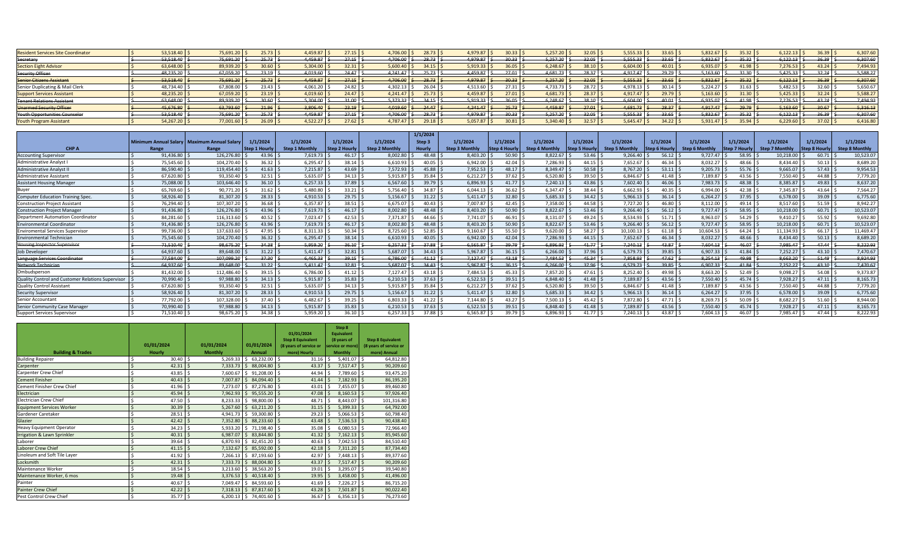| | | | | | | | | | | | | | | | | | | |
|---|---|---|---|---|---|---|---|---|---|---|---|---|---|---|---|---|---|---|
| Resident Services Site Coordinator | $ 53,518.40 | $ 75,691.20 | $ 25.73 | $ 4,459.87 | $ 27.15 | $ 4,706.00 | $ 28.73 | $ 4,979.87 | $ 30.33 | $ 5,257.20 | $ 32.05 | $ 5,555.33 | $ 33.65 | $ 5,832.67 | $ 35.32 | $ 6,122.13 | $ 36.39 | $ 6,307.60 |
| ~~Secretary~~ | ~~$ 53,518.40~~ | ~~$ 75,691.20~~ | ~~$ 25.73~~ | ~~$ 4,459.87~~ | ~~$ 27.15~~ | ~~$ 4,706.00~~ | ~~$ 28.73~~ | ~~$ 4,979.87~~ | ~~$ 30.33~~ | ~~$ 5,257.20~~ | ~~$ 32.05~~ | ~~$ 5,555.33~~ | ~~$ 33.65~~ | ~~$ 5,832.67~~ | ~~$ 35.32~~ | ~~$ 6,122.13~~ | ~~$ 36.39~~ | ~~$ 6,307.60~~ |
| Section Eight Advisor | $ 63,648.00 | $ 89,939.20 | $ 30.60 | $ 5,304.00 | $ 32.31 | $ 5,600.40 | $ 34.15 | $ 5,919.33 | $ 36.05 | $ 6,248.67 | $ 38.10 | $ 6,604.00 | $ 40.01 | $ 6,935.07 | $ 41.98 | $ 7,276.53 | $ 43.24 | $ 7,494.93 |
| ~~Security Officer~~ | ~~$ 48,235.20~~ | ~~$ 67,059.20~~ | ~~$ 23.19~~ | ~~$ 4,019.60~~ | ~~$ 24.47~~ | ~~$ 4,241.47~~ | ~~$ 25.73~~ | ~~$ 4,459.87~~ | ~~$ 27.01~~ | ~~$ 4,681.73~~ | ~~$ 28.37~~ | ~~$ 4,917.47~~ | ~~$ 29.79~~ | ~~$ 5,163.60~~ | ~~$ 31.30~~ | ~~$ 5,425.33~~ | ~~$ 32.24~~ | ~~$ 5,588.27~~ |
| ~~Senior Citizens Assistant~~ | ~~$ 53,518.40~~ | ~~$ 75,691.20~~ | ~~$ 25.73~~ | ~~$ 4,459.87~~ | ~~$ 27.15~~ | ~~$ 4,706.00~~ | ~~$ 28.73~~ | ~~$ 4,979.87~~ | ~~$ 30.33~~ | ~~$ 5,257.20~~ | ~~$ 32.05~~ | ~~$ 5,555.33~~ | ~~$ 33.65~~ | ~~$ 5,832.67~~ | ~~$ 35.32~~ | ~~$ 6,122.13~~ | ~~$ 36.39~~ | ~~$ 6,307.60~~ |
| Senior Duplicating & Mail Clerk | $ 48,734.40 | $ 67,808.00 | $ 23.43 | $ 4,061.20 | $ 24.82 | $ 4,302.13 | $ 26.04 | $ 4,513.60 | $ 27.31 | $ 4,733.73 | $ 28.72 | $ 4,978.13 | $ 30.14 | $ 5,224.27 | $ 31.63 | $ 5,482.53 | $ 32.60 | $ 5,650.67 |
| Support Services Assistant | $ 48,235.20 | $ 67,059.20 | $ 23.19 | $ 4,019.60 | $ 24.47 | $ 4,241.47 | $ 25.73 | $ 4,459.87 | $ 27.01 | $ 4,681.73 | $ 28.37 | $ 4,917.47 | $ 29.79 | $ 5,163.60 | $ 31.30 | $ 5,425.33 | $ 32.24 | $ 5,588.27 |
| ~~Tenant Relations Assistant~~ | ~~$ 63,648.00~~ | ~~$ 89,939.20~~ | ~~$ 30.60~~ | ~~$ 5,304.00~~ | ~~$ 31.00~~ | ~~$ 5,323.33~~ | ~~$ 34.15~~ | ~~$ 5,919.33~~ | ~~$ 36.05~~ | ~~$ 6,248.67~~ | ~~$ 38.10~~ | ~~$ 6,604.00~~ | ~~$ 40.01~~ | ~~$ 6,935.07~~ | ~~$ 41.98~~ | ~~$ 7,276.53~~ | ~~$ 43.24~~ | ~~$ 7,494.93~~ |
| ~~Unarmed Security Officer~~ | ~~$ 45,676.80~~ | ~~$ 63,793.60~~ | ~~$ 21.96~~ | ~~$ 3,806.40~~ | ~~$ 23.19~~ | ~~$ 4,019.60~~ | ~~$ 24.47~~ | ~~$ 4,241.47~~ | ~~$ 25.73~~ | ~~$ 4,459.87~~ | ~~$ 27.01~~ | ~~$ 4,681.73~~ | ~~$ 28.37~~ | ~~$ 4,917.47~~ | ~~$ 29.79~~ | ~~$ 5,163.60~~ | ~~$ 30.67~~ | ~~$ 5,316.13~~ |
| ~~Youth Opportunities Counselor~~ | ~~$ 53,518.40~~ | ~~$ 75,691.20~~ | ~~$ 25.73~~ | ~~$ 4,459.87~~ | ~~$ 27.15~~ | ~~$ 4,706.00~~ | ~~$ 28.73~~ | ~~$ 4,979.87~~ | ~~$ 30.33~~ | ~~$ 5,257.20~~ | ~~$ 32.05~~ | ~~$ 5,555.33~~ | ~~$ 33.65~~ | ~~$ 5,832.67~~ | ~~$ 35.32~~ | ~~$ 6,122.13~~ | ~~$ 36.39~~ | ~~$ 6,307.60~~ |
| Youth Program Assistant | $ 54,267.20 | $ 77,001.60 | $ 26.09 | $ 4,522.27 | $ 27.62 | $ 4,787.47 | $ 29.18 | $ 5,057.87 | $ 30.81 | $ 5,340.40 | $ 32.57 | $ 5,645.47 | $ 34.22 | $ 5,931.47 | $ 35.94 | $ 6,229.60 | $ 37.02 | $ 6,416.80 |

| CHP A | Minimum Annual Salary Range | Maximum Annual Salary Range | 1/1/2024 Step 1 Hourly | 1/1/2024 Step 1 Monthly | 1/1/2024 Step 2 Hourly | 1/1/2024 Step 2 Monthly | 1/1/2024 Step 3 Hourly | 1/1/2024 Step 3 Monthly | 1/1/2024 Step 4 Hourly | 1/1/2024 Step 4 Monthly | 1/1/2024 Step 5 Hourly | 1/1/2024 Step 5 Monthly | 1/1/2024 Step 6 Hourly | 1/1/2024 Step 6 Monthly | 1/1/2024 Step 7 Hourly | 1/1/2024 Step 7 Monthly | 1/1/2024 Step 8 Hourly | 1/1/2024 Step 8 Monthly |
|---|---|---|---|---|---|---|---|---|---|---|---|---|---|---|---|---|---|---|
| Accounting Supervisor | $ 91,436.80 | $ 126,276.80 | $ 43.96 | $ 7,619.73 | $ 46.17 | $ 8,002.80 | $ 48.48 | $ 8,403.20 | $ 50.90 | $ 8,822.67 | $ 53.46 | $ 9,266.40 | $ 56.12 | $ 9,727.47 | $ 58.95 | $ 10,218.00 | $ 60.71 | $ 10,523.07 |
| Administrative Analyst I | $ 75,545.60 | $ 104,270.40 | $ 36.32 | $ 6,295.47 | $ 38.14 | $ 6,610.93 | $ 40.05 | $ 6,942.00 | $ 42.04 | $ 7,286.93 | $ 44.15 | $ 7,652.67 | $ 46.34 | $ 8,032.27 | $ 48.66 | $ 8,434.40 | $ 50.13 | $ 8,689.20 |
| Administrative Analyst II | $ 86,590.40 | $ 119,454.40 | $ 41.63 | $ 7,215.87 | $ 43.69 | $ 7,572.93 | $ 45.88 | $ 7,952.53 | $ 48.17 | $ 8,349.47 | $ 50.58 | $ 8,767.20 | $ 53.11 | $ 9,205.73 | $ 55.76 | $ 9,665.07 | $ 57.43 | $ 9,954.53 |
| Administrative Assistant | $ 67,620.80 | $ 93,350.40 | $ 32.51 | $ 5,635.07 | $ 34.13 | $ 5,915.87 | $ 35.84 | $ 6,212.27 | $ 37.62 | $ 6,520.80 | $ 39.50 | $ 6,846.67 | $ 41.48 | $ 7,189.87 | $ 43.56 | $ 7,550.40 | $ 44.88 | $ 7,779.20 |
| Assistant Housing Manager | $ 75,088.00 | $ 103,646.40 | $ 36.10 | $ 6,257.33 | $ 37.89 | $ 6,567.60 | $ 39.79 | $ 6,896.93 | $ 41.77 | $ 7,240.13 | $ 43.86 | $ 7,602.40 | $ 46.06 | $ 7,983.73 | $ 48.38 | $ 8,385.87 | $ 49.83 | $ 8,637.20 |
| Buyer | $ 65,769.60 | $ 90,771.20 | $ 31.62 | $ 5,480.80 | $ 33.21 | $ 5,756.40 | $ 34.87 | $ 6,044.13 | $ 36.62 | $ 6,347.47 | $ 38.44 | $ 6,662.93 | $ 40.35 | $ 6,994.00 | $ 42.38 | $ 7,345.87 | $ 43.64 | $ 7,564.27 |
| Computer Education Training Spec. | $ 58,926.40 | $ 81,307.20 | $ 28.33 | $ 4,910.53 | $ 29.75 | $ 5,156.67 | $ 31.22 | $ 5,411.47 | $ 32.80 | $ 5,685.33 | $ 34.42 | $ 5,966.13 | $ 36.14 | $ 6,264.27 | $ 37.95 | $ 6,578.00 | $ 39.09 | $ 6,775.60 |
| Construction Project Assistant | $ 76,294.40 | $ 107,307.20 | $ 36.68 | $ 6,357.87 | $ 38.51 | $ 6,675.07 | $ 40.43 | $ 7,007.87 | $ 42.45 | $ 7,358.00 | $ 44.58 | $ 7,727.20 | $ 46.80 | $ 8,112.00 | $ 49.14 | $ 8,517.60 | $ 51.59 | $ 8,942.27 |
| Construction Project Manager | $ 91,436.80 | $ 126,276.80 | $ 43.96 | $ 7,619.73 | $ 46.17 | $ 8,002.80 | $ 48.48 | $ 8,403.20 | $ 50.90 | $ 8,822.67 | $ 53.46 | $ 9,266.40 | $ 56.12 | $ 9,727.47 | $ 58.95 | $ 10,218.00 | $ 60.71 | $ 10,523.07 |
| Department Automation Coordinator | $ 84,281.60 | $ 116,313.60 | $ 40.52 | $ 7,023.47 | $ 42.53 | $ 7,371.87 | $ 44.66 | $ 7,741.07 | $ 46.91 | $ 8,131.07 | $ 49.24 | $ 8,534.93 | $ 51.71 | $ 8,963.07 | $ 54.29 | $ 9,410.27 | $ 55.92 | $ 9,692.80 |
| Environmental Coordinator | $ 91,436.80 | $ 126,276.80 | $ 43.96 | $ 7,619.73 | $ 46.17 | $ 8,002.80 | $ 48.48 | $ 8,403.20 | $ 50.90 | $ 8,822.67 | $ 53.46 | $ 9,266.40 | $ 56.12 | $ 9,727.47 | $ 58.95 | $ 10,218.00 | $ 60.71 | $ 10,523.07 |
| Enviromental Services Supervisor | $ 99,736.00 | $ 137,633.60 | $ 47.95 | $ 8,311.33 | $ 50.34 | $ 8,725.60 | $ 52.85 | $ 9,160.67 | $ 55.50 | $ 9,620.00 | $ 58.27 | $ 10,100.13 | $ 61.18 | $ 10,604.53 | $ 64.24 | $ 11,134.93 | $ 66.17 | $ 11,469.47 |
| Environmental Technician | $ 75,545.60 | $ 104,270.40 | $ 36.32 | $ 6,295.47 | $ 38.14 | $ 6,610.93 | $ 40.05 | $ 6,942.00 | $ 42.04 | $ 7,286.93 | $ 44.15 | $ 7,652.67 | $ 46.34 | $ 8,032.27 | $ 48.66 | $ 8,434.40 | $ 50.13 | $ 8,689.20 |
| ~~Housing Inspector Supervisor~~ | ~~$ 71,510.40~~ | ~~$ 98,675.20~~ | ~~$ 34.38~~ | ~~$ 5,959.20~~ | ~~$ 36.10~~ | ~~$ 6,257.33~~ | ~~$ 37.88~~ | ~~$ 6,565.87~~ | ~~$ 39.79~~ | ~~$ 6,896.93~~ | ~~$ 41.77~~ | ~~$ 7,240.13~~ | ~~$ 43.87~~ | ~~$ 7,604.13~~ | ~~$ 46.07~~ | ~~$ 7,985.47~~ | ~~$ 47.44~~ | ~~$ 8,222.93~~ |
| Job Developer | $ 64,937.60 | $ 89,648.00 | $ 31.22 | $ 5,411.47 | $ 32.81 | $ 5,687.07 | $ 34.43 | $ 5,967.87 | $ 36.15 | $ 6,266.00 | $ 37.96 | $ 6,579.73 | $ 39.85 | $ 6,907.33 | $ 41.84 | $ 7,252.27 | $ 43.10 | $ 7,470.67 |
| ~~Language Services Coordinator~~ | ~~$ 77,584.00~~ | ~~$ 107,099.20~~ | ~~$ 37.30~~ | ~~$ 6,465.33~~ | ~~$ 39.15~~ | ~~$ 6,786.00~~ | ~~$ 41.12~~ | ~~$ 7,127.47~~ | ~~$ 43.18~~ | ~~$ 7,484.53~~ | ~~$ 45.34~~ | ~~$ 7,858.93~~ | ~~$ 47.62~~ | ~~$ 8,254.13~~ | ~~$ 49.98~~ | ~~$ 8,663.20~~ | ~~$ 51.49~~ | ~~$ 8,924.93~~ |
| ~~Network Technician~~ | ~~$ 64,937.60~~ | ~~$ 89,648.00~~ | ~~$ 31.22~~ | ~~$ 5,411.47~~ | ~~$ 32.81~~ | ~~$ 5,687.07~~ | ~~$ 34.43~~ | ~~$ 5,967.87~~ | ~~$ 36.15~~ | ~~$ 6,266.00~~ | ~~$ 37.96~~ | ~~$ 6,579.73~~ | ~~$ 39.85~~ | ~~$ 6,907.33~~ | ~~$ 41.84~~ | ~~$ 7,252.27~~ | ~~$ 43.10~~ | ~~$ 7,470.67~~ |
| Ombudsperson | $ 81,432.00 | $ 112,486.40 | $ 39.15 | $ 6,786.00 | $ 41.12 | $ 7,127.47 | $ 43.18 | $ 7,484.53 | $ 45.33 | $ 7,857.20 | $ 47.61 | $ 8,252.40 | $ 49.98 | $ 8,663.20 | $ 52.49 | $ 9,098.27 | $ 54.08 | $ 9,373.87 |
| Quality Control and Customer Relations Supervisor | $ 70,990.40 | $ 97,988.80 | $ 34.13 | $ 5,915.87 | $ 35.83 | $ 6,210.53 | $ 37.63 | $ 6,522.53 | $ 39.51 | $ 6,848.40 | $ 41.48 | $ 7,189.87 | $ 43.56 | $ 7,550.40 | $ 45.74 | $ 7,928.27 | $ 47.11 | $ 8,165.73 |
| Quality Control Assistant | $ 67,620.80 | $ 93,350.40 | $ 32.51 | $ 5,635.07 | $ 34.13 | $ 5,915.87 | $ 35.84 | $ 6,212.27 | $ 37.62 | $ 6,520.80 | $ 39.50 | $ 6,846.67 | $ 41.48 | $ 7,189.87 | $ 43.56 | $ 7,550.40 | $ 44.88 | $ 7,779.20 |
| Security Supervisor | $ 58,926.40 | $ 81,307.20 | $ 28.33 | $ 4,910.53 | $ 29.75 | $ 5,156.67 | $ 31.22 | $ 5,411.47 | $ 32.80 | $ 5,685.33 | $ 34.42 | $ 5,966.13 | $ 36.14 | $ 6,264.27 | $ 37.95 | $ 6,578.00 | $ 39.09 | $ 6,775.60 |
| Senior Accountant | $ 77,792.00 | $ 107,328.00 | $ 37.40 | $ 6,482.67 | $ 39.25 | $ 6,803.33 | $ 41.22 | $ 7,144.80 | $ 43.27 | $ 7,500.13 | $ 45.42 | $ 7,872.80 | $ 47.71 | $ 8,269.73 | $ 50.09 | $ 8,682.27 | $ 51.60 | $ 8,944.00 |
| Senior Community Case Manager | $ 70,990.40 | $ 97,988.80 | $ 34.13 | $ 5,915.87 | $ 35.83 | $ 6,210.53 | $ 37.63 | $ 6,522.53 | $ 39.51 | $ 6,848.40 | $ 41.48 | $ 7,189.87 | $ 43.56 | $ 7,550.40 | $ 45.74 | $ 7,928.27 | $ 47.11 | $ 8,165.73 |
| Support Services Supervisor | $ 71,510.40 | $ 98,675.20 | $ 34.38 | $ 5,959.20 | $ 36.10 | $ 6,257.33 | $ 37.88 | $ 6,565.87 | $ 39.79 | $ 6,896.93 | $ 41.77 | $ 7,240.13 | $ 43.87 | $ 7,604.13 | $ 46.07 | $ 7,985.47 | $ 47.44 | $ 8,222.93 |

| Building & Trades | 01/01/2024 Hourly | 01/01/2024 Monthly | 01/01/2024 Annual | 01/01/2024 Step 8 Equivalent (8 years of service or more) Hourly | Step 8 Equivalent (8 years of service or more) Monthly | Step 8 Equivalent (8 years of service or more) Annual |
|---|---|---|---|---|---|---|
| Building Repairer | $ 30.40 | $ 5,269.33 | $ 63,232.00 | $ 31.16 | $ 5,401.07 | $ 64,812.80 |
| Carpenter | $ 42.31 | $ 7,333.73 | $ 88,004.80 | $ 43.37 | $ 7,517.47 | $ 90,209.60 |
| Carpenter Crew Chief | $ 43.85 | $ 7,600.67 | $ 91,208.00 | $ 44.94 | $ 7,789.60 | $ 93,475.20 |
| Cement Finisher | $ 40.43 | $ 7,007.87 | $ 84,094.40 | $ 41.44 | $ 7,182.93 | $ 86,195.20 |
| Cement Finisher Crew Chief | $ 41.96 | $ 7,273.07 | $ 87,276.80 | $ 43.01 | $ 7,455.07 | $ 89,460.80 |
| Electrician | $ 45.94 | $ 7,962.93 | $ 95,555.20 | $ 47.08 | $ 8,160.53 | $ 97,926.40 |
| Electrician Crew Chief | $ 47.50 | $ 8,233.33 | $ 98,800.00 | $ 48.71 | $ 8,443.07 | $ 101,316.80 |
| Equipment Services Worker | $ 30.39 | $ 5,267.60 | $ 63,211.20 | $ 31.15 | $ 5,399.33 | $ 64,792.00 |
| Gardener Caretaker | $ 28.51 | $ 4,941.73 | $ 59,300.80 | $ 29.23 | $ 5,066.53 | $ 60,798.40 |
| Glazier | $ 42.42 | $ 7,352.80 | $ 88,233.60 | $ 43.48 | $ 7,536.53 | $ 90,438.40 |
| Heavy Equipment Operator | $ 34.23 | $ 5,933.20 | $ 71,198.40 | $ 35.08 | $ 6,080.53 | $ 72,966.40 |
| Irrigation & Lawn Sprinkler | $ 40.31 | $ 6,987.07 | $ 83,844.80 | $ 41.32 | $ 7,162.13 | $ 85,945.60 |
| Laborer | $ 39.64 | $ 6,870.93 | $ 82,451.20 | $ 40.63 | $ 7,042.53 | $ 84,510.40 |
| Laborer Crew Chief | $ 41.15 | $ 7,132.67 | $ 85,592.00 | $ 42.18 | $ 7,311.20 | $ 87,734.40 |
| Linoleum and Soft Tile Layer | $ 41.92 | $ 7,266.13 | $ 87,193.60 | $ 42.97 | $ 7,448.13 | $ 89,377.60 |
| Locksmith | $ 42.31 | $ 7,333.73 | $ 88,004.80 | $ 43.37 | $ 7,517.47 | $ 90,209.60 |
| Maintenance Worker | $ 18.54 | $ 3,213.60 | $ 38,563.20 | $ 19.01 | $ 3,295.07 | $ 39,540.80 |
| Maintenance Worker, 6 mos | $ 19.48 | $ 3,376.53 | $ 40,518.40 | $ 19.95 | $ 3,458.00 | $ 41,496.00 |
| Painter | $ 40.67 | $ 7,049.47 | $ 84,593.60 | $ 41.69 | $ 7,226.27 | $ 86,715.20 |
| Painter Crew Chief | $ 42.22 | $ 7,318.13 | $ 87,817.60 | $ 43.28 | $ 7,501.87 | $ 90,022.40 |
| Pest Control Crew Chief | $ 35.77 | $ 6,200.13 | $ 74,401.60 | $ 36.67 | $ 6,356.13 | $ 76,273.60 |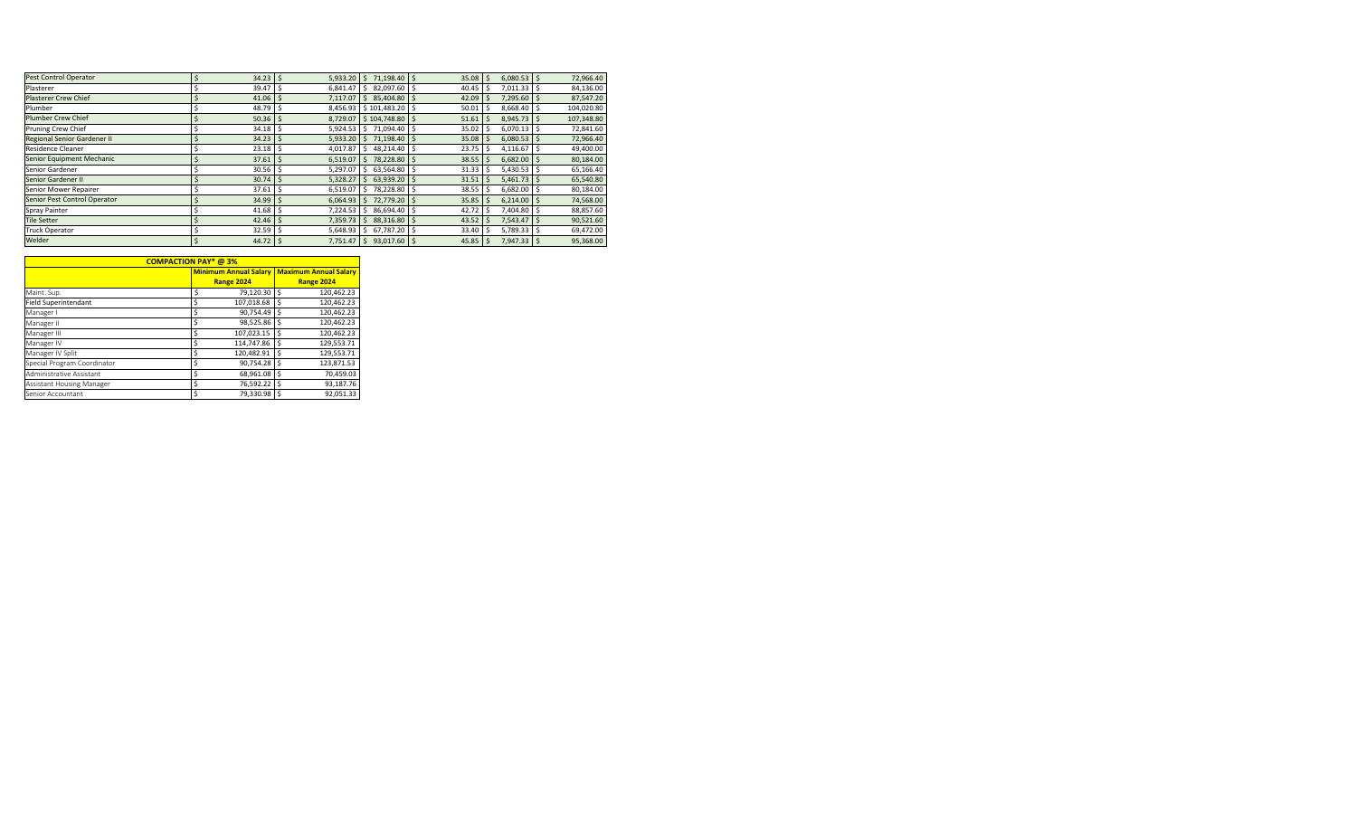| | | | | | | |
|---|---|---|---|---|---|---|
| Pest Control Operator | $ 34.23 | $ 5,933.20 | $ 71,198.40 | $ 35.08 | $ 6,080.53 | $ 72,966.40 |
| Plasterer | $ 39.47 | $ 6,841.47 | $ 82,097.60 | $ 40.45 | $ 7,011.33 | $ 84,136.00 |
| Plasterer Crew Chief | $ 41.06 | $ 7,117.07 | $ 85,404.80 | $ 42.09 | $ 7,295.60 | $ 87,547.20 |
| Plumber | $ 48.79 | $ 8,456.93 | $ 101,483.20 | $ 50.01 | $ 8,668.40 | $ 104,020.80 |
| Plumber Crew Chief | $ 50.36 | $ 8,729.07 | $ 104,748.80 | $ 51.61 | $ 8,945.73 | $ 107,348.80 |
| Pruning Crew Chief | $ 34.18 | $ 5,924.53 | $ 71,094.40 | $ 35.02 | $ 6,070.13 | $ 72,841.60 |
| Regional Senior Gardener II | $ 34.23 | $ 5,933.20 | $ 71,198.40 | $ 35.08 | $ 6,080.53 | $ 72,966.40 |
| Residence Cleaner | $ 23.18 | $ 4,017.87 | $ 48,214.40 | $ 23.75 | $ 4,116.67 | $ 49,400.00 |
| Senior Equipment Mechanic | $ 37.61 | $ 6,519.07 | $ 78,228.80 | $ 38.55 | $ 6,682.00 | $ 80,184.00 |
| Senior Gardener | $ 30.56 | $ 5,297.07 | $ 63,564.80 | $ 31.33 | $ 5,430.53 | $ 65,166.40 |
| Senior Gardener II | $ 30.74 | $ 5,328.27 | $ 63,939.20 | $ 31.51 | $ 5,461.73 | $ 65,540.80 |
| Senior Mower Repairer | $ 37.61 | $ 6,519.07 | $ 78,228.80 | $ 38.55 | $ 6,682.00 | $ 80,184.00 |
| Senior Pest Control Operator | $ 34.99 | $ 6,064.93 | $ 72,779.20 | $ 35.85 | $ 6,214.00 | $ 74,568.00 |
| Spray Painter | $ 41.68 | $ 7,224.53 | $ 86,694.40 | $ 42.72 | $ 7,404.80 | $ 88,857.60 |
| Tile Setter | $ 42.46 | $ 7,359.73 | $ 88,316.80 | $ 43.52 | $ 7,543.47 | $ 90,521.60 |
| Truck Operator | $ 32.59 | $ 5,648.93 | $ 67,787.20 | $ 33.40 | $ 5,789.33 | $ 69,472.00 |
| Welder | $ 44.72 | $ 7,751.47 | $ 93,017.60 | $ 45.85 | $ 7,947.33 | $ 95,368.00 |

| COMPACTION PAY* @ 3% | | |
|---|---|---|
| | Minimum Annual Salary Range 2024 | Maximum Annual Salary Range 2024 |
| Maint. Sup. | $ 79,120.30 | $ 120,462.23 |
| Field Superintendant | $ 107,018.68 | $ 120,462.23 |
| Manager I | $ 90,754.49 | $ 120,462.23 |
| Manager II | $ 98,525.86 | $ 120,462.23 |
| Manager III | $ 107,023.15 | $ 120,462.23 |
| Manager IV | $ 114,747.86 | $ 129,553.71 |
| Manager IV Split | $ 120,482.91 | $ 129,553.71 |
| Special Program Coordinator | $ 90,754.28 | $ 123,871.53 |
| Administrative Assistant | $ 68,961.08 | $ 70,459.03 |
| Assistant Housing Manager | $ 76,592.22 | $ 93,187.76 |
| Senior Accountant | $ 79,330.98 | $ 92,051.33 |